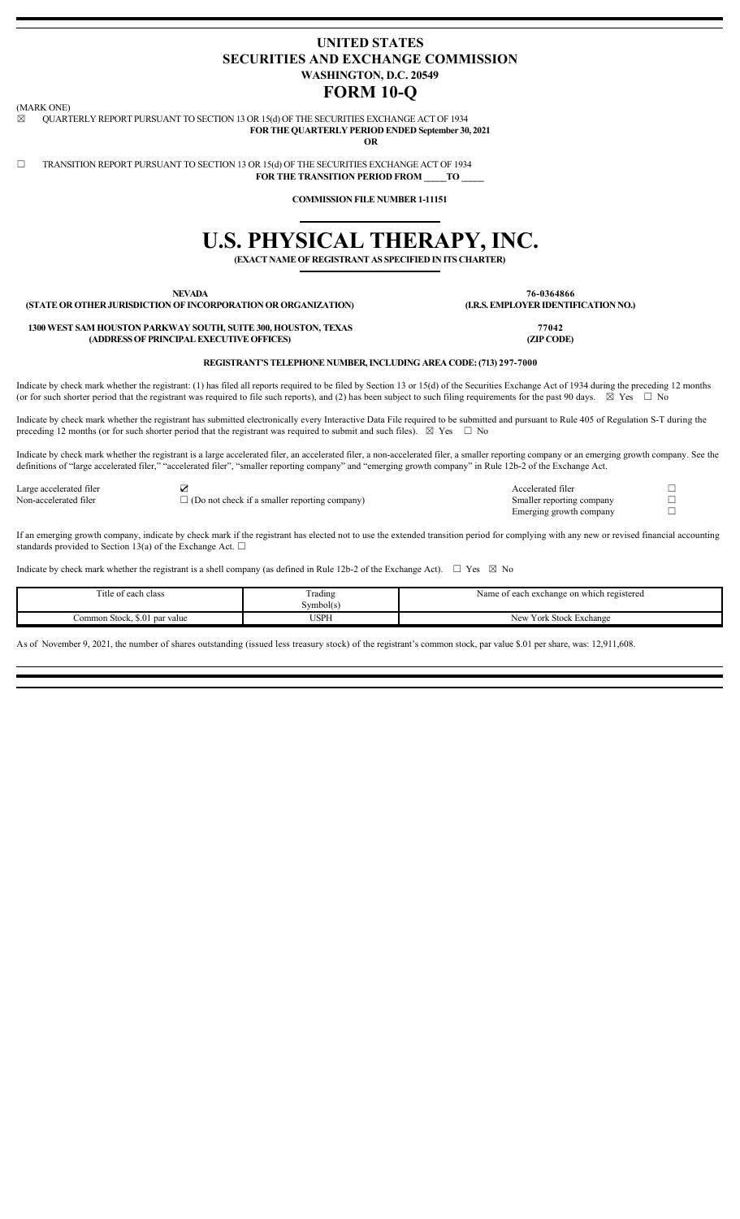# UNITED STATES
# SECURITIES AND EXCHANGE COMMISSION
## WASHINGTON, D.C. 20549
# FORM 10-Q

(MARK ONE)

☒ QUARTERLY REPORT PURSUANT TO SECTION 13 OR 15(d) OF THE SECURITIES EXCHANGE ACT OF 1934

**FOR THE QUARTERLY PERIOD ENDED September 30, 2021**

**OR**

☐ TRANSITION REPORT PURSUANT TO SECTION 13 OR 15(d) OF THE SECURITIES EXCHANGE ACT OF 1934

**FOR THE TRANSITION PERIOD FROM \_\_\_\_\_TO \_\_\_\_\_**

**COMMISSION FILE NUMBER 1-11151**

# U.S. PHYSICAL THERAPY, INC.

**(EXACT NAME OF REGISTRANT AS SPECIFIED IN ITS CHARTER)**

| | |
|---|---|
| **NEVADA** | **76-0364866** |
| **(STATE OR OTHER JURISDICTION OF INCORPORATION OR ORGANIZATION)** | **(I.R.S. EMPLOYER IDENTIFICATION NO.)** |
| **1300 WEST SAM HOUSTON PARKWAY SOUTH, SUITE 300, HOUSTON, TEXAS** | **77042** |
| **(ADDRESS OF PRINCIPAL EXECUTIVE OFFICES)** | **(ZIP CODE)** |

**REGISTRANT'S TELEPHONE NUMBER, INCLUDING AREA CODE: (713) 297-7000**

Indicate by check mark whether the registrant: (1) has filed all reports required to be filed by Section 13 or 15(d) of the Securities Exchange Act of 1934 during the preceding 12 months (or for such shorter period that the registrant was required to file such reports), and (2) has been subject to such filing requirements for the past 90 days. ☒ Yes ☐ No

Indicate by check mark whether the registrant has submitted electronically every Interactive Data File required to be submitted and pursuant to Rule 405 of Regulation S-T during the preceding 12 months (or for such shorter period that the registrant was required to submit and such files). ☒ Yes ☐ No

Indicate by check mark whether the registrant is a large accelerated filer, an accelerated filer, a non-accelerated filer, a smaller reporting company or an emerging growth company. See the definitions of "large accelerated filer," "accelerated filer", "smaller reporting company" and "emerging growth company" in Rule 12b-2 of the Exchange Act.

| | | | |
|---|---|---|---|
| Large accelerated filer | ☑ | Accelerated filer | ☐ |
| Non-accelerated filer | ☐ (Do not check if a smaller reporting company) | Smaller reporting company | ☐ |
| | | Emerging growth company | ☐ |

If an emerging growth company, indicate by check mark if the registrant has elected not to use the extended transition period for complying with any new or revised financial accounting standards provided to Section 13(a) of the Exchange Act. ☐

Indicate by check mark whether the registrant is a shell company (as defined in Rule 12b-2 of the Exchange Act). ☐ Yes ☒ No

| Title of each class | Trading Symbol(s) | Name of each exchange on which registered |
|---|---|---|
| Common Stock, $.01 par value | USPH | New York Stock Exchange |

As of November 9, 2021, the number of shares outstanding (issued less treasury stock) of the registrant's common stock, par value $.01 per share, was: 12,911,608.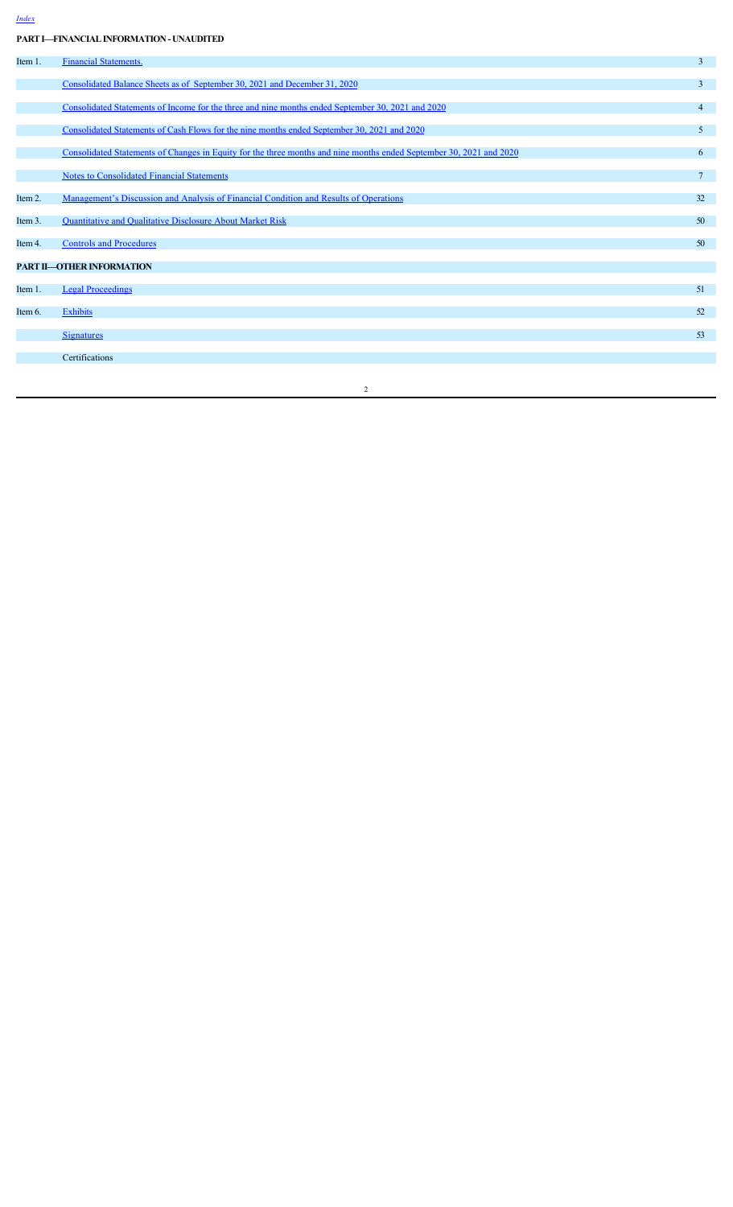*Index*

**PART I—FINANCIAL INFORMATION - UNAUDITED**

| | | |
|---|---|---|
| Item 1. | Financial Statements. | 3 |
| | Consolidated Balance Sheets as of September 30, 2021 and December 31, 2020 | 3 |
| | Consolidated Statements of Income for the three and nine months ended September 30, 2021 and 2020 | 4 |
| | Consolidated Statements of Cash Flows for the nine months ended September 30, 2021 and 2020 | 5 |
| | Consolidated Statements of Changes in Equity for the three months and nine months ended September 30, 2021 and 2020 | 6 |
| | Notes to Consolidated Financial Statements | 7 |
| Item 2. | Management's Discussion and Analysis of Financial Condition and Results of Operations | 32 |
| Item 3. | Quantitative and Qualitative Disclosure About Market Risk | 50 |
| Item 4. | Controls and Procedures | 50 |
| **PART II—OTHER INFORMATION** | | |
| Item 1. | Legal Proceedings | 51 |
| Item 6. | Exhibits | 52 |
| | Signatures | 53 |
| | Certifications | |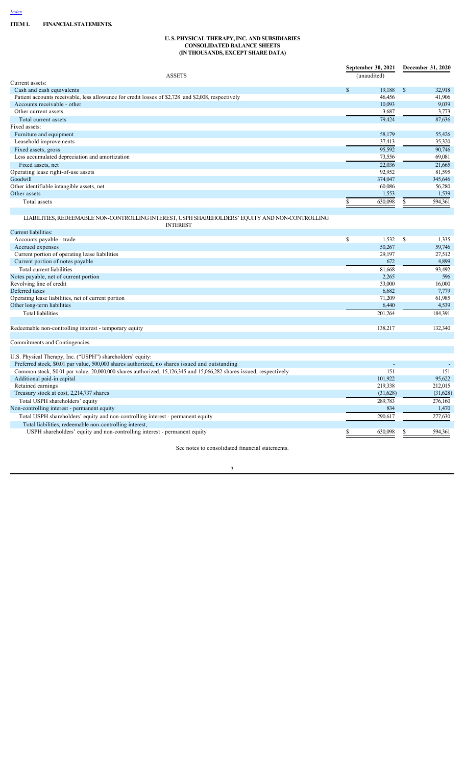[Index](#)

**ITEM 1. FINANCIAL STATEMENTS.**

**U. S. PHYSICAL THERAPY, INC. AND SUBSIDIARIES**
**CONSOLIDATED BALANCE SHEETS**
**(IN THOUSANDS, EXCEPT SHARE DATA)**

| ASSETS | September 30, 2021 (unaudited) | December 31, 2020 |
|---|---|---|
| Current assets: | | |
| Cash and cash equivalents | $ 19,188 | $ 32,918 |
| Patient accounts receivable, less allowance for credit losses of $2,728 and $2,008, respectively | 46,456 | 41,906 |
| Accounts receivable - other | 10,093 | 9,039 |
| Other current assets | 3,687 | 3,773 |
| Total current assets | 79,424 | 87,636 |
| Fixed assets: | | |
| Furniture and equipment | 58,179 | 55,426 |
| Leasehold improvements | 37,413 | 35,320 |
| Fixed assets, gross | 95,592 | 90,746 |
| Less accumulated depreciation and amortization | 73,556 | 69,081 |
| Fixed assets, net | 22,036 | 21,665 |
| Operating lease right-of-use assets | 92,952 | 81,595 |
| Goodwill | 374,047 | 345,646 |
| Other identifiable intangible assets, net | 60,086 | 56,280 |
| Other assets | 1,553 | 1,539 |
| Total assets | $ 630,098 | $ 594,361 |
| | | |
| LIABILITIES, REDEEMABLE NON-CONTROLLING INTEREST, USPH SHAREHOLDERS' EQUITY AND NON-CONTROLLING INTEREST | | |
| Current liabilities: | | |
| Accounts payable - trade | $ 1,532 | $ 1,335 |
| Accrued expenses | 50,267 | 59,746 |
| Current portion of operating lease liabilities | 29,197 | 27,512 |
| Current portion of notes payable | 672 | 4,899 |
| Total current liabilities | 81,668 | 93,492 |
| Notes payable, net of current portion | 2,265 | 596 |
| Revolving line of credit | 33,000 | 16,000 |
| Deferred taxes | 6,682 | 7,779 |
| Operating lease liabilities, net of current portion | 71,209 | 61,985 |
| Other long-term liabilities | 6,440 | 4,539 |
| Total liabilities | 201,264 | 184,391 |
| | | |
| Redeemable non-controlling interest - temporary equity | 138,217 | 132,340 |
| | | |
| Commitments and Contingencies | | |
| | | |
| U.S. Physical Therapy, Inc. ("USPH") shareholders' equity: | | |
| Preferred stock, $0.01 par value, 500,000 shares authorized, no shares issued and outstanding | - | - |
| Common stock, $0.01 par value, 20,000,000 shares authorized, 15,126,345 and 15,066,282 shares issued, respectively | 151 | 151 |
| Additional paid-in capital | 101,922 | 95,622 |
| Retained earnings | 219,338 | 212,015 |
| Treasury stock at cost, 2,214,737 shares | (31,628) | (31,628) |
| Total USPH shareholders' equity | 289,783 | 276,160 |
| Non-controlling interest - permanent equity | 834 | 1,470 |
| Total USPH shareholders' equity and non-controlling interest - permanent equity | 290,617 | 277,630 |
| Total liabilities, redeemable non-controlling interest, USPH shareholders' equity and non-controlling interest - permanent equity | $ 630,098 | $ 594,361 |

See notes to consolidated financial statements.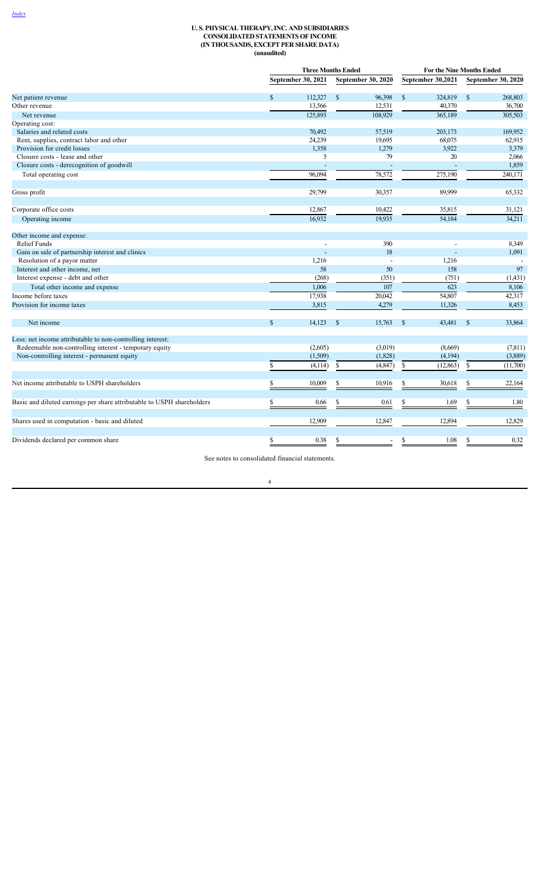[Index](#)

**U. S. PHYSICAL THERAPY, INC. AND SUBSIDIARIES**
**CONSOLIDATED STATEMENTS OF INCOME**
**(IN THOUSANDS, EXCEPT PER SHARE DATA)**
**(unaudited)**

| | Three Months Ended | | For the Nine Months Ended | |
|---|---|---|---|---|
| | September 30, 2021 | September 30, 2020 | September 30,2021 | September 30, 2020 |
| Net patient revenue | $ 112,327 | $ 96,398 | $ 324,819 | $ 268,803 |
| Other revenue | 13,566 | 12,531 | 40,370 | 36,700 |
| Net revenue | 125,893 | 108,929 | 365,189 | 305,503 |
| Operating cost: | | | | |
| Salaries and related costs | 70,492 | 57,519 | 203,173 | 169,952 |
| Rent, supplies, contract labor and other | 24,239 | 19,695 | 68,075 | 62,915 |
| Provision for credit losses | 1,358 | 1,279 | 3,922 | 3,379 |
| Closure costs - lease and other | 5 | 79 | 20 | 2,066 |
| Closure costs - derecognition of goodwill | - | - | - | 1,859 |
| Total operating cost | 96,094 | 78,572 | 275,190 | 240,171 |
| Gross profit | 29,799 | 30,357 | 89,999 | 65,332 |
| Corporate office costs | 12,867 | 10,422 | 35,815 | 31,121 |
| Operating income | 16,932 | 19,935 | 54,184 | 34,211 |
| Other income and expense: | | | | |
| Relief Funds | - | 390 | - | 8,349 |
| Gain on sale of partnership interest and clinics | - | 18 | - | 1,091 |
| Resolution of a payor matter | 1,216 | - | 1,216 | - |
| Interest and other income, net | 58 | 50 | 158 | 97 |
| Interest expense - debt and other | (268) | (351) | (751) | (1,431) |
| Total other income and expense | 1,006 | 107 | 623 | 8,106 |
| Income before taxes | 17,938 | 20,042 | 54,807 | 42,317 |
| Provision for income taxes | 3,815 | 4,279 | 11,326 | 8,453 |
| Net income | $ 14,123 | $ 15,763 | $ 43,481 | $ 33,864 |
| Less: net income attributable to non-controlling interest: | | | | |
| Redeemable non-controlling interest - temporary equity | (2,605) | (3,019) | (8,669) | (7,811) |
| Non-controlling interest - permanent equity | (1,509) | (1,828) | (4,194) | (3,889) |
| | $ (4,114) | $ (4,847) | $ (12,863) | $ (11,700) |
| Net income attributable to USPH shareholders | $ 10,009 | $ 10,916 | $ 30,618 | $ 22,164 |
| Basic and diluted earnings per share attributable to USPH shareholders | $ 0.66 | $ 0.61 | $ 1.69 | $ 1.80 |
| Shares used in computation - basic and diluted | 12,909 | 12,847 | 12,894 | 12,829 |
| Dividends declared per common share | $ 0.38 | $ - | $ 1.08 | $ 0.32 |

See notes to consolidated financial statements.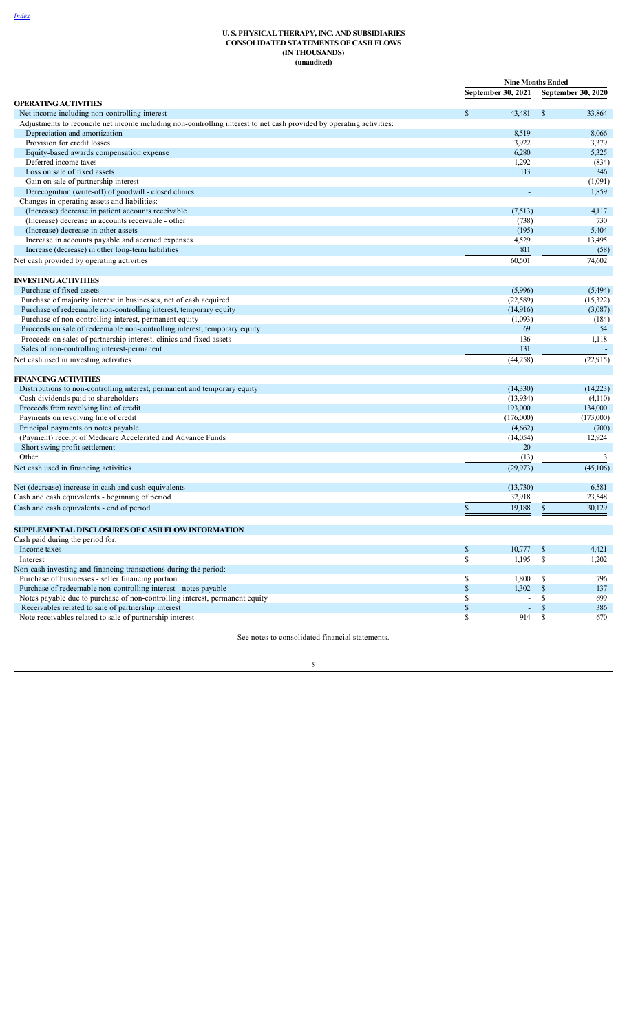[Index](#)

# U. S. PHYSICAL THERAPY, INC. AND SUBSIDIARIES
## CONSOLIDATED STATEMENTS OF CASH FLOWS
### (IN THOUSANDS)
### (unaudited)

| | Nine Months Ended | |
|---|---|---|
| | September 30, 2021 | September 30, 2020 |
| **OPERATING ACTIVITIES** | | |
| Net income including non-controlling interest | $ 43,481 | $ 33,864 |
| Adjustments to reconcile net income including non-controlling interest to net cash provided by operating activities: | | |
| Depreciation and amortization | 8,519 | 8,066 |
| Provision for credit losses | 3,922 | 3,379 |
| Equity-based awards compensation expense | 6,280 | 5,325 |
| Deferred income taxes | 1,292 | (834) |
| Loss on sale of fixed assets | 113 | 346 |
| Gain on sale of partnership interest | - | (1,091) |
| Derecognition (write-off) of goodwill - closed clinics | - | 1,859 |
| Changes in operating assets and liabilities: | | |
| (Increase) decrease in patient accounts receivable | (7,513) | 4,117 |
| (Increase) decrease in accounts receivable - other | (738) | 730 |
| (Increase) decrease in other assets | (195) | 5,404 |
| Increase in accounts payable and accrued expenses | 4,529 | 13,495 |
| Increase (decrease) in other long-term liabilities | 811 | (58) |
| Net cash provided by operating activities | 60,501 | 74,602 |
| | | |
| **INVESTING ACTIVITIES** | | |
| Purchase of fixed assets | (5,996) | (5,494) |
| Purchase of majority interest in businesses, net of cash acquired | (22,589) | (15,322) |
| Purchase of redeemable non-controlling interest, temporary equity | (14,916) | (3,087) |
| Purchase of non-controlling interest, permanent equity | (1,093) | (184) |
| Proceeds on sale of redeemable non-controlling interest, temporary equity | 69 | 54 |
| Proceeds on sales of partnership interest, clinics and fixed assets | 136 | 1,118 |
| Sales of non-controlling interest-permanent | 131 | - |
| Net cash used in investing activities | (44,258) | (22,915) |
| | | |
| **FINANCING ACTIVITIES** | | |
| Distributions to non-controlling interest, permanent and temporary equity | (14,330) | (14,223) |
| Cash dividends paid to shareholders | (13,934) | (4,110) |
| Proceeds from revolving line of credit | 193,000 | 134,000 |
| Payments on revolving line of credit | (176,000) | (173,000) |
| Principal payments on notes payable | (4,662) | (700) |
| (Payment) receipt of Medicare Accelerated and Advance Funds | (14,054) | 12,924 |
| Short swing profit settlement | 20 | - |
| Other | (13) | 3 |
| Net cash used in financing activities | (29,973) | (45,106) |
| | | |
| Net (decrease) increase in cash and cash equivalents | (13,730) | 6,581 |
| Cash and cash equivalents - beginning of period | 32,918 | 23,548 |
| Cash and cash equivalents - end of period | $ 19,188 | $ 30,129 |
| | | |
| **SUPPLEMENTAL DISCLOSURES OF CASH FLOW INFORMATION** | | |
| Cash paid during the period for: | | |
| Income taxes | $ 10,777 | $ 4,421 |
| Interest | $ 1,195 | $ 1,202 |
| Non-cash investing and financing transactions during the period: | | |
| Purchase of businesses - seller financing portion | $ 1,800 | $ 796 |
| Purchase of redeemable non-controlling interest - notes payable | $ 1,302 | $ 137 |
| Notes payable due to purchase of non-controlling interest, permanent equity | $ - | $ 699 |
| Receivables related to sale of partnership interest | $ - | $ 386 |
| Note receivables related to sale of partnership interest | $ 914 | $ 670 |

See notes to consolidated financial statements.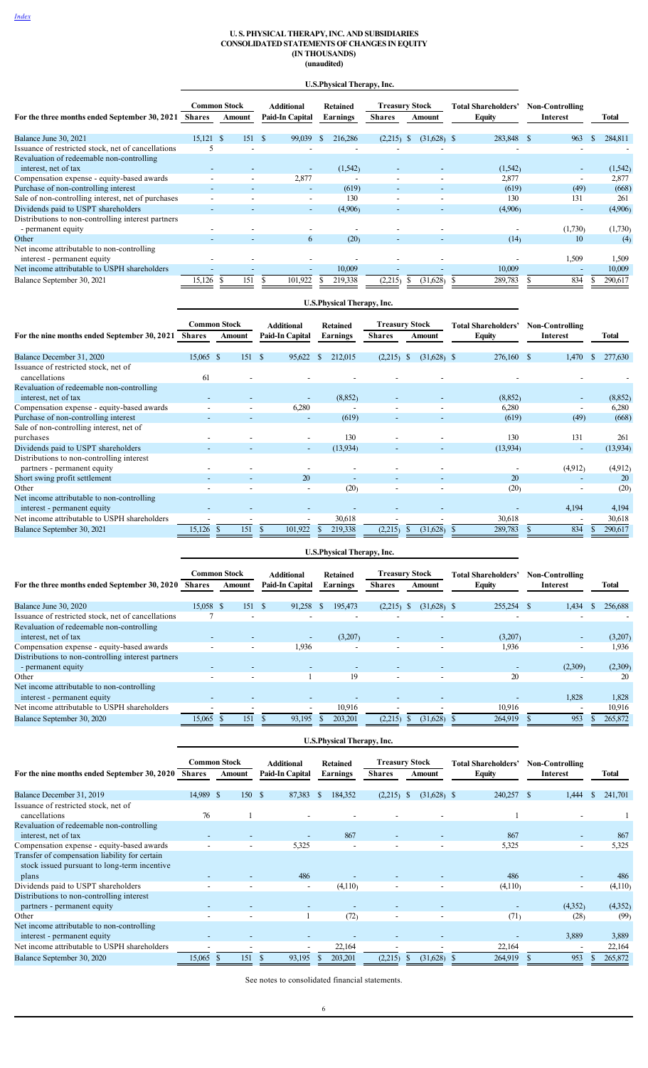[Index](#)

# U. S. PHYSICAL THERAPY, INC. AND SUBSIDIARIES
## CONSOLIDATED STATEMENTS OF CHANGES IN EQUITY
### (IN THOUSANDS)
### (unaudited)

**U.S.Physical Therapy, Inc.**

| For the three months ended September 30, 2021 | Common Stock Shares | Common Stock Amount | Additional Paid-In Capital | Retained Earnings | Treasury Stock Shares | Treasury Stock Amount | Total Shareholders' Equity | Non-Controlling Interest | Total |
|---|---|---|---|---|---|---|---|---|---|
| Balance June 30, 2021 | 15,121 | $ 151 | $ 99,039 | $ 216,286 | (2,215) | $ (31,628) | $ 283,848 | $ 963 | $ 284,811 |
| Issuance of restricted stock, net of cancellations | 5 | - | - | - | - | - | - | - | - |
| Revaluation of redeemable non-controlling interest, net of tax | - | - | - | (1,542) | - | - | (1,542) | - | (1,542) |
| Compensation expense - equity-based awards | - | - | 2,877 | - | - | - | 2,877 | - | 2,877 |
| Purchase of non-controlling interest | - | - | - | (619) | - | - | (619) | (49) | (668) |
| Sale of non-controlling interest, net of purchases | - | - | - | 130 | - | - | 130 | 131 | 261 |
| Dividends paid to USPT shareholders | - | - | - | (4,906) | - | - | (4,906) | - | (4,906) |
| Distributions to non-controlling interest partners - permanent equity | - | - | - | - | - | - | - | (1,730) | (1,730) |
| Other | - | - | 6 | (20) | - | - | (14) | 10 | (4) |
| Net income attributable to non-controlling interest - permanent equity | - | - | - | - | - | - | - | 1,509 | 1,509 |
| Net income attributable to USPH shareholders | - | - | - | 10,009 | - | - | 10,009 | - | 10,009 |
| Balance September 30, 2021 | 15,126 | $ 151 | $ 101,922 | $ 219,338 | (2,215) | $ (31,628) | $ 289,783 | $ 834 | $ 290,617 |

**U.S.Physical Therapy, Inc.**

| For the nine months ended September 30, 2021 | Common Stock Shares | Common Stock Amount | Additional Paid-In Capital | Retained Earnings | Treasury Stock Shares | Treasury Stock Amount | Total Shareholders' Equity | Non-Controlling Interest | Total |
|---|---|---|---|---|---|---|---|---|---|
| Balance December 31, 2020 | 15,065 | $ 151 | $ 95,622 | $ 212,015 | (2,215) | $ (31,628) | $ 276,160 | $ 1,470 | $ 277,630 |
| Issuance of restricted stock, net of cancellations | 61 | - | - | - | - | - | - | - | - |
| Revaluation of redeemable non-controlling interest, net of tax | - | - | - | (8,852) | - | - | (8,852) | - | (8,852) |
| Compensation expense - equity-based awards | - | - | 6,280 | - | - | - | 6,280 | - | 6,280 |
| Purchase of non-controlling interest | - | - | - | (619) | - | - | (619) | (49) | (668) |
| Sale of non-controlling interest, net of purchases | - | - | - | 130 | - | - | 130 | 131 | 261 |
| Dividends paid to USPT shareholders | - | - | - | (13,934) | - | - | (13,934) | - | (13,934) |
| Distributions to non-controlling interest partners - permanent equity | - | - | - | - | - | - | - | (4,912) | (4,912) |
| Short swing profit settlement | - | - | 20 | - | - | - | 20 | - | 20 |
| Other | - | - | - | (20) | - | - | (20) | - | (20) |
| Net income attributable to non-controlling interest - permanent equity | - | - | - | - | - | - | - | 4,194 | 4,194 |
| Net income attributable to USPH shareholders | - | - | - | 30,618 | - | - | 30,618 | - | 30,618 |
| Balance September 30, 2021 | 15,126 | $ 151 | $ 101,922 | $ 219,338 | (2,215) | $ (31,628) | $ 289,783 | $ 834 | $ 290,617 |

**U.S.Physical Therapy, Inc.**

| For the three months ended September 30, 2020 | Common Stock Shares | Common Stock Amount | Additional Paid-In Capital | Retained Earnings | Treasury Stock Shares | Treasury Stock Amount | Total Shareholders' Equity | Non-Controlling Interest | Total |
|---|---|---|---|---|---|---|---|---|---|
| Balance June 30, 2020 | 15,058 | $ 151 | $ 91,258 | $ 195,473 | (2,215) | $ (31,628) | $ 255,254 | $ 1,434 | $ 256,688 |
| Issuance of restricted stock, net of cancellations | 7 | - | - | - | - | - | - | - | - |
| Revaluation of redeemable non-controlling interest, net of tax | - | - | - | (3,207) | - | - | (3,207) | - | (3,207) |
| Compensation expense - equity-based awards | - | - | 1,936 | - | - | - | 1,936 | - | 1,936 |
| Distributions to non-controlling interest partners - permanent equity | - | - | - | - | - | - | - | (2,309) | (2,309) |
| Other | - | - | 1 | 19 | - | - | 20 | - | 20 |
| Net income attributable to non-controlling interest - permanent equity | - | - | - | - | - | - | - | 1,828 | 1,828 |
| Net income attributable to USPH shareholders | - | - | - | 10,916 | - | - | 10,916 | - | 10,916 |
| Balance September 30, 2020 | 15,065 | $ 151 | $ 93,195 | $ 203,201 | (2,215) | $ (31,628) | $ 264,919 | $ 953 | $ 265,872 |

**U.S.Physical Therapy, Inc.**

| For the nine months ended September 30, 2020 | Common Stock Shares | Common Stock Amount | Additional Paid-In Capital | Retained Earnings | Treasury Stock Shares | Treasury Stock Amount | Total Shareholders' Equity | Non-Controlling Interest | Total |
|---|---|---|---|---|---|---|---|---|---|
| Balance December 31, 2019 | 14,989 | $ 150 | $ 87,383 | $ 184,352 | (2,215) | $ (31,628) | $ 240,257 | $ 1,444 | $ 241,701 |
| Issuance of restricted stock, net of cancellations | 76 | 1 | - | - | - | - | 1 | - | 1 |
| Revaluation of redeemable non-controlling interest, net of tax | - | - | - | 867 | - | - | 867 | - | 867 |
| Compensation expense - equity-based awards | - | - | 5,325 | - | - | - | 5,325 | - | 5,325 |
| Transfer of compensation liability for certain stock issued pursuant to long-term incentive plans | - | - | 486 | - | - | - | 486 | - | 486 |
| Dividends paid to USPT shareholders | - | - | - | (4,110) | - | - | (4,110) | - | (4,110) |
| Distributions to non-controlling interest partners - permanent equity | - | - | - | - | - | - | - | (4,352) | (4,352) |
| Other | - | - | 1 | (72) | - | - | (71) | (28) | (99) |
| Net income attributable to non-controlling interest - permanent equity | - | - | - | - | - | - | - | 3,889 | 3,889 |
| Net income attributable to USPH shareholders | - | - | - | 22,164 | - | - | 22,164 | - | 22,164 |
| Balance September 30, 2020 | 15,065 | $ 151 | $ 93,195 | $ 203,201 | (2,215) | $ (31,628) | $ 264,919 | $ 953 | $ 265,872 |

See notes to consolidated financial statements.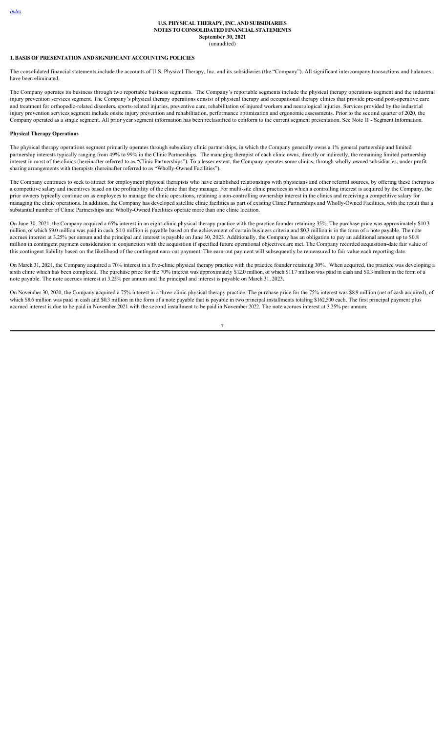**U.S. PHYSICAL THERAPY, INC. AND SUBSIDIARIES**
**NOTES TO CONSOLIDATED FINANCIAL STATEMENTS**
**September 30, 2021**
(unaudited)

## 1. BASIS OF PRESENTATION AND SIGNIFICANT ACCOUNTING POLICIES

The consolidated financial statements include the accounts of U.S. Physical Therapy, Inc. and its subsidiaries (the "Company"). All significant intercompany transactions and balances have been eliminated.

The Company operates its business through two reportable business segments. The Company's reportable segments include the physical therapy operations segment and the industrial injury prevention services segment. The Company's physical therapy operations consist of physical therapy and occupational therapy clinics that provide pre-and post-operative care and treatment for orthopedic-related disorders, sports-related injuries, preventive care, rehabilitation of injured workers and neurological injuries. Services provided by the industrial injury prevention services segment include onsite injury prevention and rehabilitation, performance optimization and ergonomic assessments. Prior to the second quarter of 2020, the Company operated as a single segment. All prior year segment information has been reclassified to conform to the current segment presentation. See Note 11 - Segment Information.

### Physical Therapy Operations

The physical therapy operations segment primarily operates through subsidiary clinic partnerships, in which the Company generally owns a 1% general partnership and limited partnership interests typically ranging from 49% to 99% in the Clinic Partnerships. The managing therapist of each clinic owns, directly or indirectly, the remaining limited partnership interest in most of the clinics (hereinafter referred to as "Clinic Partnerships"). To a lesser extent, the Company operates some clinics, through wholly-owned subsidiaries, under profit sharing arrangements with therapists (hereinafter referred to as "Wholly-Owned Facilities").

The Company continues to seek to attract for employment physical therapists who have established relationships with physicians and other referral sources, by offering these therapists a competitive salary and incentives based on the profitability of the clinic that they manage. For multi-site clinic practices in which a controlling interest is acquired by the Company, the prior owners typically continue on as employees to manage the clinic operations, retaining a non-controlling ownership interest in the clinics and receiving a competitive salary for managing the clinic operations. In addition, the Company has developed satellite clinic facilities as part of existing Clinic Partnerships and Wholly-Owned Facilities, with the result that a substantial number of Clinic Partnerships and Wholly-Owned Facilities operate more than one clinic location.

On June 30, 2021, the Company acquired a 65% interest in an eight-clinic physical therapy practice with the practice founder retaining 35%. The purchase price was approximately $10.3 million, of which $9.0 million was paid in cash, $1.0 million is payable based on the achievement of certain business criteria and $0.3 million is in the form of a note payable. The note accrues interest at 3.25% per annum and the principal and interest is payable on June 30, 2023. Additionally, the Company has an obligation to pay an additional amount up to $0.8 million in contingent payment consideration in conjunction with the acquisition if specified future operational objectives are met. The Company recorded acquisition-date fair value of this contingent liability based on the likelihood of the contingent earn-out payment. The earn-out payment will subsequently be remeasured to fair value each reporting date.

On March 31, 2021, the Company acquired a 70% interest in a five-clinic physical therapy practice with the practice founder retaining 30%. When acquired, the practice was developing a sixth clinic which has been completed. The purchase price for the 70% interest was approximately $12.0 million, of which $11.7 million was paid in cash and $0.3 million in the form of a note payable. The note accrues interest at 3.25% per annum and the principal and interest is payable on March 31, 2023.

On November 30, 2020, the Company acquired a 75% interest in a three-clinic physical therapy practice. The purchase price for the 75% interest was $8.9 million (net of cash acquired), of which $8.6 million was paid in cash and $0.3 million in the form of a note payable that is payable in two principal installments totaling $162,500 each. The first principal payment plus accrued interest is due to be paid in November 2021 with the second installment to be paid in November 2022. The note accrues interest at 3.25% per annum.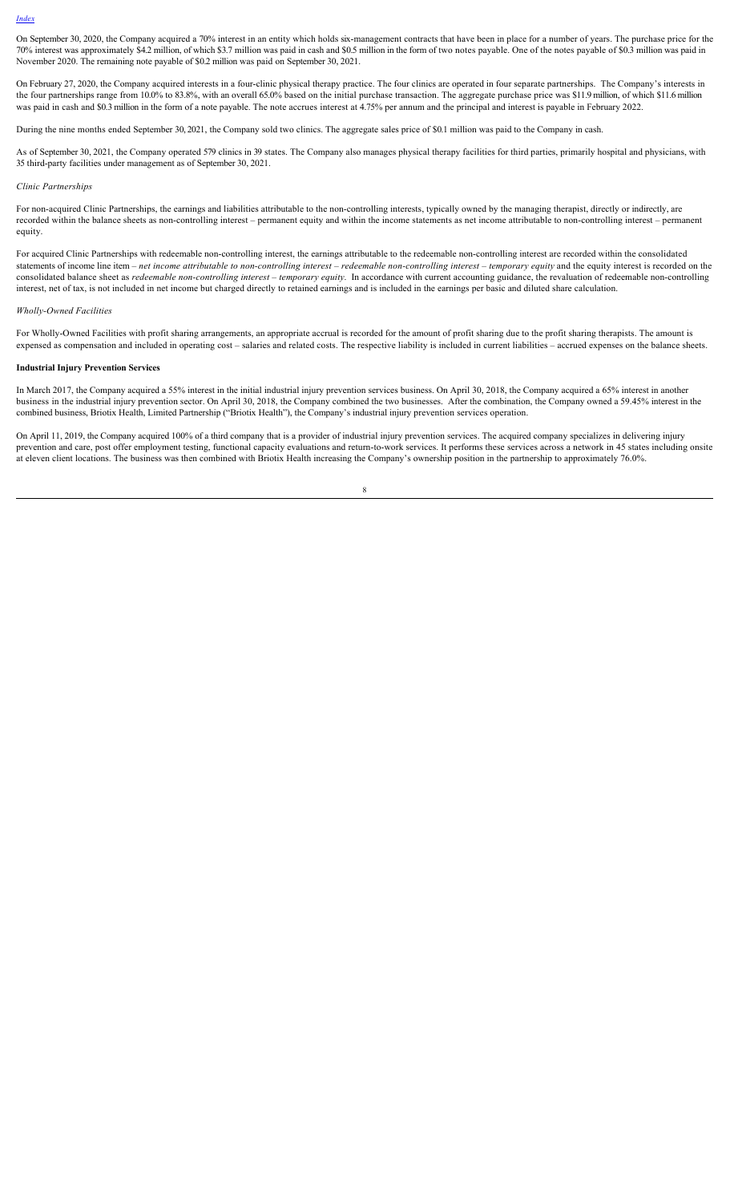On September 30, 2020, the Company acquired a 70% interest in an entity which holds six-management contracts that have been in place for a number of years. The purchase price for the 70% interest was approximately $4.2 million, of which $3.7 million was paid in cash and $0.5 million in the form of two notes payable. One of the notes payable of $0.3 million was paid in November 2020. The remaining note payable of $0.2 million was paid on September 30, 2021.

On February 27, 2020, the Company acquired interests in a four-clinic physical therapy practice. The four clinics are operated in four separate partnerships. The Company's interests in the four partnerships range from 10.0% to 83.8%, with an overall 65.0% based on the initial purchase transaction. The aggregate purchase price was $11.9 million, of which $11.6 million was paid in cash and $0.3 million in the form of a note payable. The note accrues interest at 4.75% per annum and the principal and interest is payable in February 2022.

During the nine months ended September 30, 2021, the Company sold two clinics. The aggregate sales price of $0.1 million was paid to the Company in cash.

As of September 30, 2021, the Company operated 579 clinics in 39 states. The Company also manages physical therapy facilities for third parties, primarily hospital and physicians, with 35 third-party facilities under management as of September 30, 2021.

*Clinic Partnerships*

For non-acquired Clinic Partnerships, the earnings and liabilities attributable to the non-controlling interests, typically owned by the managing therapist, directly or indirectly, are recorded within the balance sheets as non-controlling interest – permanent equity and within the income statements as net income attributable to non-controlling interest – permanent equity.

For acquired Clinic Partnerships with redeemable non-controlling interest, the earnings attributable to the redeemable non-controlling interest are recorded within the consolidated statements of income line item – *net income attributable to non-controlling interest – redeemable non-controlling interest – temporary equity* and the equity interest is recorded on the consolidated balance sheet as *redeemable non-controlling interest – temporary equity.* In accordance with current accounting guidance, the revaluation of redeemable non-controlling interest, net of tax, is not included in net income but charged directly to retained earnings and is included in the earnings per basic and diluted share calculation.

*Wholly-Owned Facilities*

For Wholly-Owned Facilities with profit sharing arrangements, an appropriate accrual is recorded for the amount of profit sharing due to the profit sharing therapists. The amount is expensed as compensation and included in operating cost – salaries and related costs. The respective liability is included in current liabilities – accrued expenses on the balance sheets.

**Industrial Injury Prevention Services**

In March 2017, the Company acquired a 55% interest in the initial industrial injury prevention services business. On April 30, 2018, the Company acquired a 65% interest in another business in the industrial injury prevention sector. On April 30, 2018, the Company combined the two businesses. After the combination, the Company owned a 59.45% interest in the combined business, Briotix Health, Limited Partnership ("Briotix Health"), the Company's industrial injury prevention services operation.

On April 11, 2019, the Company acquired 100% of a third company that is a provider of industrial injury prevention services. The acquired company specializes in delivering injury prevention and care, post offer employment testing, functional capacity evaluations and return-to-work services. It performs these services across a network in 45 states including onsite at eleven client locations. The business was then combined with Briotix Health increasing the Company's ownership position in the partnership to approximately 76.0%.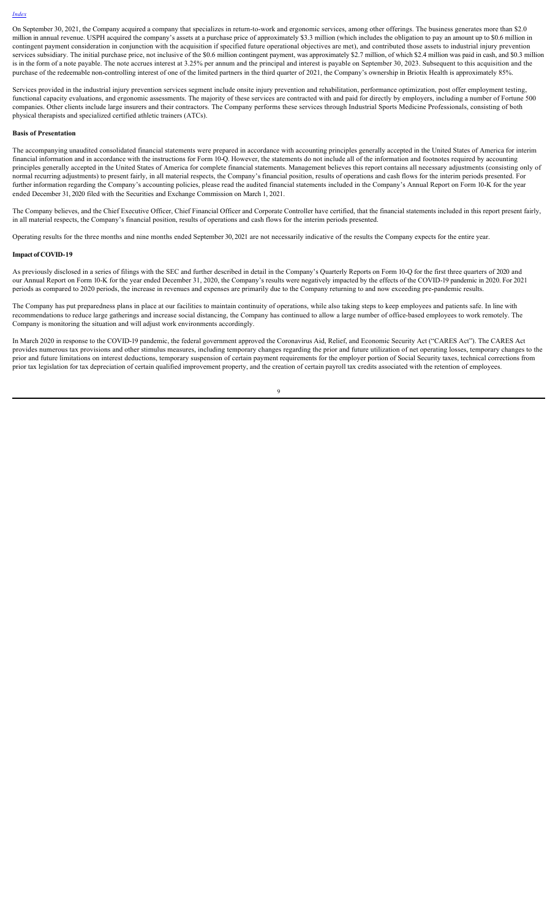On September 30, 2021, the Company acquired a company that specializes in return-to-work and ergonomic services, among other offerings. The business generates more than $2.0 million in annual revenue. USPH acquired the company's assets at a purchase price of approximately $3.3 million (which includes the obligation to pay an amount up to $0.6 million in contingent payment consideration in conjunction with the acquisition if specified future operational objectives are met), and contributed those assets to industrial injury prevention services subsidiary. The initial purchase price, not inclusive of the $0.6 million contingent payment, was approximately $2.7 million, of which $2.4 million was paid in cash, and $0.3 million is in the form of a note payable. The note accrues interest at 3.25% per annum and the principal and interest is payable on September 30, 2023. Subsequent to this acquisition and the purchase of the redeemable non-controlling interest of one of the limited partners in the third quarter of 2021, the Company's ownership in Briotix Health is approximately 85%.

Services provided in the industrial injury prevention services segment include onsite injury prevention and rehabilitation, performance optimization, post offer employment testing, functional capacity evaluations, and ergonomic assessments. The majority of these services are contracted with and paid for directly by employers, including a number of Fortune 500 companies. Other clients include large insurers and their contractors. The Company performs these services through Industrial Sports Medicine Professionals, consisting of both physical therapists and specialized certified athletic trainers (ATCs).

**Basis of Presentation**

The accompanying unaudited consolidated financial statements were prepared in accordance with accounting principles generally accepted in the United States of America for interim financial information and in accordance with the instructions for Form 10-Q. However, the statements do not include all of the information and footnotes required by accounting principles generally accepted in the United States of America for complete financial statements. Management believes this report contains all necessary adjustments (consisting only of normal recurring adjustments) to present fairly, in all material respects, the Company's financial position, results of operations and cash flows for the interim periods presented. For further information regarding the Company's accounting policies, please read the audited financial statements included in the Company's Annual Report on Form 10-K for the year ended December 31, 2020 filed with the Securities and Exchange Commission on March 1, 2021.

The Company believes, and the Chief Executive Officer, Chief Financial Officer and Corporate Controller have certified, that the financial statements included in this report present fairly, in all material respects, the Company's financial position, results of operations and cash flows for the interim periods presented.

Operating results for the three months and nine months ended September 30, 2021 are not necessarily indicative of the results the Company expects for the entire year.

**Impact of COVID-19**

As previously disclosed in a series of filings with the SEC and further described in detail in the Company's Quarterly Reports on Form 10-Q for the first three quarters of 2020 and our Annual Report on Form 10-K for the year ended December 31, 2020, the Company's results were negatively impacted by the effects of the COVID-19 pandemic in 2020. For 2021 periods as compared to 2020 periods, the increase in revenues and expenses are primarily due to the Company returning to and now exceeding pre-pandemic results.

The Company has put preparedness plans in place at our facilities to maintain continuity of operations, while also taking steps to keep employees and patients safe. In line with recommendations to reduce large gatherings and increase social distancing, the Company has continued to allow a large number of office-based employees to work remotely. The Company is monitoring the situation and will adjust work environments accordingly.

In March 2020 in response to the COVID-19 pandemic, the federal government approved the Coronavirus Aid, Relief, and Economic Security Act ("CARES Act"). The CARES Act provides numerous tax provisions and other stimulus measures, including temporary changes regarding the prior and future utilization of net operating losses, temporary changes to the prior and future limitations on interest deductions, temporary suspension of certain payment requirements for the employer portion of Social Security taxes, technical corrections from prior tax legislation for tax depreciation of certain qualified improvement property, and the creation of certain payroll tax credits associated with the retention of employees.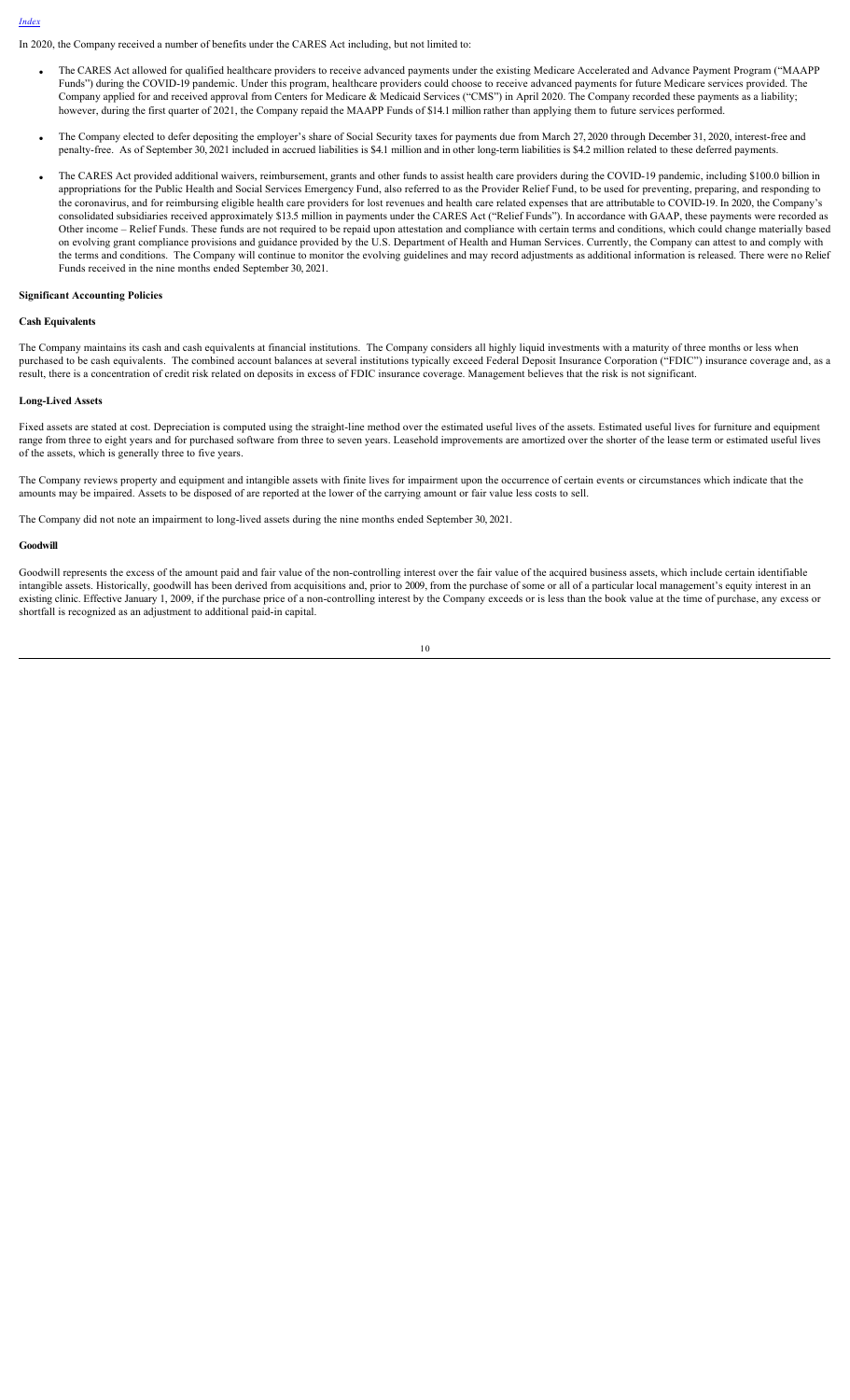In 2020, the Company received a number of benefits under the CARES Act including, but not limited to:

- The CARES Act allowed for qualified healthcare providers to receive advanced payments under the existing Medicare Accelerated and Advance Payment Program ("MAAPP Funds") during the COVID-19 pandemic. Under this program, healthcare providers could choose to receive advanced payments for future Medicare services provided. The Company applied for and received approval from Centers for Medicare & Medicaid Services ("CMS") in April 2020. The Company recorded these payments as a liability; however, during the first quarter of 2021, the Company repaid the MAAPP Funds of $14.1 million rather than applying them to future services performed.

- The Company elected to defer depositing the employer's share of Social Security taxes for payments due from March 27, 2020 through December 31, 2020, interest-free and penalty-free. As of September 30, 2021 included in accrued liabilities is $4.1 million and in other long-term liabilities is $4.2 million related to these deferred payments.

- The CARES Act provided additional waivers, reimbursement, grants and other funds to assist health care providers during the COVID-19 pandemic, including $100.0 billion in appropriations for the Public Health and Social Services Emergency Fund, also referred to as the Provider Relief Fund, to be used for preventing, preparing, and responding to the coronavirus, and for reimbursing eligible health care providers for lost revenues and health care related expenses that are attributable to COVID-19. In 2020, the Company's consolidated subsidiaries received approximately $13.5 million in payments under the CARES Act ("Relief Funds"). In accordance with GAAP, these payments were recorded as Other income – Relief Funds. These funds are not required to be repaid upon attestation and compliance with certain terms and conditions, which could change materially based on evolving grant compliance provisions and guidance provided by the U.S. Department of Health and Human Services. Currently, the Company can attest to and comply with the terms and conditions. The Company will continue to monitor the evolving guidelines and may record adjustments as additional information is released. There were no Relief Funds received in the nine months ended September 30, 2021.

**Significant Accounting Policies**

**Cash Equivalents**

The Company maintains its cash and cash equivalents at financial institutions. The Company considers all highly liquid investments with a maturity of three months or less when purchased to be cash equivalents. The combined account balances at several institutions typically exceed Federal Deposit Insurance Corporation ("FDIC") insurance coverage and, as a result, there is a concentration of credit risk related on deposits in excess of FDIC insurance coverage. Management believes that the risk is not significant.

**Long-Lived Assets**

Fixed assets are stated at cost. Depreciation is computed using the straight-line method over the estimated useful lives of the assets. Estimated useful lives for furniture and equipment range from three to eight years and for purchased software from three to seven years. Leasehold improvements are amortized over the shorter of the lease term or estimated useful lives of the assets, which is generally three to five years.

The Company reviews property and equipment and intangible assets with finite lives for impairment upon the occurrence of certain events or circumstances which indicate that the amounts may be impaired. Assets to be disposed of are reported at the lower of the carrying amount or fair value less costs to sell.

The Company did not note an impairment to long-lived assets during the nine months ended September 30, 2021.

**Goodwill**

Goodwill represents the excess of the amount paid and fair value of the non-controlling interest over the fair value of the acquired business assets, which include certain identifiable intangible assets. Historically, goodwill has been derived from acquisitions and, prior to 2009, from the purchase of some or all of a particular local management's equity interest in an existing clinic. Effective January 1, 2009, if the purchase price of a non-controlling interest by the Company exceeds or is less than the book value at the time of purchase, any excess or shortfall is recognized as an adjustment to additional paid-in capital.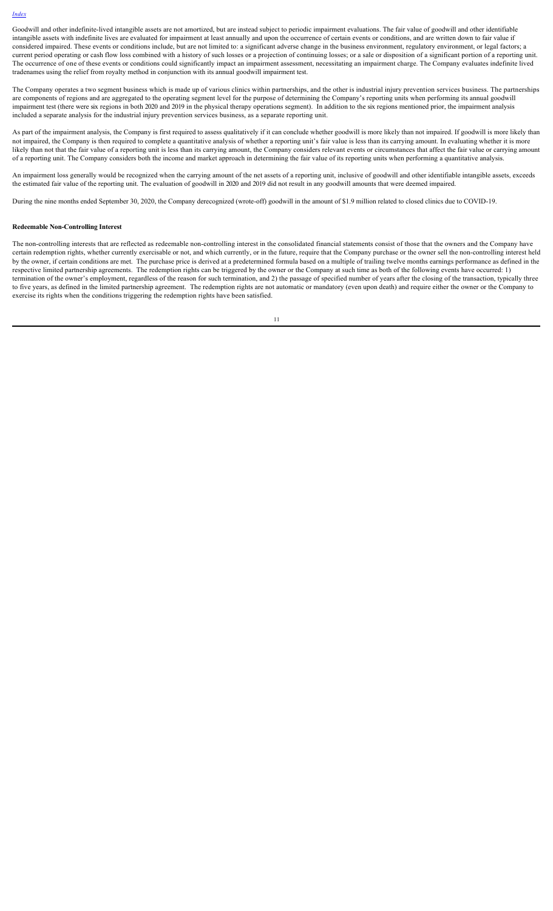Goodwill and other indefinite-lived intangible assets are not amortized, but are instead subject to periodic impairment evaluations. The fair value of goodwill and other identifiable intangible assets with indefinite lives are evaluated for impairment at least annually and upon the occurrence of certain events or conditions, and are written down to fair value if considered impaired. These events or conditions include, but are not limited to: a significant adverse change in the business environment, regulatory environment, or legal factors; a current period operating or cash flow loss combined with a history of such losses or a projection of continuing losses; or a sale or disposition of a significant portion of a reporting unit. The occurrence of one of these events or conditions could significantly impact an impairment assessment, necessitating an impairment charge. The Company evaluates indefinite lived tradenames using the relief from royalty method in conjunction with its annual goodwill impairment test.

The Company operates a two segment business which is made up of various clinics within partnerships, and the other is industrial injury prevention services business. The partnerships are components of regions and are aggregated to the operating segment level for the purpose of determining the Company's reporting units when performing its annual goodwill impairment test (there were six regions in both 2020 and 2019 in the physical therapy operations segment). In addition to the six regions mentioned prior, the impairment analysis included a separate analysis for the industrial injury prevention services business, as a separate reporting unit.

As part of the impairment analysis, the Company is first required to assess qualitatively if it can conclude whether goodwill is more likely than not impaired. If goodwill is more likely than not impaired, the Company is then required to complete a quantitative analysis of whether a reporting unit's fair value is less than its carrying amount. In evaluating whether it is more likely than not that the fair value of a reporting unit is less than its carrying amount, the Company considers relevant events or circumstances that affect the fair value or carrying amount of a reporting unit. The Company considers both the income and market approach in determining the fair value of its reporting units when performing a quantitative analysis.

An impairment loss generally would be recognized when the carrying amount of the net assets of a reporting unit, inclusive of goodwill and other identifiable intangible assets, exceeds the estimated fair value of the reporting unit. The evaluation of goodwill in 2020 and 2019 did not result in any goodwill amounts that were deemed impaired.

During the nine months ended September 30, 2020, the Company derecognized (wrote-off) goodwill in the amount of $1.9 million related to closed clinics due to COVID-19.

**Redeemable Non-Controlling Interest**

The non-controlling interests that are reflected as redeemable non-controlling interest in the consolidated financial statements consist of those that the owners and the Company have certain redemption rights, whether currently exercisable or not, and which currently, or in the future, require that the Company purchase or the owner sell the non-controlling interest held by the owner, if certain conditions are met. The purchase price is derived at a predetermined formula based on a multiple of trailing twelve months earnings performance as defined in the respective limited partnership agreements. The redemption rights can be triggered by the owner or the Company at such time as both of the following events have occurred: 1) termination of the owner's employment, regardless of the reason for such termination, and 2) the passage of specified number of years after the closing of the transaction, typically three to five years, as defined in the limited partnership agreement. The redemption rights are not automatic or mandatory (even upon death) and require either the owner or the Company to exercise its rights when the conditions triggering the redemption rights have been satisfied.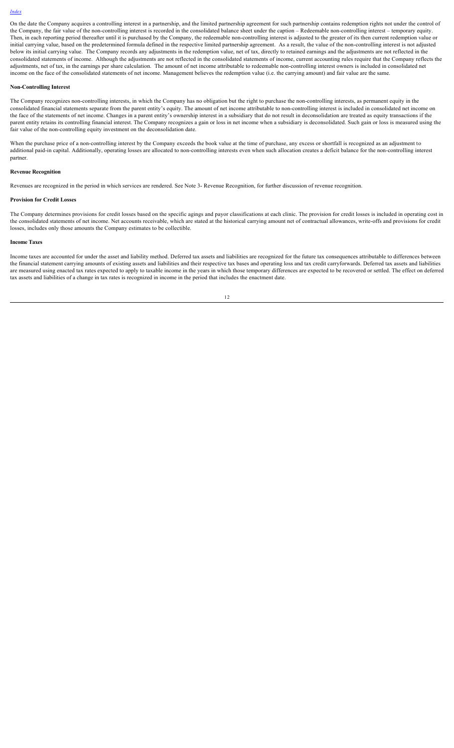On the date the Company acquires a controlling interest in a partnership, and the limited partnership agreement for such partnership contains redemption rights not under the control of the Company, the fair value of the non-controlling interest is recorded in the consolidated balance sheet under the caption – Redeemable non-controlling interest – temporary equity. Then, in each reporting period thereafter until it is purchased by the Company, the redeemable non-controlling interest is adjusted to the greater of its then current redemption value or initial carrying value, based on the predetermined formula defined in the respective limited partnership agreement. As a result, the value of the non-controlling interest is not adjusted below its initial carrying value. The Company records any adjustments in the redemption value, net of tax, directly to retained earnings and the adjustments are not reflected in the consolidated statements of income. Although the adjustments are not reflected in the consolidated statements of income, current accounting rules require that the Company reflects the adjustments, net of tax, in the earnings per share calculation. The amount of net income attributable to redeemable non-controlling interest owners is included in consolidated net income on the face of the consolidated statements of net income. Management believes the redemption value (i.e. the carrying amount) and fair value are the same.

**Non-Controlling Interest**

The Company recognizes non-controlling interests, in which the Company has no obligation but the right to purchase the non-controlling interests, as permanent equity in the consolidated financial statements separate from the parent entity's equity. The amount of net income attributable to non-controlling interest is included in consolidated net income on the face of the statements of net income. Changes in a parent entity's ownership interest in a subsidiary that do not result in deconsolidation are treated as equity transactions if the parent entity retains its controlling financial interest. The Company recognizes a gain or loss in net income when a subsidiary is deconsolidated. Such gain or loss is measured using the fair value of the non-controlling equity investment on the deconsolidation date.

When the purchase price of a non-controlling interest by the Company exceeds the book value at the time of purchase, any excess or shortfall is recognized as an adjustment to additional paid-in capital. Additionally, operating losses are allocated to non-controlling interests even when such allocation creates a deficit balance for the non-controlling interest partner.

**Revenue Recognition**

Revenues are recognized in the period in which services are rendered. See Note 3- Revenue Recognition, for further discussion of revenue recognition.

**Provision for Credit Losses**

The Company determines provisions for credit losses based on the specific agings and payor classifications at each clinic. The provision for credit losses is included in operating cost in the consolidated statements of net income. Net accounts receivable, which are stated at the historical carrying amount net of contractual allowances, write-offs and provisions for credit losses, includes only those amounts the Company estimates to be collectible.

**Income Taxes**

Income taxes are accounted for under the asset and liability method. Deferred tax assets and liabilities are recognized for the future tax consequences attributable to differences between the financial statement carrying amounts of existing assets and liabilities and their respective tax bases and operating loss and tax credit carryforwards. Deferred tax assets and liabilities are measured using enacted tax rates expected to apply to taxable income in the years in which those temporary differences are expected to be recovered or settled. The effect on deferred tax assets and liabilities of a change in tax rates is recognized in income in the period that includes the enactment date.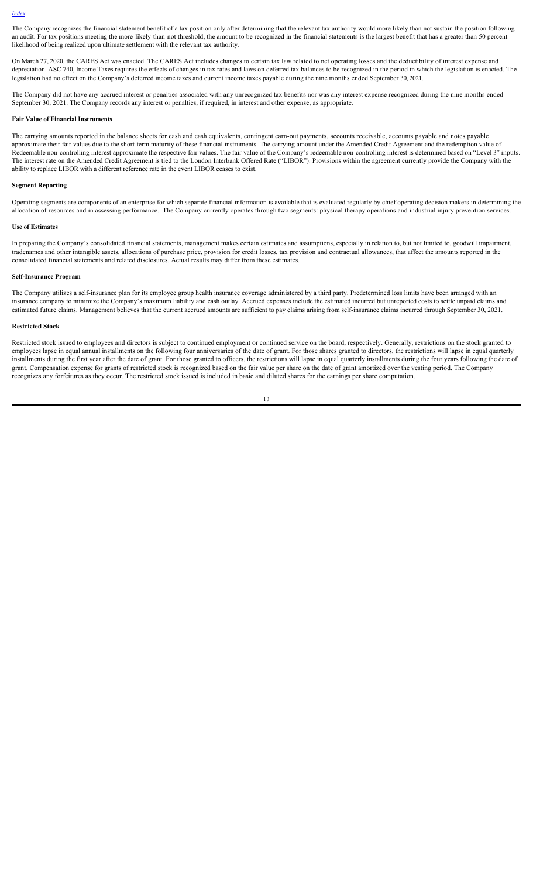The Company recognizes the financial statement benefit of a tax position only after determining that the relevant tax authority would more likely than not sustain the position following an audit. For tax positions meeting the more-likely-than-not threshold, the amount to be recognized in the financial statements is the largest benefit that has a greater than 50 percent likelihood of being realized upon ultimate settlement with the relevant tax authority.

On March 27, 2020, the CARES Act was enacted. The CARES Act includes changes to certain tax law related to net operating losses and the deductibility of interest expense and depreciation. ASC 740, Income Taxes requires the effects of changes in tax rates and laws on deferred tax balances to be recognized in the period in which the legislation is enacted. The legislation had no effect on the Company's deferred income taxes and current income taxes payable during the nine months ended September 30, 2021.

The Company did not have any accrued interest or penalties associated with any unrecognized tax benefits nor was any interest expense recognized during the nine months ended September 30, 2021. The Company records any interest or penalties, if required, in interest and other expense, as appropriate.

**Fair Value of Financial Instruments**

The carrying amounts reported in the balance sheets for cash and cash equivalents, contingent earn-out payments, accounts receivable, accounts payable and notes payable approximate their fair values due to the short-term maturity of these financial instruments. The carrying amount under the Amended Credit Agreement and the redemption value of Redeemable non-controlling interest approximate the respective fair values. The fair value of the Company's redeemable non-controlling interest is determined based on "Level 3" inputs. The interest rate on the Amended Credit Agreement is tied to the London Interbank Offered Rate ("LIBOR"). Provisions within the agreement currently provide the Company with the ability to replace LIBOR with a different reference rate in the event LIBOR ceases to exist.

**Segment Reporting**

Operating segments are components of an enterprise for which separate financial information is available that is evaluated regularly by chief operating decision makers in determining the allocation of resources and in assessing performance. The Company currently operates through two segments: physical therapy operations and industrial injury prevention services.

**Use of Estimates**

In preparing the Company's consolidated financial statements, management makes certain estimates and assumptions, especially in relation to, but not limited to, goodwill impairment, tradenames and other intangible assets, allocations of purchase price, provision for credit losses, tax provision and contractual allowances, that affect the amounts reported in the consolidated financial statements and related disclosures. Actual results may differ from these estimates.

**Self-Insurance Program**

The Company utilizes a self-insurance plan for its employee group health insurance coverage administered by a third party. Predetermined loss limits have been arranged with an insurance company to minimize the Company's maximum liability and cash outlay. Accrued expenses include the estimated incurred but unreported costs to settle unpaid claims and estimated future claims. Management believes that the current accrued amounts are sufficient to pay claims arising from self-insurance claims incurred through September 30, 2021.

**Restricted Stock**

Restricted stock issued to employees and directors is subject to continued employment or continued service on the board, respectively. Generally, restrictions on the stock granted to employees lapse in equal annual installments on the following four anniversaries of the date of grant. For those shares granted to directors, the restrictions will lapse in equal quarterly installments during the first year after the date of grant. For those granted to officers, the restrictions will lapse in equal quarterly installments during the four years following the date of grant. Compensation expense for grants of restricted stock is recognized based on the fair value per share on the date of grant amortized over the vesting period. The Company recognizes any forfeitures as they occur. The restricted stock issued is included in basic and diluted shares for the earnings per share computation.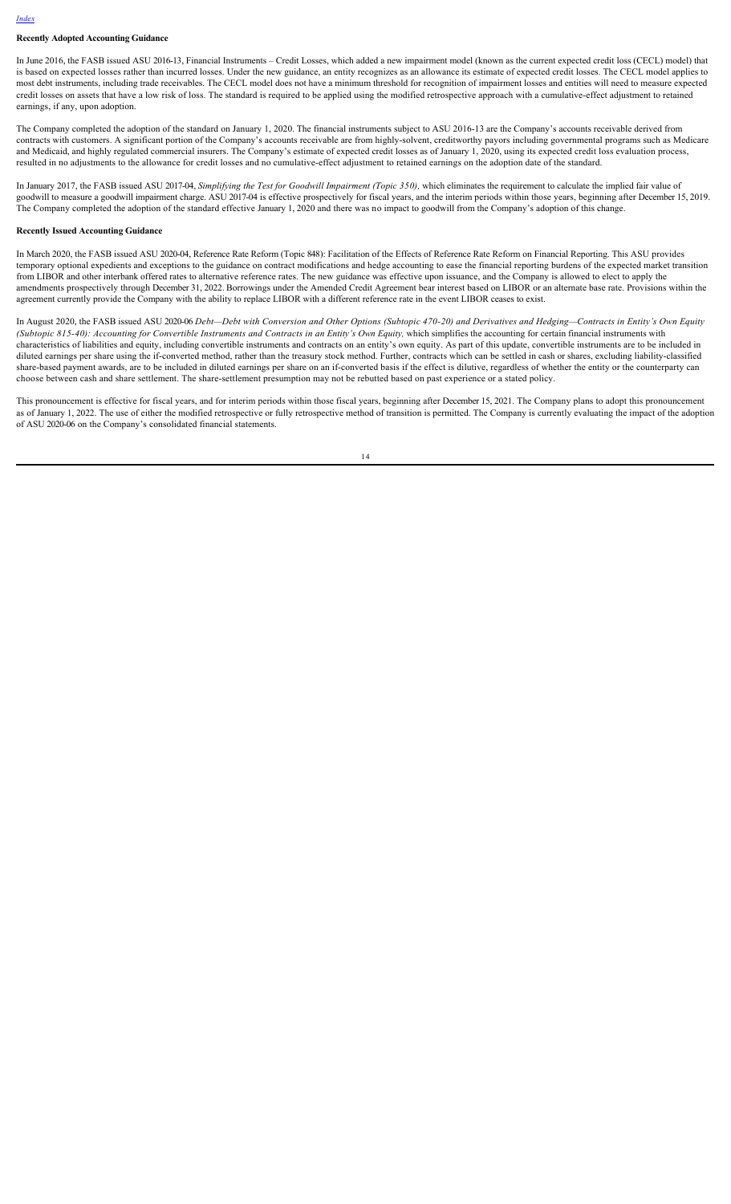[Index](#)

**Recently Adopted Accounting Guidance**

In June 2016, the FASB issued ASU 2016-13, Financial Instruments – Credit Losses, which added a new impairment model (known as the current expected credit loss (CECL) model) that is based on expected losses rather than incurred losses. Under the new guidance, an entity recognizes as an allowance its estimate of expected credit losses. The CECL model applies to most debt instruments, including trade receivables. The CECL model does not have a minimum threshold for recognition of impairment losses and entities will need to measure expected credit losses on assets that have a low risk of loss. The standard is required to be applied using the modified retrospective approach with a cumulative-effect adjustment to retained earnings, if any, upon adoption.

The Company completed the adoption of the standard on January 1, 2020. The financial instruments subject to ASU 2016-13 are the Company's accounts receivable derived from contracts with customers. A significant portion of the Company's accounts receivable are from highly-solvent, creditworthy payors including governmental programs such as Medicare and Medicaid, and highly regulated commercial insurers. The Company's estimate of expected credit losses as of January 1, 2020, using its expected credit loss evaluation process, resulted in no adjustments to the allowance for credit losses and no cumulative-effect adjustment to retained earnings on the adoption date of the standard.

In January 2017, the FASB issued ASU 2017-04, *Simplifying the Test for Goodwill Impairment (Topic 350),* which eliminates the requirement to calculate the implied fair value of goodwill to measure a goodwill impairment charge. ASU 2017-04 is effective prospectively for fiscal years, and the interim periods within those years, beginning after December 15, 2019. The Company completed the adoption of the standard effective January 1, 2020 and there was no impact to goodwill from the Company's adoption of this change.

**Recently Issued Accounting Guidance**

In March 2020, the FASB issued ASU 2020-04, Reference Rate Reform (Topic 848): Facilitation of the Effects of Reference Rate Reform on Financial Reporting. This ASU provides temporary optional expedients and exceptions to the guidance on contract modifications and hedge accounting to ease the financial reporting burdens of the expected market transition from LIBOR and other interbank offered rates to alternative reference rates. The new guidance was effective upon issuance, and the Company is allowed to elect to apply the amendments prospectively through December 31, 2022. Borrowings under the Amended Credit Agreement bear interest based on LIBOR or an alternate base rate. Provisions within the agreement currently provide the Company with the ability to replace LIBOR with a different reference rate in the event LIBOR ceases to exist.

In August 2020, the FASB issued ASU 2020-06 *Debt—Debt with Conversion and Other Options (Subtopic 470-20) and Derivatives and Hedging—Contracts in Entity's Own Equity (Subtopic 815-40): Accounting for Convertible Instruments and Contracts in an Entity's Own Equity,* which simplifies the accounting for certain financial instruments with characteristics of liabilities and equity, including convertible instruments and contracts on an entity's own equity. As part of this update, convertible instruments are to be included in diluted earnings per share using the if-converted method, rather than the treasury stock method. Further, contracts which can be settled in cash or shares, excluding liability-classified share-based payment awards, are to be included in diluted earnings per share on an if-converted basis if the effect is dilutive, regardless of whether the entity or the counterparty can choose between cash and share settlement. The share-settlement presumption may not be rebutted based on past experience or a stated policy.

This pronouncement is effective for fiscal years, and for interim periods within those fiscal years, beginning after December 15, 2021. The Company plans to adopt this pronouncement as of January 1, 2022. The use of either the modified retrospective or fully retrospective method of transition is permitted. The Company is currently evaluating the impact of the adoption of ASU 2020-06 on the Company's consolidated financial statements.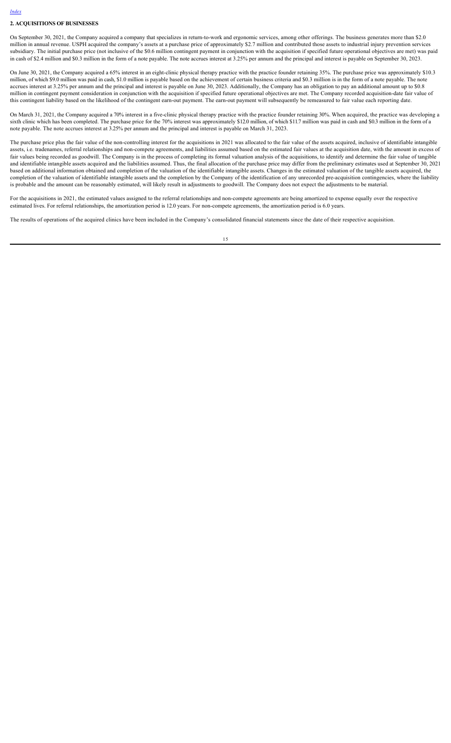## 2. ACQUISITIONS OF BUSINESSES

On September 30, 2021, the Company acquired a company that specializes in return-to-work and ergonomic services, among other offerings. The business generates more than $2.0 million in annual revenue. USPH acquired the company's assets at a purchase price of approximately $2.7 million and contributed those assets to industrial injury prevention services subsidiary. The initial purchase price (not inclusive of the $0.6 million contingent payment in conjunction with the acquisition if specified future operational objectives are met) was paid in cash of $2.4 million and $0.3 million in the form of a note payable. The note accrues interest at 3.25% per annum and the principal and interest is payable on September 30, 2023.

On June 30, 2021, the Company acquired a 65% interest in an eight-clinic physical therapy practice with the practice founder retaining 35%. The purchase price was approximately $10.3 million, of which $9.0 million was paid in cash, $1.0 million is payable based on the achievement of certain business criteria and $0.3 million is in the form of a note payable. The note accrues interest at 3.25% per annum and the principal and interest is payable on June 30, 2023. Additionally, the Company has an obligation to pay an additional amount up to $0.8 million in contingent payment consideration in conjunction with the acquisition if specified future operational objectives are met. The Company recorded acquisition-date fair value of this contingent liability based on the likelihood of the contingent earn-out payment. The earn-out payment will subsequently be remeasured to fair value each reporting date.

On March 31, 2021, the Company acquired a 70% interest in a five-clinic physical therapy practice with the practice founder retaining 30%. When acquired, the practice was developing a sixth clinic which has been completed. The purchase price for the 70% interest was approximately $12.0 million, of which $11.7 million was paid in cash and $0.3 million in the form of a note payable. The note accrues interest at 3.25% per annum and the principal and interest is payable on March 31, 2023.

The purchase price plus the fair value of the non-controlling interest for the acquisitions in 2021 was allocated to the fair value of the assets acquired, inclusive of identifiable intangible assets, i.e. tradenames, referral relationships and non-compete agreements, and liabilities assumed based on the estimated fair values at the acquisition date, with the amount in excess of fair values being recorded as goodwill. The Company is in the process of completing its formal valuation analysis of the acquisitions, to identify and determine the fair value of tangible and identifiable intangible assets acquired and the liabilities assumed. Thus, the final allocation of the purchase price may differ from the preliminary estimates used at September 30, 2021 based on additional information obtained and completion of the valuation of the identifiable intangible assets. Changes in the estimated valuation of the tangible assets acquired, the completion of the valuation of identifiable intangible assets and the completion by the Company of the identification of any unrecorded pre-acquisition contingencies, where the liability is probable and the amount can be reasonably estimated, will likely result in adjustments to goodwill. The Company does not expect the adjustments to be material.

For the acquisitions in 2021, the estimated values assigned to the referral relationships and non-compete agreements are being amortized to expense equally over the respective estimated lives. For referral relationships, the amortization period is 12.0 years. For non-compete agreements, the amortization period is 6.0 years.

The results of operations of the acquired clinics have been included in the Company's consolidated financial statements since the date of their respective acquisition.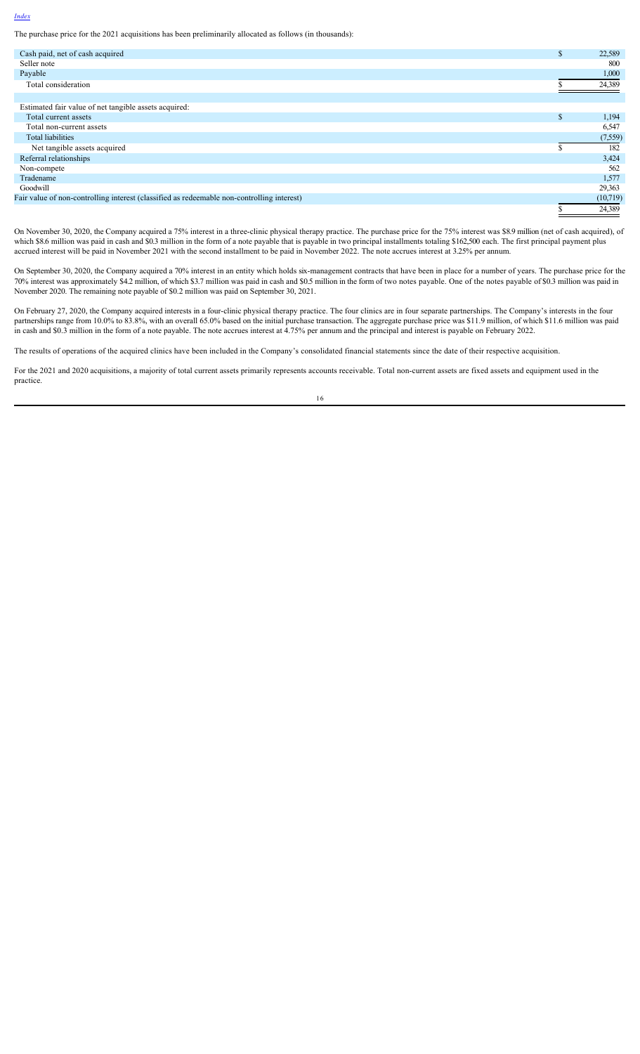The purchase price for the 2021 acquisitions has been preliminarily allocated as follows (in thousands):

| | | |
|---|---|---|
| Cash paid, net of cash acquired | $ | 22,589 |
| Seller note | | 800 |
| Payable | | 1,000 |
| Total consideration | $ | 24,389 |
| | | |
| Estimated fair value of net tangible assets acquired: | | |
| Total current assets | $ | 1,194 |
| Total non-current assets | | 6,547 |
| Total liabilities | | (7,559) |
| Net tangible assets acquired | $ | 182 |
| Referral relationships | | 3,424 |
| Non-compete | | 562 |
| Tradename | | 1,577 |
| Goodwill | | 29,363 |
| Fair value of non-controlling interest (classified as redeemable non-controlling interest) | | (10,719) |
| | $ | 24,389 |

On November 30, 2020, the Company acquired a 75% interest in a three-clinic physical therapy practice. The purchase price for the 75% interest was $8.9 million (net of cash acquired), of which $8.6 million was paid in cash and $0.3 million in the form of a note payable that is payable in two principal installments totaling $162,500 each. The first principal payment plus accrued interest will be paid in November 2021 with the second installment to be paid in November 2022. The note accrues interest at 3.25% per annum.

On September 30, 2020, the Company acquired a 70% interest in an entity which holds six-management contracts that have been in place for a number of years. The purchase price for the 70% interest was approximately $4.2 million, of which $3.7 million was paid in cash and $0.5 million in the form of two notes payable. One of the notes payable of $0.3 million was paid in November 2020. The remaining note payable of $0.2 million was paid on September 30, 2021.

On February 27, 2020, the Company acquired interests in a four-clinic physical therapy practice. The four clinics are in four separate partnerships. The Company's interests in the four partnerships range from 10.0% to 83.8%, with an overall 65.0% based on the initial purchase transaction. The aggregate purchase price was $11.9 million, of which $11.6 million was paid in cash and $0.3 million in the form of a note payable. The note accrues interest at 4.75% per annum and the principal and interest is payable on February 2022.

The results of operations of the acquired clinics have been included in the Company's consolidated financial statements since the date of their respective acquisition.

For the 2021 and 2020 acquisitions, a majority of total current assets primarily represents accounts receivable. Total non-current assets are fixed assets and equipment used in the practice.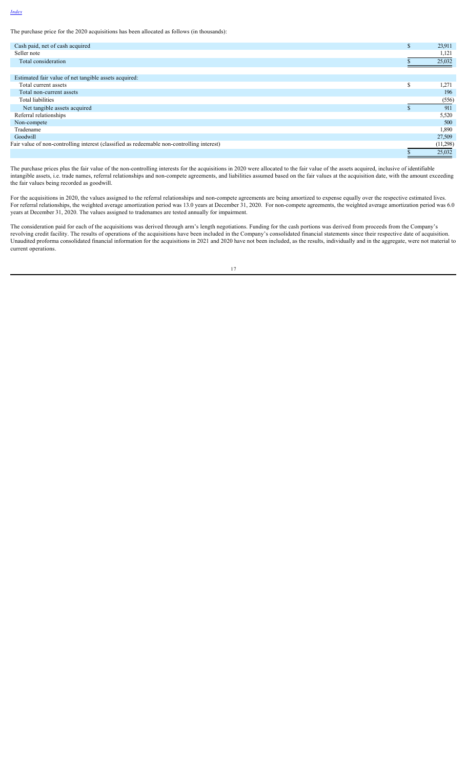The purchase price for the 2020 acquisitions has been allocated as follows (in thousands):

| | |
|---|---|
| Cash paid, net of cash acquired | $ 23,911 |
| Seller note | 1,121 |
| Total consideration | $ 25,032 |
| | |
| Estimated fair value of net tangible assets acquired: | |
| Total current assets | $ 1,271 |
| Total non-current assets | 196 |
| Total liabilities | (556) |
| Net tangible assets acquired | $ 911 |
| Referral relationships | 5,520 |
| Non-compete | 500 |
| Tradename | 1,890 |
| Goodwill | 27,509 |
| Fair value of non-controlling interest (classified as redeemable non-controlling interest) | (11,298) |
| | $ 25,032 |

The purchase prices plus the fair value of the non-controlling interests for the acquisitions in 2020 were allocated to the fair value of the assets acquired, inclusive of identifiable intangible assets, i.e. trade names, referral relationships and non-compete agreements, and liabilities assumed based on the fair values at the acquisition date, with the amount exceeding the fair values being recorded as goodwill.

For the acquisitions in 2020, the values assigned to the referral relationships and non-compete agreements are being amortized to expense equally over the respective estimated lives. For referral relationships, the weighted average amortization period was 13.0 years at December 31, 2020. For non-compete agreements, the weighted average amortization period was 6.0 years at December 31, 2020. The values assigned to tradenames are tested annually for impairment.

The consideration paid for each of the acquisitions was derived through arm's length negotiations. Funding for the cash portions was derived from proceeds from the Company's revolving credit facility. The results of operations of the acquisitions have been included in the Company's consolidated financial statements since their respective date of acquisition. Unaudited proforma consolidated financial information for the acquisitions in 2021 and 2020 have not been included, as the results, individually and in the aggregate, were not material to current operations.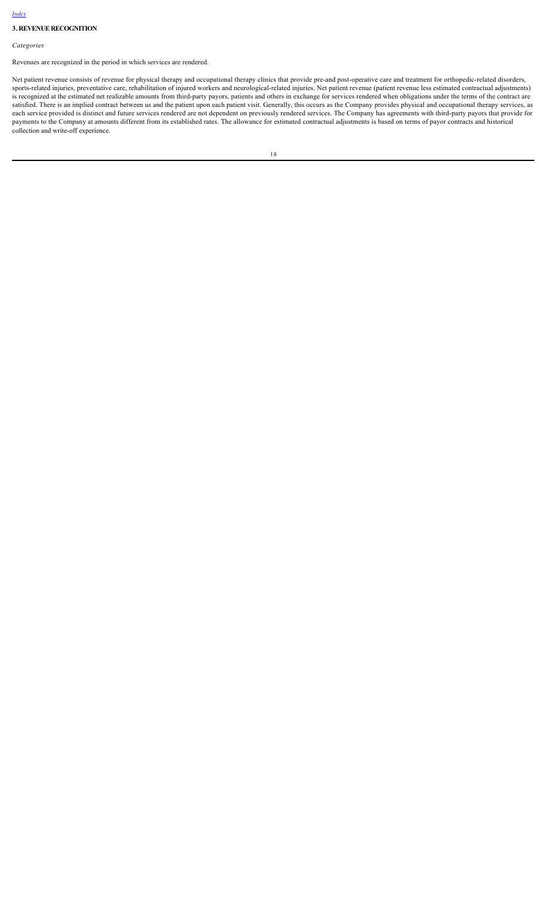## 3. REVENUE RECOGNITION

*Categories*

Revenues are recognized in the period in which services are rendered.

Net patient revenue consists of revenue for physical therapy and occupational therapy clinics that provide pre-and post-operative care and treatment for orthopedic-related disorders, sports-related injuries, preventative care, rehabilitation of injured workers and neurological-related injuries. Net patient revenue (patient revenue less estimated contractual adjustments) is recognized at the estimated net realizable amounts from third-party payors, patients and others in exchange for services rendered when obligations under the terms of the contract are satisfied. There is an implied contract between us and the patient upon each patient visit. Generally, this occurs as the Company provides physical and occupational therapy services, as each service provided is distinct and future services rendered are not dependent on previously rendered services. The Company has agreements with third-party payors that provide for payments to the Company at amounts different from its established rates. The allowance for estimated contractual adjustments is based on terms of payor contracts and historical collection and write-off experience.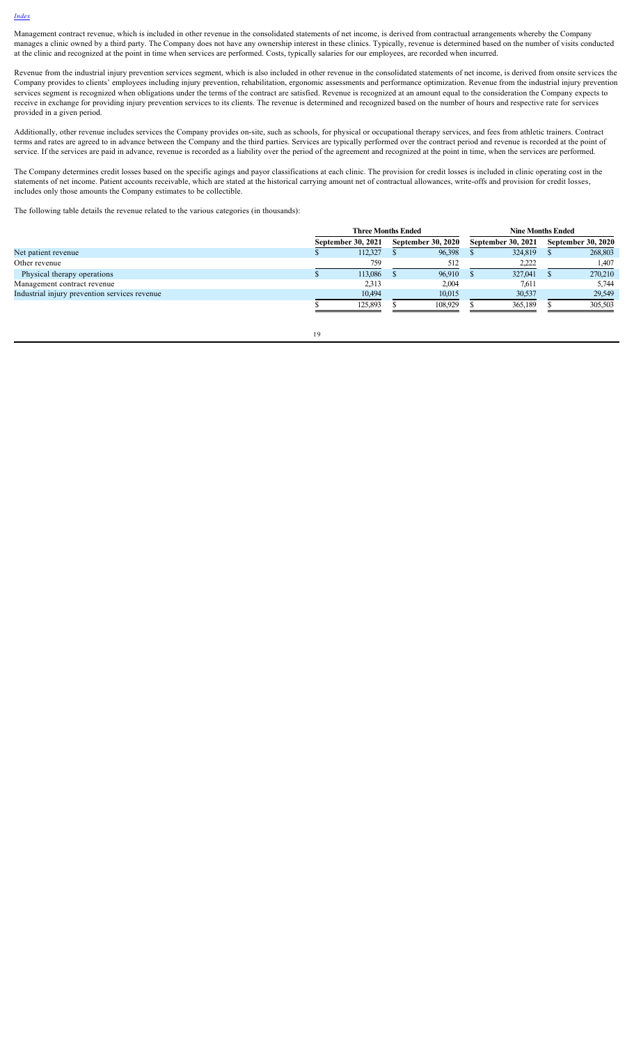[Index](#)

Management contract revenue, which is included in other revenue in the consolidated statements of net income, is derived from contractual arrangements whereby the Company manages a clinic owned by a third party. The Company does not have any ownership interest in these clinics. Typically, revenue is determined based on the number of visits conducted at the clinic and recognized at the point in time when services are performed. Costs, typically salaries for our employees, are recorded when incurred.

Revenue from the industrial injury prevention services segment, which is also included in other revenue in the consolidated statements of net income, is derived from onsite services the Company provides to clients' employees including injury prevention, rehabilitation, ergonomic assessments and performance optimization. Revenue from the industrial injury prevention services segment is recognized when obligations under the terms of the contract are satisfied. Revenue is recognized at an amount equal to the consideration the Company expects to receive in exchange for providing injury prevention services to its clients. The revenue is determined and recognized based on the number of hours and respective rate for services provided in a given period.

Additionally, other revenue includes services the Company provides on-site, such as schools, for physical or occupational therapy services, and fees from athletic trainers. Contract terms and rates are agreed to in advance between the Company and the third parties. Services are typically performed over the contract period and revenue is recorded at the point of service. If the services are paid in advance, revenue is recorded as a liability over the period of the agreement and recognized at the point in time, when the services are performed.

The Company determines credit losses based on the specific agings and payor classifications at each clinic. The provision for credit losses is included in clinic operating cost in the statements of net income. Patient accounts receivable, which are stated at the historical carrying amount net of contractual allowances, write-offs and provision for credit losses, includes only those amounts the Company estimates to be collectible.

The following table details the revenue related to the various categories (in thousands):

| | Three Months Ended | | Nine Months Ended | |
|---|---|---|---|---|
| | September 30, 2021 | September 30, 2020 | September 30, 2021 | September 30, 2020 |
| Net patient revenue | $ 112,327 | $ 96,398 | $ 324,819 | $ 268,803 |
| Other revenue | 759 | 512 | 2,222 | 1,407 |
| Physical therapy operations | $ 113,086 | $ 96,910 | $ 327,041 | $ 270,210 |
| Management contract revenue | 2,313 | 2,004 | 7,611 | 5,744 |
| Industrial injury prevention services revenue | 10,494 | 10,015 | 30,537 | 29,549 |
| | $ 125,893 | $ 108,929 | $ 365,189 | $ 305,503 |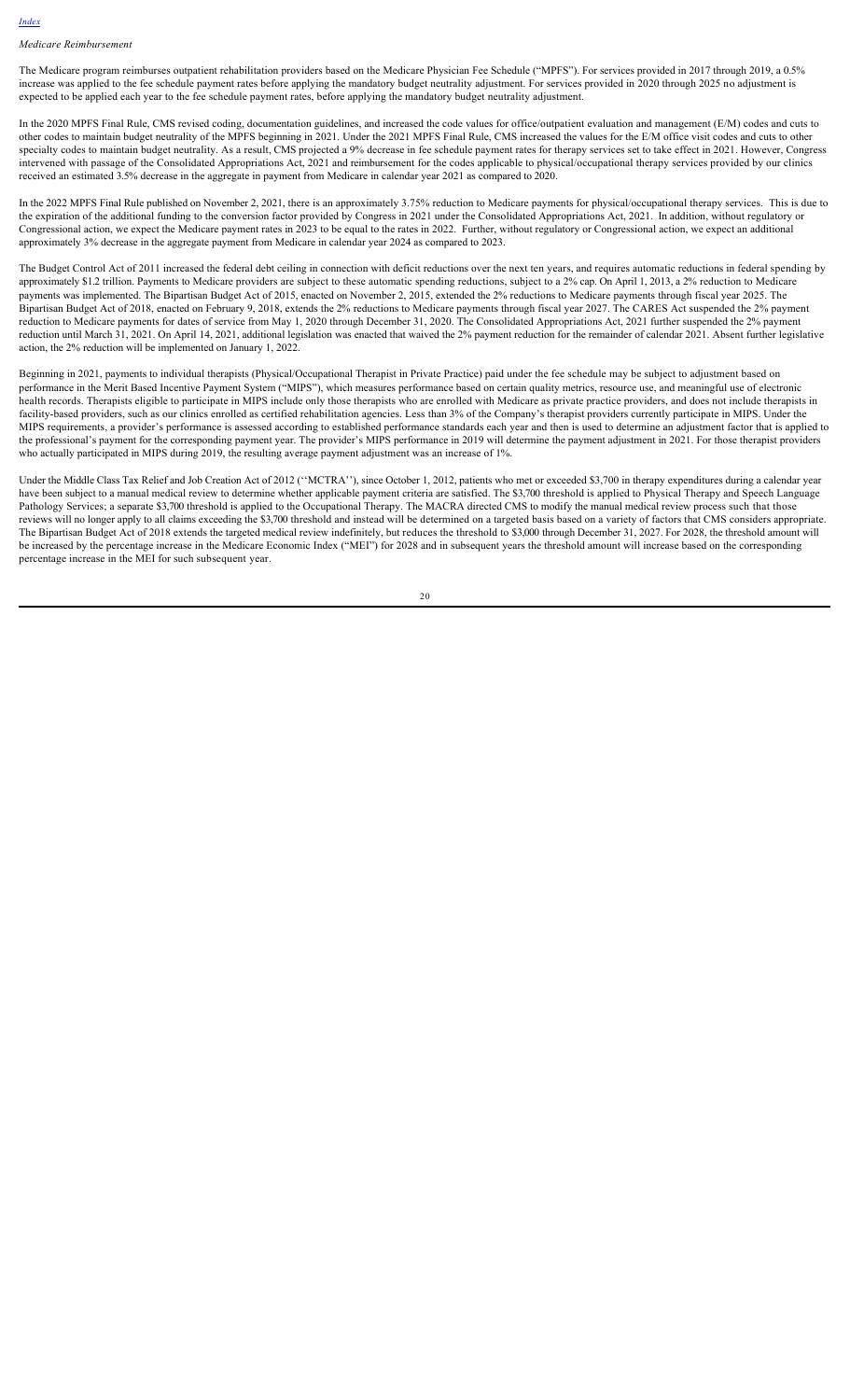*Medicare Reimbursement*

The Medicare program reimburses outpatient rehabilitation providers based on the Medicare Physician Fee Schedule ("MPFS"). For services provided in 2017 through 2019, a 0.5% increase was applied to the fee schedule payment rates before applying the mandatory budget neutrality adjustment. For services provided in 2020 through 2025 no adjustment is expected to be applied each year to the fee schedule payment rates, before applying the mandatory budget neutrality adjustment.

In the 2020 MPFS Final Rule, CMS revised coding, documentation guidelines, and increased the code values for office/outpatient evaluation and management (E/M) codes and cuts to other codes to maintain budget neutrality of the MPFS beginning in 2021. Under the 2021 MPFS Final Rule, CMS increased the values for the E/M office visit codes and cuts to other specialty codes to maintain budget neutrality. As a result, CMS projected a 9% decrease in fee schedule payment rates for therapy services set to take effect in 2021. However, Congress intervened with passage of the Consolidated Appropriations Act, 2021 and reimbursement for the codes applicable to physical/occupational therapy services provided by our clinics received an estimated 3.5% decrease in the aggregate in payment from Medicare in calendar year 2021 as compared to 2020.

In the 2022 MPFS Final Rule published on November 2, 2021, there is an approximately 3.75% reduction to Medicare payments for physical/occupational therapy services. This is due to the expiration of the additional funding to the conversion factor provided by Congress in 2021 under the Consolidated Appropriations Act, 2021. In addition, without regulatory or Congressional action, we expect the Medicare payment rates in 2023 to be equal to the rates in 2022. Further, without regulatory or Congressional action, we expect an additional approximately 3% decrease in the aggregate payment from Medicare in calendar year 2024 as compared to 2023.

The Budget Control Act of 2011 increased the federal debt ceiling in connection with deficit reductions over the next ten years, and requires automatic reductions in federal spending by approximately $1.2 trillion. Payments to Medicare providers are subject to these automatic spending reductions, subject to a 2% cap. On April 1, 2013, a 2% reduction to Medicare payments was implemented. The Bipartisan Budget Act of 2015, enacted on November 2, 2015, extended the 2% reductions to Medicare payments through fiscal year 2025. The Bipartisan Budget Act of 2018, enacted on February 9, 2018, extends the 2% reductions to Medicare payments through fiscal year 2027. The CARES Act suspended the 2% payment reduction to Medicare payments for dates of service from May 1, 2020 through December 31, 2020. The Consolidated Appropriations Act, 2021 further suspended the 2% payment reduction until March 31, 2021. On April 14, 2021, additional legislation was enacted that waived the 2% payment reduction for the remainder of calendar 2021. Absent further legislative action, the 2% reduction will be implemented on January 1, 2022.

Beginning in 2021, payments to individual therapists (Physical/Occupational Therapist in Private Practice) paid under the fee schedule may be subject to adjustment based on performance in the Merit Based Incentive Payment System ("MIPS"), which measures performance based on certain quality metrics, resource use, and meaningful use of electronic health records. Therapists eligible to participate in MIPS include only those therapists who are enrolled with Medicare as private practice providers, and does not include therapists in facility-based providers, such as our clinics enrolled as certified rehabilitation agencies. Less than 3% of the Company's therapist providers currently participate in MIPS. Under the MIPS requirements, a provider's performance is assessed according to established performance standards each year and then is used to determine an adjustment factor that is applied to the professional's payment for the corresponding payment year. The provider's MIPS performance in 2019 will determine the payment adjustment in 2021. For those therapist providers who actually participated in MIPS during 2019, the resulting average payment adjustment was an increase of 1%.

Under the Middle Class Tax Relief and Job Creation Act of 2012 (''MCTRA''), since October 1, 2012, patients who met or exceeded $3,700 in therapy expenditures during a calendar year have been subject to a manual medical review to determine whether applicable payment criteria are satisfied. The $3,700 threshold is applied to Physical Therapy and Speech Language Pathology Services; a separate $3,700 threshold is applied to the Occupational Therapy. The MACRA directed CMS to modify the manual medical review process such that those reviews will no longer apply to all claims exceeding the $3,700 threshold and instead will be determined on a targeted basis based on a variety of factors that CMS considers appropriate. The Bipartisan Budget Act of 2018 extends the targeted medical review indefinitely, but reduces the threshold to $3,000 through December 31, 2027. For 2028, the threshold amount will be increased by the percentage increase in the Medicare Economic Index ("MEI") for 2028 and in subsequent years the threshold amount will increase based on the corresponding percentage increase in the MEI for such subsequent year.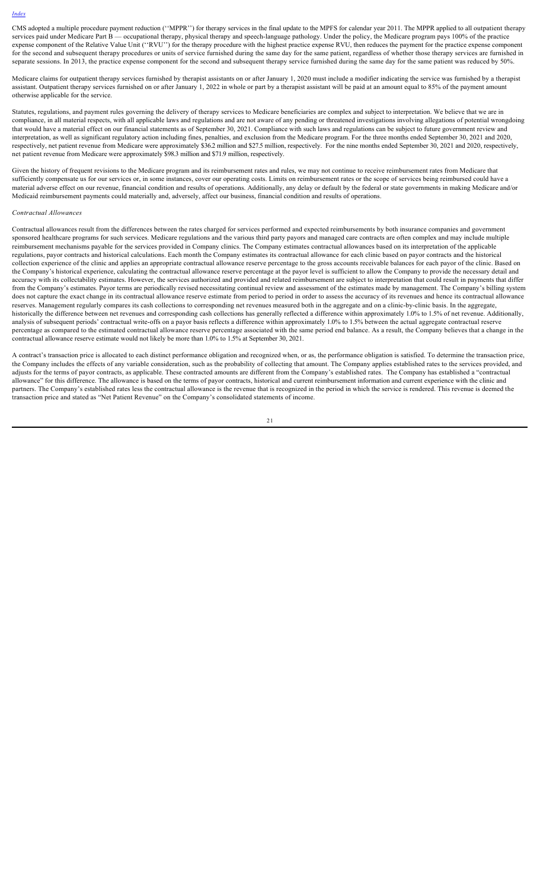CMS adopted a multiple procedure payment reduction (''MPPR'') for therapy services in the final update to the MPFS for calendar year 2011. The MPPR applied to all outpatient therapy services paid under Medicare Part B — occupational therapy, physical therapy and speech-language pathology. Under the policy, the Medicare program pays 100% of the practice expense component of the Relative Value Unit (''RVU'') for the therapy procedure with the highest practice expense RVU, then reduces the payment for the practice expense component for the second and subsequent therapy procedures or units of service furnished during the same day for the same patient, regardless of whether those therapy services are furnished in separate sessions. In 2013, the practice expense component for the second and subsequent therapy service furnished during the same day for the same patient was reduced by 50%.

Medicare claims for outpatient therapy services furnished by therapist assistants on or after January 1, 2020 must include a modifier indicating the service was furnished by a therapist assistant. Outpatient therapy services furnished on or after January 1, 2022 in whole or part by a therapist assistant will be paid at an amount equal to 85% of the payment amount otherwise applicable for the service.

Statutes, regulations, and payment rules governing the delivery of therapy services to Medicare beneficiaries are complex and subject to interpretation. We believe that we are in compliance, in all material respects, with all applicable laws and regulations and are not aware of any pending or threatened investigations involving allegations of potential wrongdoing that would have a material effect on our financial statements as of September 30, 2021. Compliance with such laws and regulations can be subject to future government review and interpretation, as well as significant regulatory action including fines, penalties, and exclusion from the Medicare program. For the three months ended September 30, 2021 and 2020, respectively, net patient revenue from Medicare were approximately $36.2 million and $27.5 million, respectively. For the nine months ended September 30, 2021 and 2020, respectively, net patient revenue from Medicare were approximately $98.3 million and $71.9 million, respectively.

Given the history of frequent revisions to the Medicare program and its reimbursement rates and rules, we may not continue to receive reimbursement rates from Medicare that sufficiently compensate us for our services or, in some instances, cover our operating costs. Limits on reimbursement rates or the scope of services being reimbursed could have a material adverse effect on our revenue, financial condition and results of operations. Additionally, any delay or default by the federal or state governments in making Medicare and/or Medicaid reimbursement payments could materially and, adversely, affect our business, financial condition and results of operations.

*Contractual Allowances*

Contractual allowances result from the differences between the rates charged for services performed and expected reimbursements by both insurance companies and government sponsored healthcare programs for such services. Medicare regulations and the various third party payors and managed care contracts are often complex and may include multiple reimbursement mechanisms payable for the services provided in Company clinics. The Company estimates contractual allowances based on its interpretation of the applicable regulations, payor contracts and historical calculations. Each month the Company estimates its contractual allowance for each clinic based on payor contracts and the historical collection experience of the clinic and applies an appropriate contractual allowance reserve percentage to the gross accounts receivable balances for each payor of the clinic. Based on the Company's historical experience, calculating the contractual allowance reserve percentage at the payor level is sufficient to allow the Company to provide the necessary detail and accuracy with its collectability estimates. However, the services authorized and provided and related reimbursement are subject to interpretation that could result in payments that differ from the Company's estimates. Payor terms are periodically revised necessitating continual review and assessment of the estimates made by management. The Company's billing system does not capture the exact change in its contractual allowance reserve estimate from period to period in order to assess the accuracy of its revenues and hence its contractual allowance reserves. Management regularly compares its cash collections to corresponding net revenues measured both in the aggregate and on a clinic-by-clinic basis. In the aggregate, historically the difference between net revenues and corresponding cash collections has generally reflected a difference within approximately 1.0% to 1.5% of net revenue. Additionally, analysis of subsequent periods' contractual write-offs on a payor basis reflects a difference within approximately 1.0% to 1.5% between the actual aggregate contractual reserve percentage as compared to the estimated contractual allowance reserve percentage associated with the same period end balance. As a result, the Company believes that a change in the contractual allowance reserve estimate would not likely be more than 1.0% to 1.5% at September 30, 2021.

A contract's transaction price is allocated to each distinct performance obligation and recognized when, or as, the performance obligation is satisfied. To determine the transaction price, the Company includes the effects of any variable consideration, such as the probability of collecting that amount. The Company applies established rates to the services provided, and adjusts for the terms of payor contracts, as applicable. These contracted amounts are different from the Company's established rates. The Company has established a "contractual allowance" for this difference. The allowance is based on the terms of payor contracts, historical and current reimbursement information and current experience with the clinic and partners. The Company's established rates less the contractual allowance is the revenue that is recognized in the period in which the service is rendered. This revenue is deemed the transaction price and stated as "Net Patient Revenue" on the Company's consolidated statements of income.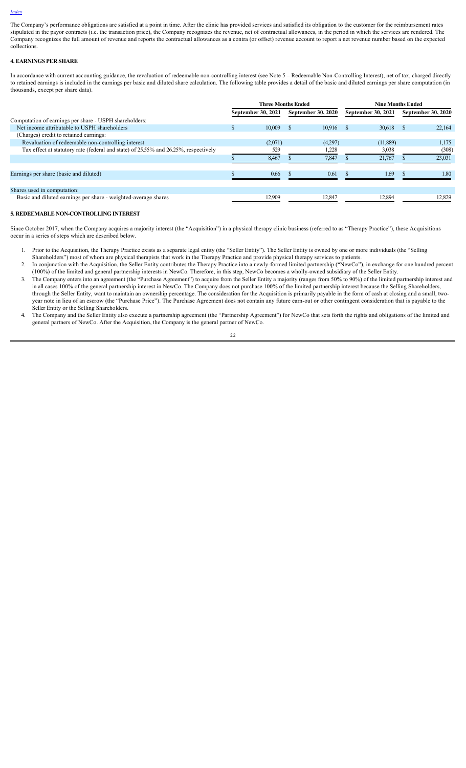[Index](#)

The Company's performance obligations are satisfied at a point in time. After the clinic has provided services and satisfied its obligation to the customer for the reimbursement rates stipulated in the payor contracts (i.e. the transaction price), the Company recognizes the revenue, net of contractual allowances, in the period in which the services are rendered. The Company recognizes the full amount of revenue and reports the contractual allowances as a contra (or offset) revenue account to report a net revenue number based on the expected collections.

## 4. EARNINGS PER SHARE

In accordance with current accounting guidance, the revaluation of redeemable non-controlling interest (see Note 5 – Redeemable Non-Controlling Interest), net of tax, charged directly to retained earnings is included in the earnings per basic and diluted share calculation. The following table provides a detail of the basic and diluted earnings per share computation (in thousands, except per share data).

| | Three Months Ended | | Nine Months Ended | |
|---|---|---|---|---|
| | September 30, 2021 | September 30, 2020 | September 30, 2021 | September 30, 2020 |
| Computation of earnings per share - USPH shareholders: | | | | |
| Net income attributable to USPH shareholders | $ 10,009 | $ 10,916 | $ 30,618 | $ 22,164 |
| (Charges) credit to retained earnings: | | | | |
| Revaluation of redeemable non-controlling interest | (2,071) | (4,297) | (11,889) | 1,175 |
| Tax effect at statutory rate (federal and state) of 25.55% and 26.25%, respectively | 529 | 1,228 | 3,038 | (308) |
| | $ 8,467 | $ 7,847 | $ 21,767 | $ 23,031 |
| Earnings per share (basic and diluted) | $ 0.66 | $ 0.61 | $ 1.69 | $ 1.80 |
| Shares used in computation: | | | | |
| Basic and diluted earnings per share - weighted-average shares | 12,909 | 12,847 | 12,894 | 12,829 |

## 5. REDEEMABLE NON-CONTROLLING INTEREST

Since October 2017, when the Company acquires a majority interest (the "Acquisition") in a physical therapy clinic business (referred to as "Therapy Practice"), these Acquisitions occur in a series of steps which are described below.

1. Prior to the Acquisition, the Therapy Practice exists as a separate legal entity (the "Seller Entity"). The Seller Entity is owned by one or more individuals (the "Selling Shareholders") most of whom are physical therapists that work in the Therapy Practice and provide physical therapy services to patients.
2. In conjunction with the Acquisition, the Seller Entity contributes the Therapy Practice into a newly-formed limited partnership ("NewCo"), in exchange for one hundred percent (100%) of the limited and general partnership interests in NewCo. Therefore, in this step, NewCo becomes a wholly-owned subsidiary of the Seller Entity.
3. The Company enters into an agreement (the "Purchase Agreement") to acquire from the Seller Entity a majority (ranges from 50% to 90%) of the limited partnership interest and in all cases 100% of the general partnership interest in NewCo. The Company does not purchase 100% of the limited partnership interest because the Selling Shareholders, through the Seller Entity, want to maintain an ownership percentage. The consideration for the Acquisition is primarily payable in the form of cash at closing and a small, two-year note in lieu of an escrow (the "Purchase Price"). The Purchase Agreement does not contain any future earn-out or other contingent consideration that is payable to the Seller Entity or the Selling Shareholders.
4. The Company and the Seller Entity also execute a partnership agreement (the "Partnership Agreement") for NewCo that sets forth the rights and obligations of the limited and general partners of NewCo. After the Acquisition, the Company is the general partner of NewCo.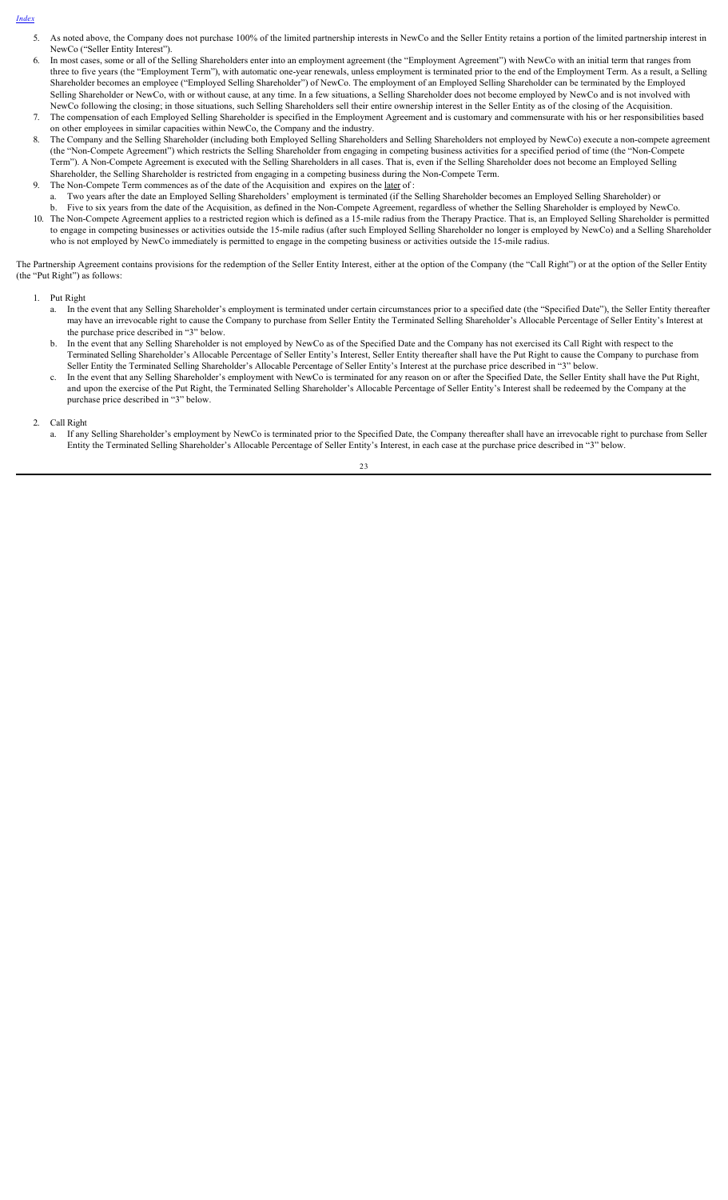5. As noted above, the Company does not purchase 100% of the limited partnership interests in NewCo and the Seller Entity retains a portion of the limited partnership interest in NewCo ("Seller Entity Interest").
6. In most cases, some or all of the Selling Shareholders enter into an employment agreement (the "Employment Agreement") with NewCo with an initial term that ranges from three to five years (the "Employment Term"), with automatic one-year renewals, unless employment is terminated prior to the end of the Employment Term. As a result, a Selling Shareholder becomes an employee ("Employed Selling Shareholder") of NewCo. The employment of an Employed Selling Shareholder can be terminated by the Employed Selling Shareholder or NewCo, with or without cause, at any time. In a few situations, a Selling Shareholder does not become employed by NewCo and is not involved with NewCo following the closing; in those situations, such Selling Shareholders sell their entire ownership interest in the Seller Entity as of the closing of the Acquisition.
7. The compensation of each Employed Selling Shareholder is specified in the Employment Agreement and is customary and commensurate with his or her responsibilities based on other employees in similar capacities within NewCo, the Company and the industry.
8. The Company and the Selling Shareholder (including both Employed Selling Shareholders and Selling Shareholders not employed by NewCo) execute a non-compete agreement (the "Non-Compete Agreement") which restricts the Selling Shareholder from engaging in competing business activities for a specified period of time (the "Non-Compete Term"). A Non-Compete Agreement is executed with the Selling Shareholders in all cases. That is, even if the Selling Shareholder does not become an Employed Selling Shareholder, the Selling Shareholder is restricted from engaging in a competing business during the Non-Compete Term.
9. The Non-Compete Term commences as of the date of the Acquisition and expires on the later of :
   a. Two years after the date an Employed Selling Shareholders' employment is terminated (if the Selling Shareholder becomes an Employed Selling Shareholder) or
   b. Five to six years from the date of the Acquisition, as defined in the Non-Compete Agreement, regardless of whether the Selling Shareholder is employed by NewCo.
10. The Non-Compete Agreement applies to a restricted region which is defined as a 15-mile radius from the Therapy Practice. That is, an Employed Selling Shareholder is permitted to engage in competing businesses or activities outside the 15-mile radius (after such Employed Selling Shareholder no longer is employed by NewCo) and a Selling Shareholder who is not employed by NewCo immediately is permitted to engage in the competing business or activities outside the 15-mile radius.

The Partnership Agreement contains provisions for the redemption of the Seller Entity Interest, either at the option of the Company (the "Call Right") or at the option of the Seller Entity (the "Put Right") as follows:

1. Put Right
   a. In the event that any Selling Shareholder's employment is terminated under certain circumstances prior to a specified date (the "Specified Date"), the Seller Entity thereafter may have an irrevocable right to cause the Company to purchase from Seller Entity the Terminated Selling Shareholder's Allocable Percentage of Seller Entity's Interest at the purchase price described in "3" below.
   b. In the event that any Selling Shareholder is not employed by NewCo as of the Specified Date and the Company has not exercised its Call Right with respect to the Terminated Selling Shareholder's Allocable Percentage of Seller Entity's Interest, Seller Entity thereafter shall have the Put Right to cause the Company to purchase from Seller Entity the Terminated Selling Shareholder's Allocable Percentage of Seller Entity's Interest at the purchase price described in "3" below.
   c. In the event that any Selling Shareholder's employment with NewCo is terminated for any reason on or after the Specified Date, the Seller Entity shall have the Put Right, and upon the exercise of the Put Right, the Terminated Selling Shareholder's Allocable Percentage of Seller Entity's Interest shall be redeemed by the Company at the purchase price described in "3" below.

2. Call Right
   a. If any Selling Shareholder's employment by NewCo is terminated prior to the Specified Date, the Company thereafter shall have an irrevocable right to purchase from Seller Entity the Terminated Selling Shareholder's Allocable Percentage of Seller Entity's Interest, in each case at the purchase price described in "3" below.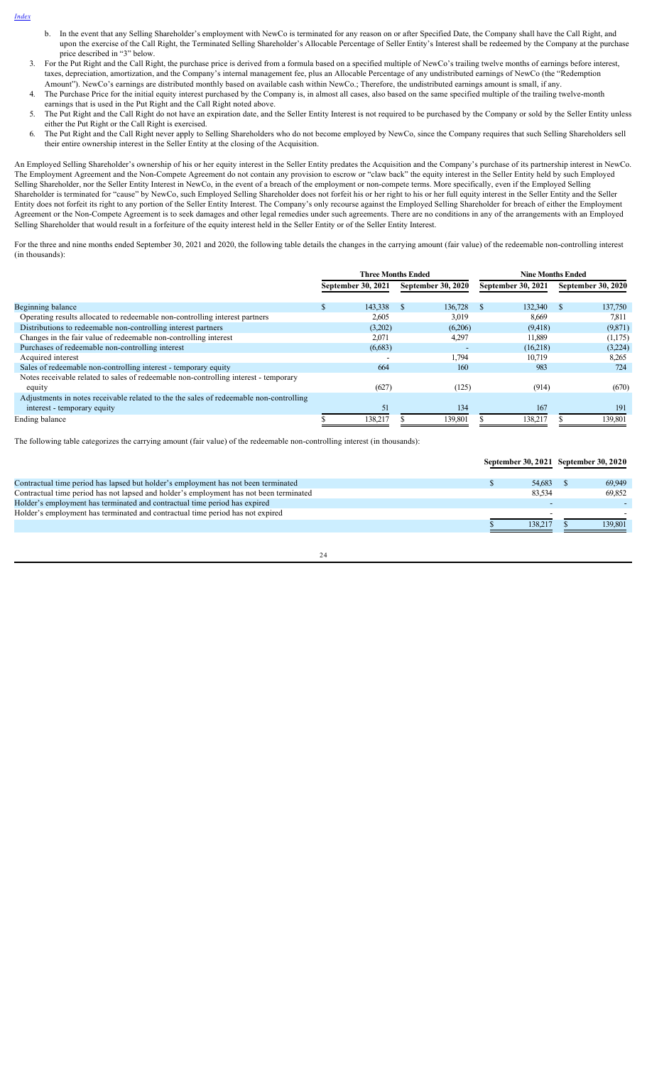b. In the event that any Selling Shareholder's employment with NewCo is terminated for any reason on or after Specified Date, the Company shall have the Call Right, and upon the exercise of the Call Right, the Terminated Selling Shareholder's Allocable Percentage of Seller Entity's Interest shall be redeemed by the Company at the purchase price described in "3" below.

3. For the Put Right and the Call Right, the purchase price is derived from a formula based on a specified multiple of NewCo's trailing twelve months of earnings before interest, taxes, depreciation, amortization, and the Company's internal management fee, plus an Allocable Percentage of any undistributed earnings of NewCo (the "Redemption Amount"). NewCo's earnings are distributed monthly based on available cash within NewCo.; Therefore, the undistributed earnings amount is small, if any.
4. The Purchase Price for the initial equity interest purchased by the Company is, in almost all cases, also based on the same specified multiple of the trailing twelve-month earnings that is used in the Put Right and the Call Right noted above.
5. The Put Right and the Call Right do not have an expiration date, and the Seller Entity Interest is not required to be purchased by the Company or sold by the Seller Entity unless either the Put Right or the Call Right is exercised.
6. The Put Right and the Call Right never apply to Selling Shareholders who do not become employed by NewCo, since the Company requires that such Selling Shareholders sell their entire ownership interest in the Seller Entity at the closing of the Acquisition.

An Employed Selling Shareholder's ownership of his or her equity interest in the Seller Entity predates the Acquisition and the Company's purchase of its partnership interest in NewCo. The Employment Agreement and the Non-Compete Agreement do not contain any provision to escrow or "claw back" the equity interest in the Seller Entity held by such Employed Selling Shareholder, nor the Seller Entity Interest in NewCo, in the event of a breach of the employment or non-compete terms. More specifically, even if the Employed Selling Shareholder is terminated for "cause" by NewCo, such Employed Selling Shareholder does not forfeit his or her right to his or her full equity interest in the Seller Entity and the Seller Entity does not forfeit its right to any portion of the Seller Entity Interest. The Company's only recourse against the Employed Selling Shareholder for breach of either the Employment Agreement or the Non-Compete Agreement is to seek damages and other legal remedies under such agreements. There are no conditions in any of the arrangements with an Employed Selling Shareholder that would result in a forfeiture of the equity interest held in the Seller Entity or of the Seller Entity Interest.

For the three and nine months ended September 30, 2021 and 2020, the following table details the changes in the carrying amount (fair value) of the redeemable non-controlling interest (in thousands):

| | Three Months Ended | | Nine Months Ended | |
|---|---|---|---|---|
| | September 30, 2021 | September 30, 2020 | September 30, 2021 | September 30, 2020 |
| Beginning balance | $ 143,338 | $ 136,728 | $ 132,340 | $ 137,750 |
| Operating results allocated to redeemable non-controlling interest partners | 2,605 | 3,019 | 8,669 | 7,811 |
| Distributions to redeemable non-controlling interest partners | (3,202) | (6,206) | (9,418) | (9,871) |
| Changes in the fair value of redeemable non-controlling interest | 2,071 | 4,297 | 11,889 | (1,175) |
| Purchases of redeemable non-controlling interest | (6,683) | - | (16,218) | (3,224) |
| Acquired interest | - | 1,794 | 10,719 | 8,265 |
| Sales of redeemable non-controlling interest - temporary equity | 664 | 160 | 983 | 724 |
| Notes receivable related to sales of redeemable non-controlling interest - temporary equity | (627) | (125) | (914) | (670) |
| Adjustments in notes receivable related to the sales of redeemable non-controlling interest - temporary equity | 51 | 134 | 167 | 191 |
| Ending balance | $ 138,217 | $ 139,801 | $ 138,217 | $ 139,801 |

The following table categorizes the carrying amount (fair value) of the redeemable non-controlling interest (in thousands):

| | September 30, 2021 | September 30, 2020 |
|---|---|---|
| Contractual time period has lapsed but holder's employment has not been terminated | $ 54,683 | $ 69,949 |
| Contractual time period has not lapsed and holder's employment has not been terminated | 83,534 | 69,852 |
| Holder's employment has terminated and contractual time period has expired | - | - |
| Holder's employment has terminated and contractual time period has not expired | - | - |
| | $ 138,217 | $ 139,801 |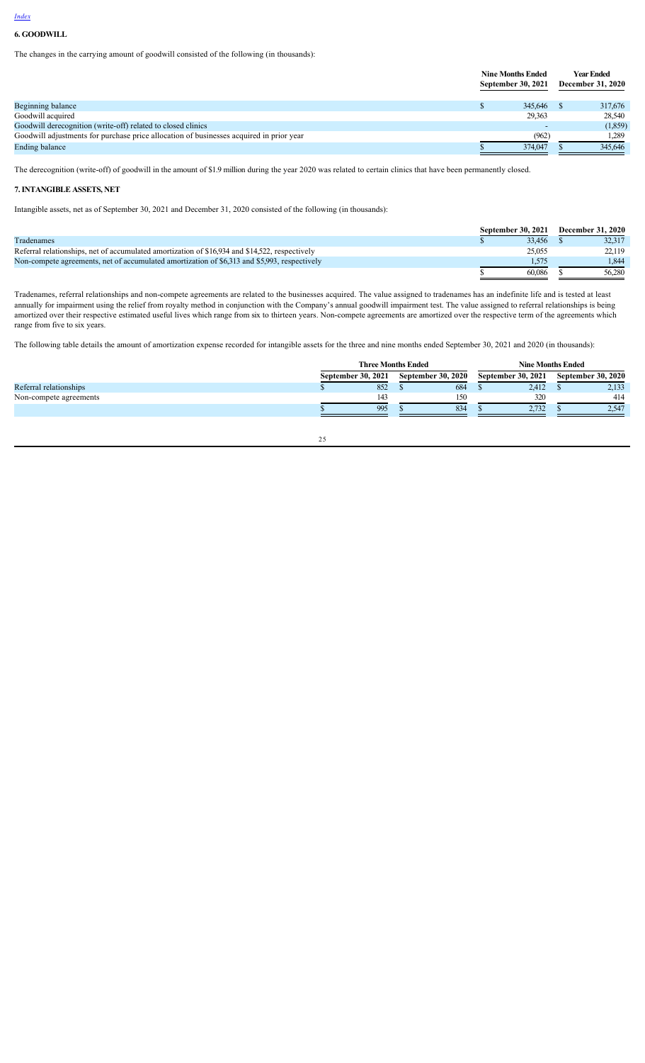[Index](#)

## 6. GOODWILL

The changes in the carrying amount of goodwill consisted of the following (in thousands):

| | Nine Months Ended September 30, 2021 | Year Ended December 31, 2020 |
|---|---|---|
| Beginning balance | $ 345,646 | $ 317,676 |
| Goodwill acquired | 29,363 | 28,540 |
| Goodwill derecognition (write-off) related to closed clinics | - | (1,859) |
| Goodwill adjustments for purchase price allocation of businesses acquired in prior year | (962) | 1,289 |
| Ending balance | $ 374,047 | $ 345,646 |

The derecognition (write-off) of goodwill in the amount of $1.9 million during the year 2020 was related to certain clinics that have been permanently closed.

## 7. INTANGIBLE ASSETS, NET

Intangible assets, net as of September 30, 2021 and December 31, 2020 consisted of the following (in thousands):

| | September 30, 2021 | December 31, 2020 |
|---|---|---|
| Tradenames | $ 33,456 | $ 32,317 |
| Referral relationships, net of accumulated amortization of $16,934 and $14,522, respectively | 25,055 | 22,119 |
| Non-compete agreements, net of accumulated amortization of $6,313 and $5,993, respectively | 1,575 | 1,844 |
| | $ 60,086 | $ 56,280 |

Tradenames, referral relationships and non-compete agreements are related to the businesses acquired. The value assigned to tradenames has an indefinite life and is tested at least annually for impairment using the relief from royalty method in conjunction with the Company's annual goodwill impairment test. The value assigned to referral relationships is being amortized over their respective estimated useful lives which range from six to thirteen years. Non-compete agreements are amortized over the respective term of the agreements which range from five to six years.

The following table details the amount of amortization expense recorded for intangible assets for the three and nine months ended September 30, 2021 and 2020 (in thousands):

| | Three Months Ended | | Nine Months Ended | |
|---|---|---|---|---|
| | September 30, 2021 | September 30, 2020 | September 30, 2021 | September 30, 2020 |
| Referral relationships | $ 852 | $ 684 | $ 2,412 | $ 2,133 |
| Non-compete agreements | 143 | 150 | 320 | 414 |
| | $ 995 | $ 834 | $ 2,732 | $ 2,547 |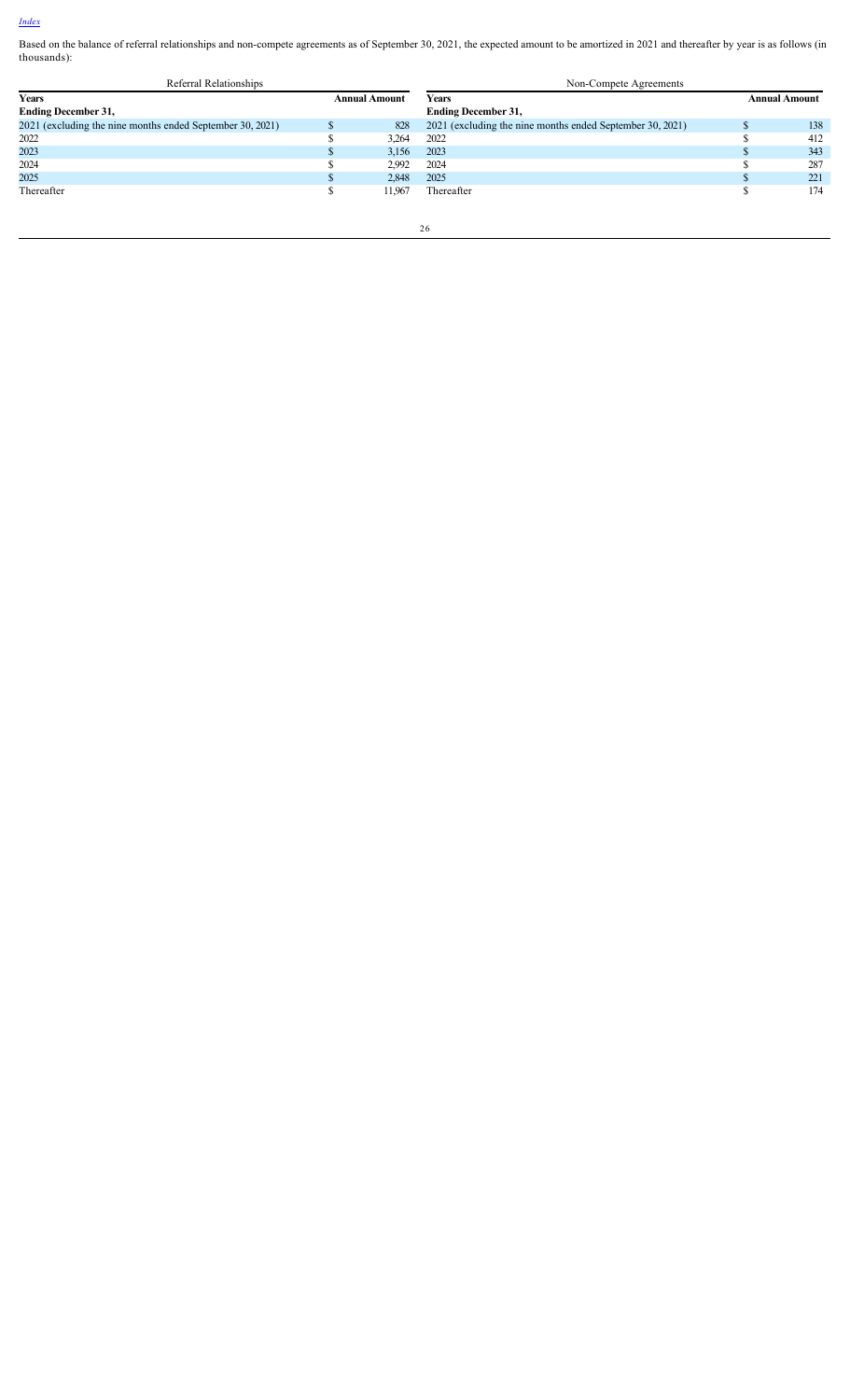Based on the balance of referral relationships and non-compete agreements as of September 30, 2021, the expected amount to be amortized in 2021 and thereafter by year is as follows (in thousands):

| Referral Relationships | | | Non-Compete Agreements | | |
|---|---|---|---|---|---|
| **Years Ending December 31,** | | **Annual Amount** | **Years Ending December 31,** | | **Annual Amount** |
| 2021 (excluding the nine months ended September 30, 2021) | $ | 828 | 2021 (excluding the nine months ended September 30, 2021) | $ | 138 |
| 2022 | $ | 3,264 | 2022 | $ | 412 |
| 2023 | $ | 3,156 | 2023 | $ | 343 |
| 2024 | $ | 2,992 | 2024 | $ | 287 |
| 2025 | $ | 2,848 | 2025 | $ | 221 |
| Thereafter | $ | 11,967 | Thereafter | $ | 174 |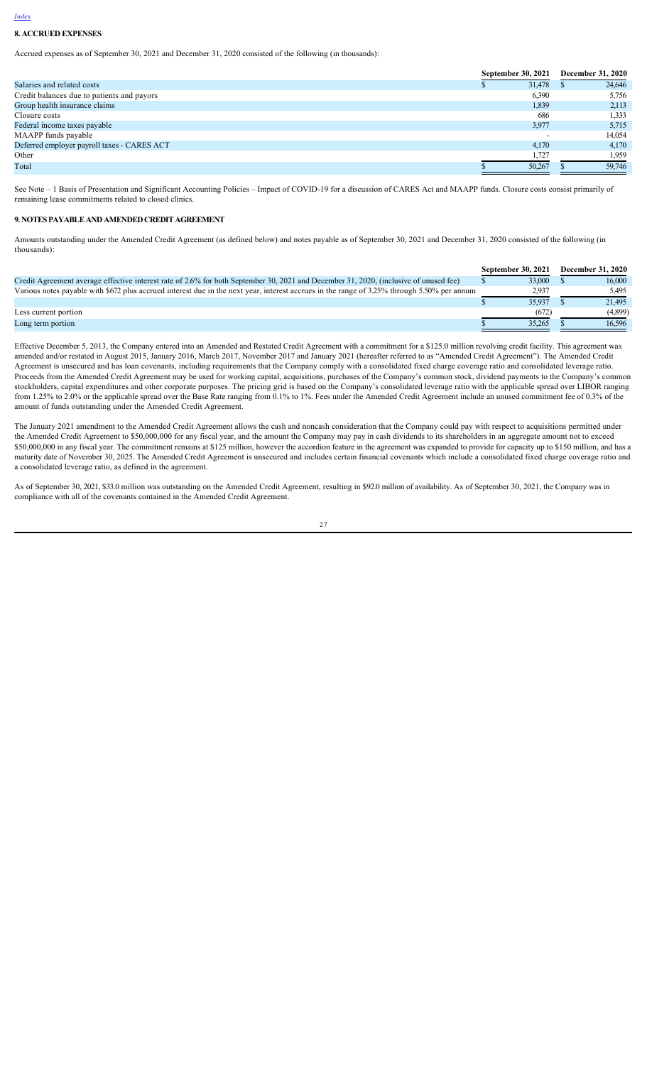## 8. ACCRUED EXPENSES

Accrued expenses as of September 30, 2021 and December 31, 2020 consisted of the following (in thousands):

| | September 30, 2021 | December 31, 2020 |
|---|---|---|
| Salaries and related costs | $ 31,478 | $ 24,646 |
| Credit balances due to patients and payors | 6,390 | 5,756 |
| Group health insurance claims | 1,839 | 2,113 |
| Closure costs | 686 | 1,333 |
| Federal income taxes payable | 3,977 | 5,715 |
| MAAPP funds payable | - | 14,054 |
| Deferred employer payroll taxes - CARES ACT | 4,170 | 4,170 |
| Other | 1,727 | 1,959 |
| Total | $ 50,267 | $ 59,746 |

See Note – 1 Basis of Presentation and Significant Accounting Policies – Impact of COVID-19 for a discussion of CARES Act and MAAPP funds. Closure costs consist primarily of remaining lease commitments related to closed clinics.

## 9. NOTES PAYABLE AND AMENDED CREDIT AGREEMENT

Amounts outstanding under the Amended Credit Agreement (as defined below) and notes payable as of September 30, 2021 and December 31, 2020 consisted of the following (in thousands):

| | September 30, 2021 | December 31, 2020 |
|---|---|---|
| Credit Agreement average effective interest rate of 2.6% for both September 30, 2021 and December 31, 2020, (inclusive of unused fee) | $ 33,000 | $ 16,000 |
| Various notes payable with $672 plus accrued interest due in the next year, interest accrues in the range of 3.25% through 5.50% per annum | 2,937 | 5,495 |
| | $ 35,937 | $ 21,495 |
| Less current portion | (672) | (4,899) |
| Long term portion | $ 35,265 | $ 16,596 |

Effective December 5, 2013, the Company entered into an Amended and Restated Credit Agreement with a commitment for a $125.0 million revolving credit facility. This agreement was amended and/or restated in August 2015, January 2016, March 2017, November 2017 and January 2021 (hereafter referred to as "Amended Credit Agreement"). The Amended Credit Agreement is unsecured and has loan covenants, including requirements that the Company comply with a consolidated fixed charge coverage ratio and consolidated leverage ratio. Proceeds from the Amended Credit Agreement may be used for working capital, acquisitions, purchases of the Company's common stock, dividend payments to the Company's common stockholders, capital expenditures and other corporate purposes. The pricing grid is based on the Company's consolidated leverage ratio with the applicable spread over LIBOR ranging from 1.25% to 2.0% or the applicable spread over the Base Rate ranging from 0.1% to 1%. Fees under the Amended Credit Agreement include an unused commitment fee of 0.3% of the amount of funds outstanding under the Amended Credit Agreement.

The January 2021 amendment to the Amended Credit Agreement allows the cash and noncash consideration that the Company could pay with respect to acquisitions permitted under the Amended Credit Agreement to $50,000,000 for any fiscal year, and the amount the Company may pay in cash dividends to its shareholders in an aggregate amount not to exceed $50,000,000 in any fiscal year. The commitment remains at $125 million, however the accordion feature in the agreement was expanded to provide for capacity up to $150 million, and has a maturity date of November 30, 2025. The Amended Credit Agreement is unsecured and includes certain financial covenants which include a consolidated fixed charge coverage ratio and a consolidated leverage ratio, as defined in the agreement.

As of September 30, 2021, $33.0 million was outstanding on the Amended Credit Agreement, resulting in $92.0 million of availability. As of September 30, 2021, the Company was in compliance with all of the covenants contained in the Amended Credit Agreement.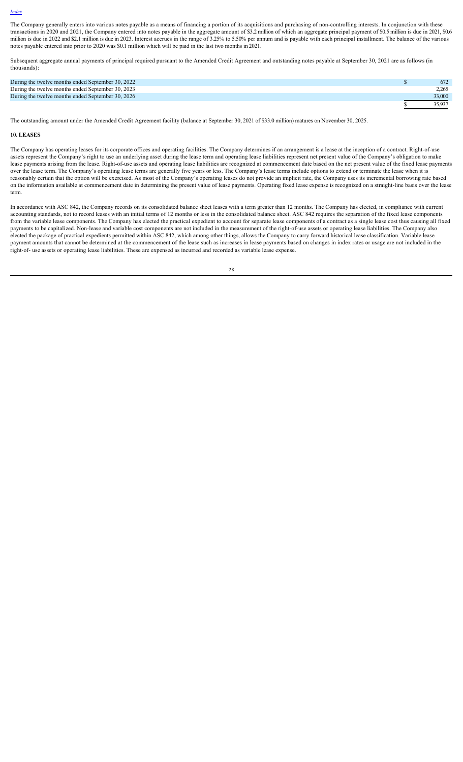The Company generally enters into various notes payable as a means of financing a portion of its acquisitions and purchasing of non-controlling interests. In conjunction with these transactions in 2020 and 2021, the Company entered into notes payable in the aggregate amount of $3.2 million of which an aggregate principal payment of $0.5 million is due in 2021, $0.6 million is due in 2022 and $2.1 million is due in 2023. Interest accrues in the range of 3.25% to 5.50% per annum and is payable with each principal installment. The balance of the various notes payable entered into prior to 2020 was $0.1 million which will be paid in the last two months in 2021.

Subsequent aggregate annual payments of principal required pursuant to the Amended Credit Agreement and outstanding notes payable at September 30, 2021 are as follows (in thousands):

| | |
|---|---|
| During the twelve months ended September 30, 2022 | $ 672 |
| During the twelve months ended September 30, 2023 | 2,265 |
| During the twelve months ended September 30, 2026 | 33,000 |
| | $ 35,937 |

The outstanding amount under the Amended Credit Agreement facility (balance at September 30, 2021 of $33.0 million) matures on November 30, 2025.

## 10. LEASES

The Company has operating leases for its corporate offices and operating facilities. The Company determines if an arrangement is a lease at the inception of a contract. Right-of-use assets represent the Company's right to use an underlying asset during the lease term and operating lease liabilities represent net present value of the Company's obligation to make lease payments arising from the lease. Right-of-use assets and operating lease liabilities are recognized at commencement date based on the net present value of the fixed lease payments over the lease term. The Company's operating lease terms are generally five years or less. The Company's lease terms include options to extend or terminate the lease when it is reasonably certain that the option will be exercised. As most of the Company's operating leases do not provide an implicit rate, the Company uses its incremental borrowing rate based on the information available at commencement date in determining the present value of lease payments. Operating fixed lease expense is recognized on a straight-line basis over the lease term.

In accordance with ASC 842, the Company records on its consolidated balance sheet leases with a term greater than 12 months. The Company has elected, in compliance with current accounting standards, not to record leases with an initial terms of 12 months or less in the consolidated balance sheet. ASC 842 requires the separation of the fixed lease components from the variable lease components. The Company has elected the practical expedient to account for separate lease components of a contract as a single lease cost thus causing all fixed payments to be capitalized. Non-lease and variable cost components are not included in the measurement of the right-of-use assets or operating lease liabilities. The Company also elected the package of practical expedients permitted within ASC 842, which among other things, allows the Company to carry forward historical lease classification. Variable lease payment amounts that cannot be determined at the commencement of the lease such as increases in lease payments based on changes in index rates or usage are not included in the right-of- use assets or operating lease liabilities. These are expensed as incurred and recorded as variable lease expense.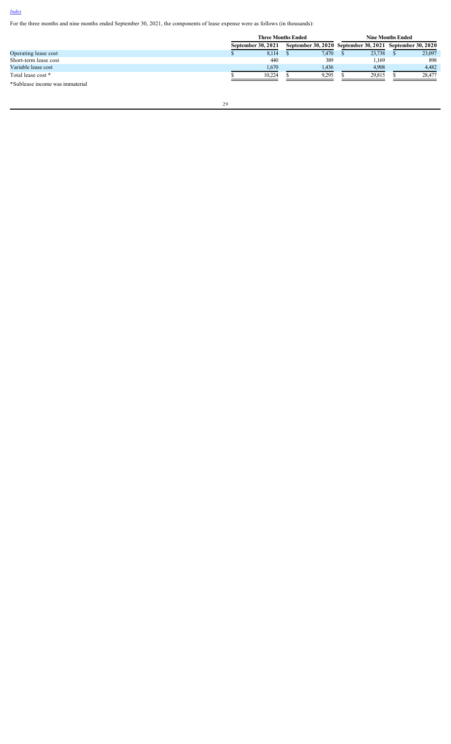[Index](#)

For the three months and nine months ended September 30, 2021, the components of lease expense were as follows (in thousands):

| | Three Months Ended | | Nine Months Ended | |
|---|---|---|---|---|
| | September 30, 2021 | September 30, 2020 | September 30, 2021 | September 30, 2020 |
| Operating lease cost | $ 8,114 | $ 7,470 | $ 23,738 | $ 23,097 |
| Short-term lease cost | 440 | 389 | 1,169 | 898 |
| Variable lease cost | 1,670 | 1,436 | 4,908 | 4,482 |
| Total lease cost * | $ 10,224 | $ 9,295 | $ 29,815 | $ 28,477 |

*Sublease income was immaterial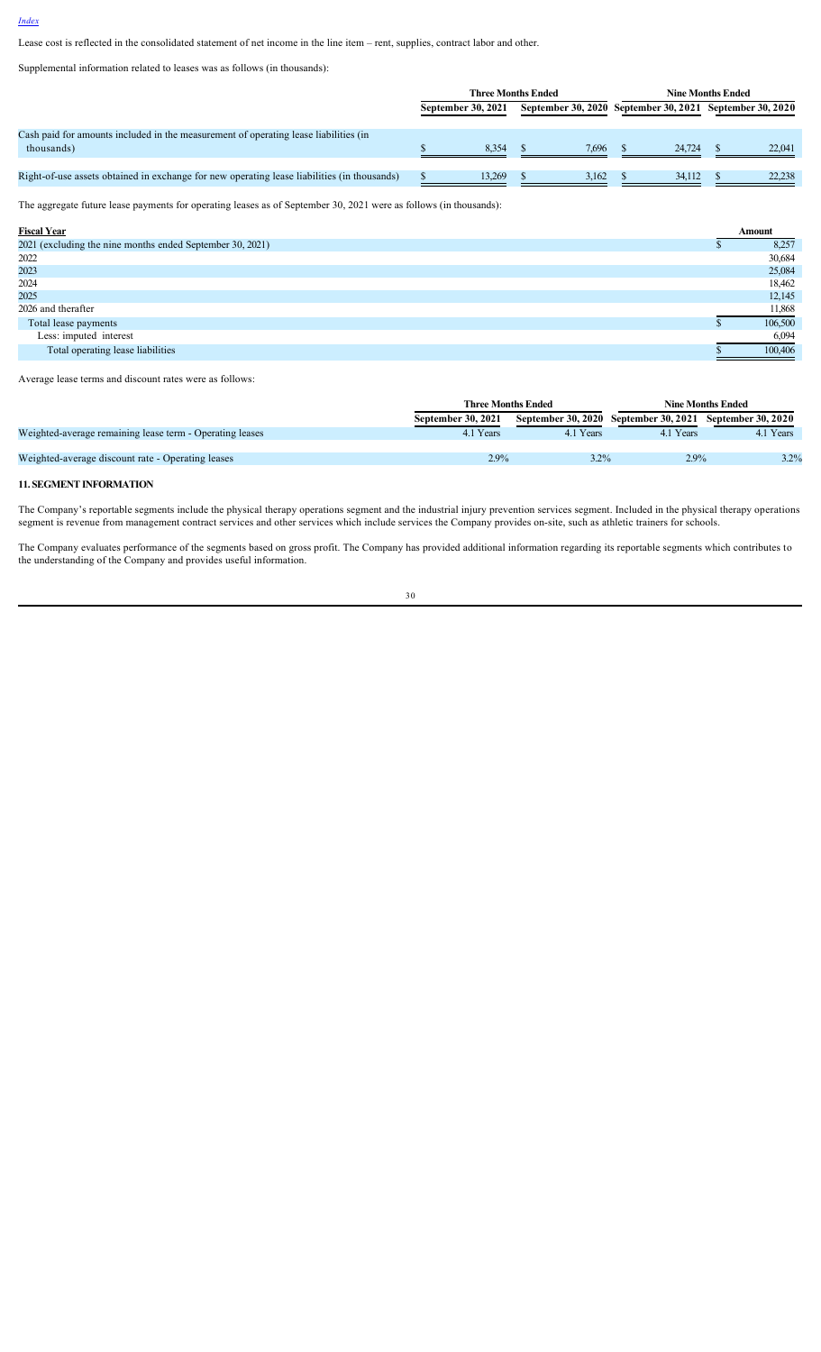Lease cost is reflected in the consolidated statement of net income in the line item – rent, supplies, contract labor and other.

Supplemental information related to leases was as follows (in thousands):

| | Three Months Ended | | Nine Months Ended | |
|---|---|---|---|---|
| | September 30, 2021 | September 30, 2020 | September 30, 2021 | September 30, 2020 |
| Cash paid for amounts included in the measurement of operating lease liabilities (in thousands) | $ 8,354 | $ 7,696 | $ 24,724 | $ 22,041 |
| Right-of-use assets obtained in exchange for new operating lease liabilities (in thousands) | $ 13,269 | $ 3,162 | $ 34,112 | $ 22,238 |

The aggregate future lease payments for operating leases as of September 30, 2021 were as follows (in thousands):

| Fiscal Year | Amount |
|---|---|
| 2021 (excluding the nine months ended September 30, 2021) | $ 8,257 |
| 2022 | 30,684 |
| 2023 | 25,084 |
| 2024 | 18,462 |
| 2025 | 12,145 |
| 2026 and therafter | 11,868 |
| Total lease payments | $ 106,500 |
| Less: imputed interest | 6,094 |
| Total operating lease liabilities | $ 100,406 |

Average lease terms and discount rates were as follows:

| | Three Months Ended | | Nine Months Ended | |
|---|---|---|---|---|
| | September 30, 2021 | September 30, 2020 | September 30, 2021 | September 30, 2020 |
| Weighted-average remaining lease term - Operating leases | 4.1 Years | 4.1 Years | 4.1 Years | 4.1 Years |
| Weighted-average discount rate - Operating leases | 2.9% | 3.2% | 2.9% | 3.2% |

**11. SEGMENT INFORMATION**

The Company's reportable segments include the physical therapy operations segment and the industrial injury prevention services segment. Included in the physical therapy operations segment is revenue from management contract services and other services which include services the Company provides on-site, such as athletic trainers for schools.

The Company evaluates performance of the segments based on gross profit. The Company has provided additional information regarding its reportable segments which contributes to the understanding of the Company and provides useful information.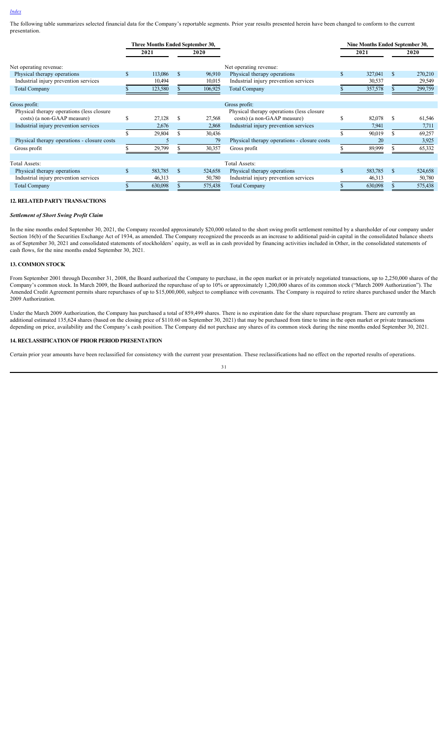The following table summarizes selected financial data for the Company's reportable segments. Prior year results presented herein have been changed to conform to the current presentation.

| | Three Months Ended September 30, 2021 | Three Months Ended September 30, 2020 | | Nine Months Ended September 30, 2021 | Nine Months Ended September 30, 2020 |
|---|---|---|---|---|---|
| Net operating revenue: | | | Net operating revenue: | | |
| Physical therapy operations | $ 113,086 | $ 96,910 | Physical therapy operations | $ 327,041 | $ 270,210 |
| Industrial injury prevention services | 10,494 | 10,015 | Industrial injury prevention services | 30,537 | 29,549 |
| Total Company | $ 123,580 | $ 106,925 | Total Company | $ 357,578 | $ 299,759 |
| | | | | | |
| Gross profit: | | | Gross profit: | | |
| Physical therapy operations (less closure costs) (a non-GAAP measure) | $ 27,128 | $ 27,568 | Physical therapy operations (less closure costs) (a non-GAAP measure) | $ 82,078 | $ 61,546 |
| Industrial injury prevention services | 2,676 | 2,868 | Industrial injury prevention services | 7,941 | 7,711 |
| | $ 29,804 | $ 30,436 | | $ 90,019 | $ 69,257 |
| Physical therapy operations - closure costs | 5 | 79 | Physical therapy operations - closure costs | 20 | 3,925 |
| Gross profit | $ 29,799 | $ 30,357 | Gross profit | $ 89,999 | $ 65,332 |
| | | | | | |
| Total Assets: | | | Total Assets: | | |
| Physical therapy operations | $ 583,785 | $ 524,658 | Physical therapy operations | $ 583,785 | $ 524,658 |
| Industrial injury prevention services | 46,313 | 50,780 | Industrial injury prevention services | 46,313 | 50,780 |
| Total Company | $ 630,098 | $ 575,438 | Total Company | $ 630,098 | $ 575,438 |

## 12. RELATED PARTY TRANSACTIONS

### *Settlement of Short Swing Profit Claim*

In the nine months ended September 30, 2021, the Company recorded approximately $20,000 related to the short swing profit settlement remitted by a shareholder of our company under Section 16(b) of the Securities Exchange Act of 1934, as amended. The Company recognized the proceeds as an increase to additional paid-in capital in the consolidated balance sheets as of September 30, 2021 and consolidated statements of stockholders' equity, as well as in cash provided by financing activities included in Other, in the consolidated statements of cash flows, for the nine months ended September 30, 2021.

## 13. COMMON STOCK

From September 2001 through December 31, 2008, the Board authorized the Company to purchase, in the open market or in privately negotiated transactions, up to 2,250,000 shares of the Company's common stock. In March 2009, the Board authorized the repurchase of up to 10% or approximately 1,200,000 shares of its common stock ("March 2009 Authorization"). The Amended Credit Agreement permits share repurchases of up to $15,000,000, subject to compliance with covenants. The Company is required to retire shares purchased under the March 2009 Authorization.

Under the March 2009 Authorization, the Company has purchased a total of 859,499 shares. There is no expiration date for the share repurchase program. There are currently an additional estimated 135,624 shares (based on the closing price of $110.60 on September 30, 2021) that may be purchased from time to time in the open market or private transactions depending on price, availability and the Company's cash position. The Company did not purchase any shares of its common stock during the nine months ended September 30, 2021.

## 14. RECLASSIFICATION OF PRIOR PERIOD PRESENTATION

Certain prior year amounts have been reclassified for consistency with the current year presentation. These reclassifications had no effect on the reported results of operations.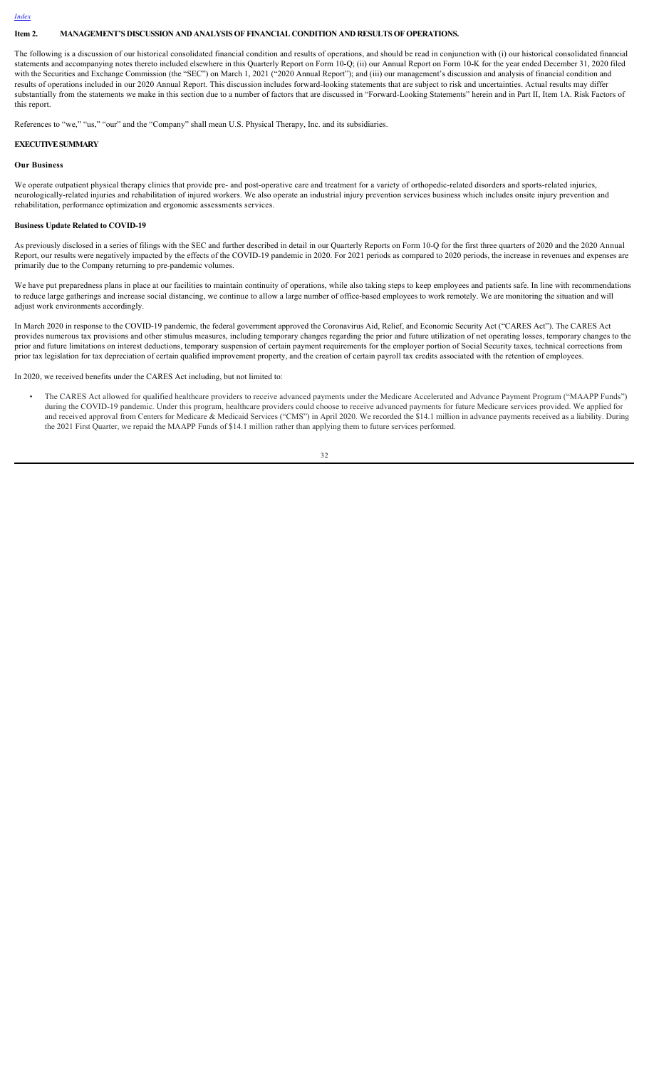[Index](#)

## Item 2. MANAGEMENT'S DISCUSSION AND ANALYSIS OF FINANCIAL CONDITION AND RESULTS OF OPERATIONS.

The following is a discussion of our historical consolidated financial condition and results of operations, and should be read in conjunction with (i) our historical consolidated financial statements and accompanying notes thereto included elsewhere in this Quarterly Report on Form 10-Q; (ii) our Annual Report on Form 10-K for the year ended December 31, 2020 filed with the Securities and Exchange Commission (the "SEC") on March 1, 2021 ("2020 Annual Report"); and (iii) our management's discussion and analysis of financial condition and results of operations included in our 2020 Annual Report. This discussion includes forward-looking statements that are subject to risk and uncertainties. Actual results may differ substantially from the statements we make in this section due to a number of factors that are discussed in "Forward-Looking Statements" herein and in Part II, Item 1A. Risk Factors of this report.

References to "we," "us," "our" and the "Company" shall mean U.S. Physical Therapy, Inc. and its subsidiaries.

### EXECUTIVE SUMMARY

#### Our Business

We operate outpatient physical therapy clinics that provide pre- and post-operative care and treatment for a variety of orthopedic-related disorders and sports-related injuries, neurologically-related injuries and rehabilitation of injured workers. We also operate an industrial injury prevention services business which includes onsite injury prevention and rehabilitation, performance optimization and ergonomic assessments services.

#### Business Update Related to COVID-19

As previously disclosed in a series of filings with the SEC and further described in detail in our Quarterly Reports on Form 10-Q for the first three quarters of 2020 and the 2020 Annual Report, our results were negatively impacted by the effects of the COVID-19 pandemic in 2020. For 2021 periods as compared to 2020 periods, the increase in revenues and expenses are primarily due to the Company returning to pre-pandemic volumes.

We have put preparedness plans in place at our facilities to maintain continuity of operations, while also taking steps to keep employees and patients safe. In line with recommendations to reduce large gatherings and increase social distancing, we continue to allow a large number of office-based employees to work remotely. We are monitoring the situation and will adjust work environments accordingly.

In March 2020 in response to the COVID-19 pandemic, the federal government approved the Coronavirus Aid, Relief, and Economic Security Act ("CARES Act"). The CARES Act provides numerous tax provisions and other stimulus measures, including temporary changes regarding the prior and future utilization of net operating losses, temporary changes to the prior and future limitations on interest deductions, temporary suspension of certain payment requirements for the employer portion of Social Security taxes, technical corrections from prior tax legislation for tax depreciation of certain qualified improvement property, and the creation of certain payroll tax credits associated with the retention of employees.

In 2020, we received benefits under the CARES Act including, but not limited to:

- The CARES Act allowed for qualified healthcare providers to receive advanced payments under the Medicare Accelerated and Advance Payment Program ("MAAPP Funds") during the COVID-19 pandemic. Under this program, healthcare providers could choose to receive advanced payments for future Medicare services provided. We applied for and received approval from Centers for Medicare & Medicaid Services ("CMS") in April 2020. We recorded the $14.1 million in advance payments received as a liability. During the 2021 First Quarter, we repaid the MAAPP Funds of $14.1 million rather than applying them to future services performed.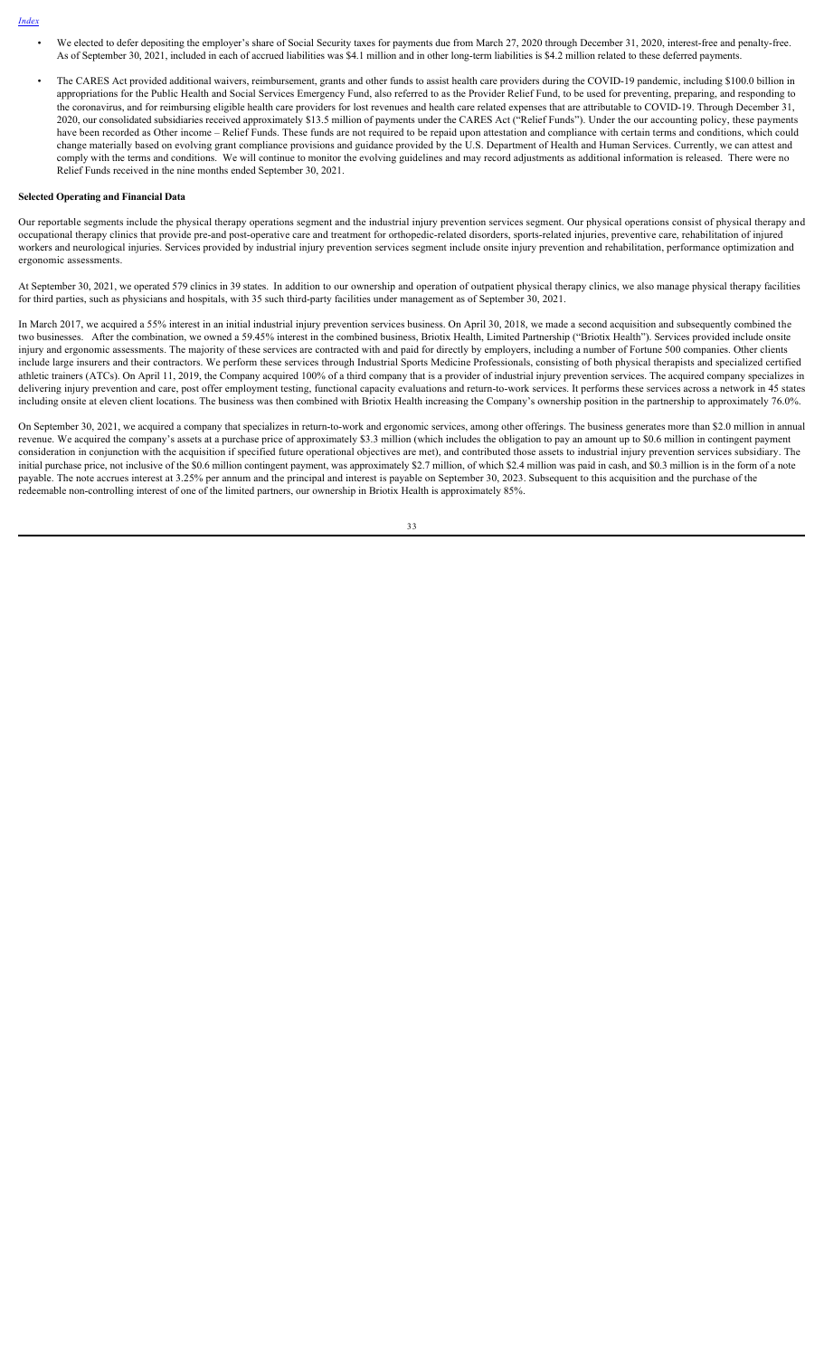- We elected to defer depositing the employer's share of Social Security taxes for payments due from March 27, 2020 through December 31, 2020, interest-free and penalty-free. As of September 30, 2021, included in each of accrued liabilities was $4.1 million and in other long-term liabilities is $4.2 million related to these deferred payments.
- The CARES Act provided additional waivers, reimbursement, grants and other funds to assist health care providers during the COVID-19 pandemic, including $100.0 billion in appropriations for the Public Health and Social Services Emergency Fund, also referred to as the Provider Relief Fund, to be used for preventing, preparing, and responding to the coronavirus, and for reimbursing eligible health care providers for lost revenues and health care related expenses that are attributable to COVID-19. Through December 31, 2020, our consolidated subsidiaries received approximately $13.5 million of payments under the CARES Act ("Relief Funds"). Under the our accounting policy, these payments have been recorded as Other income – Relief Funds. These funds are not required to be repaid upon attestation and compliance with certain terms and conditions, which could change materially based on evolving grant compliance provisions and guidance provided by the U.S. Department of Health and Human Services. Currently, we can attest and comply with the terms and conditions. We will continue to monitor the evolving guidelines and may record adjustments as additional information is released. There were no Relief Funds received in the nine months ended September 30, 2021.

**Selected Operating and Financial Data**

Our reportable segments include the physical therapy operations segment and the industrial injury prevention services segment. Our physical operations consist of physical therapy and occupational therapy clinics that provide pre-and post-operative care and treatment for orthopedic-related disorders, sports-related injuries, preventive care, rehabilitation of injured workers and neurological injuries. Services provided by industrial injury prevention services segment include onsite injury prevention and rehabilitation, performance optimization and ergonomic assessments.

At September 30, 2021, we operated 579 clinics in 39 states. In addition to our ownership and operation of outpatient physical therapy clinics, we also manage physical therapy facilities for third parties, such as physicians and hospitals, with 35 such third-party facilities under management as of September 30, 2021.

In March 2017, we acquired a 55% interest in an initial industrial injury prevention services business. On April 30, 2018, we made a second acquisition and subsequently combined the two businesses. After the combination, we owned a 59.45% interest in the combined business, Briotix Health, Limited Partnership ("Briotix Health"). Services provided include onsite injury and ergonomic assessments. The majority of these services are contracted with and paid for directly by employers, including a number of Fortune 500 companies. Other clients include large insurers and their contractors. We perform these services through Industrial Sports Medicine Professionals, consisting of both physical therapists and specialized certified athletic trainers (ATCs). On April 11, 2019, the Company acquired 100% of a third company that is a provider of industrial injury prevention services. The acquired company specializes in delivering injury prevention and care, post offer employment testing, functional capacity evaluations and return-to-work services. It performs these services across a network in 45 states including onsite at eleven client locations. The business was then combined with Briotix Health increasing the Company's ownership position in the partnership to approximately 76.0%.

On September 30, 2021, we acquired a company that specializes in return-to-work and ergonomic services, among other offerings. The business generates more than $2.0 million in annual revenue. We acquired the company's assets at a purchase price of approximately $3.3 million (which includes the obligation to pay an amount up to $0.6 million in contingent payment consideration in conjunction with the acquisition if specified future operational objectives are met), and contributed those assets to industrial injury prevention services subsidiary. The initial purchase price, not inclusive of the $0.6 million contingent payment, was approximately $2.7 million, of which $2.4 million was paid in cash, and $0.3 million is in the form of a note payable. The note accrues interest at 3.25% per annum and the principal and interest is payable on September 30, 2023. Subsequent to this acquisition and the purchase of the redeemable non-controlling interest of one of the limited partners, our ownership in Briotix Health is approximately 85%.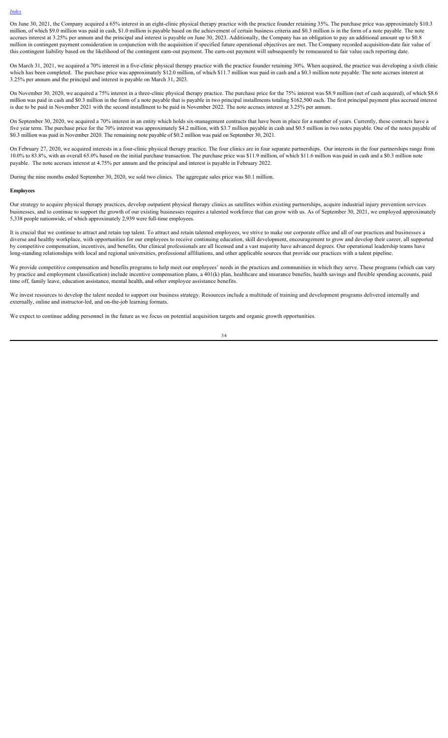On June 30, 2021, the Company acquired a 65% interest in an eight-clinic physical therapy practice with the practice founder retaining 35%. The purchase price was approximately $10.3 million, of which $9.0 million was paid in cash, $1.0 million is payable based on the achievement of certain business criteria and $0.3 million is in the form of a note payable. The note accrues interest at 3.25% per annum and the principal and interest is payable on June 30, 2023. Additionally, the Company has an obligation to pay an additional amount up to $0.8 million in contingent payment consideration in conjunction with the acquisition if specified future operational objectives are met. The Company recorded acquisition-date fair value of this contingent liability based on the likelihood of the contingent earn-out payment. The earn-out payment will subsequently be remeasured to fair value each reporting date.

On March 31, 2021, we acquired a 70% interest in a five-clinic physical therapy practice with the practice founder retaining 30%. When acquired, the practice was developing a sixth clinic which has been completed. The purchase price was approximately $12.0 million, of which $11.7 million was paid in cash and a $0.3 million note payable. The note accrues interest at 3.25% per annum and the principal and interest is payable on March 31, 2023.

On November 30, 2020, we acquired a 75% interest in a three-clinic physical therapy practice. The purchase price for the 75% interest was $8.9 million (net of cash acquired), of which $8.6 million was paid in cash and $0.3 million in the form of a note payable that is payable in two principal installments totaling $162,500 each. The first principal payment plus accrued interest is due to be paid in November 2021 with the second installment to be paid in November 2022. The note accrues interest at 3.25% per annum.

On September 30, 2020, we acquired a 70% interest in an entity which holds six-management contracts that have been in place for a number of years. Currently, these contracts have a five year term. The purchase price for the 70% interest was approximately $4.2 million, with $3.7 million payable in cash and $0.5 million in two notes payable. One of the notes payable of $0.3 million was paid in November 2020. The remaining note payable of $0.2 million was paid on September 30, 2021.

On February 27, 2020, we acquired interests in a four-clinic physical therapy practice. The four clinics are in four separate partnerships. Our interests in the four partnerships range from 10.0% to 83.8%, with an overall 65.0% based on the initial purchase transaction. The purchase price was $11.9 million, of which $11.6 million was paid in cash and a $0.3 million note payable. The note accrues interest at 4.75% per annum and the principal and interest is payable in February 2022.

During the nine months ended September 30, 2020, we sold two clinics. The aggregate sales price was $0.1 million.

**Employees**

Our strategy to acquire physical therapy practices, develop outpatient physical therapy clinics as satellites within existing partnerships, acquire industrial injury prevention services businesses, and to continue to support the growth of our existing businesses requires a talented workforce that can grow with us. As of September 30, 2021, we employed approximately 5,338 people nationwide, of which approximately 2,939 were full-time employees.

It is crucial that we continue to attract and retain top talent. To attract and retain talented employees, we strive to make our corporate office and all of our practices and businesses a diverse and healthy workplace, with opportunities for our employees to receive continuing education, skill development, encouragement to grow and develop their career, all supported by competitive compensation, incentives, and benefits. Our clinical professionals are all licensed and a vast majority have advanced degrees. Our operational leadership teams have long-standing relationships with local and regional universities, professional affiliations, and other applicable sources that provide our practices with a talent pipeline.

We provide competitive compensation and benefits programs to help meet our employees' needs in the practices and communities in which they serve. These programs (which can vary by practice and employment classification) include incentive compensation plans, a 401(k) plan, healthcare and insurance benefits, health savings and flexible spending accounts, paid time off, family leave, education assistance, mental health, and other employee assistance benefits.

We invest resources to develop the talent needed to support our business strategy. Resources include a multitude of training and development programs delivered internally and externally, online and instructor-led, and on-the-job learning formats.

We expect to continue adding personnel in the future as we focus on potential acquisition targets and organic growth opportunities.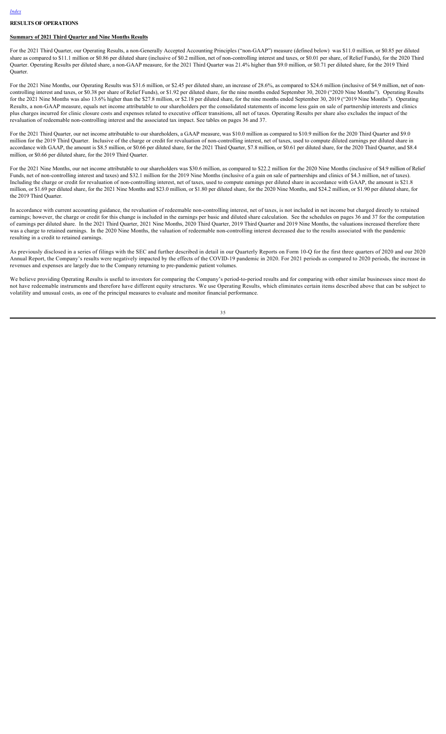[Index](#)

## RESULTS OF OPERATIONS

### Summary of 2021 Third Quarter and Nine Months Results

For the 2021 Third Quarter, our Operating Results, a non-Generally Accepted Accounting Principles ("non-GAAP") measure (defined below) was $11.0 million, or $0.85 per diluted share as compared to $11.1 million or $0.86 per diluted share (inclusive of $0.2 million, net of non-controlling interest and taxes, or $0.01 per share, of Relief Funds), for the 2020 Third Quarter. Operating Results per diluted share, a non-GAAP measure, for the 2021 Third Quarter was 21.4% higher than $9.0 million, or $0.71 per diluted share, for the 2019 Third Quarter.

For the 2021 Nine Months, our Operating Results was $31.6 million, or $2.45 per diluted share, an increase of 28.6%, as compared to $24.6 million (inclusive of $4.9 million, net of non-controlling interest and taxes, or $0.38 per share of Relief Funds), or $1.92 per diluted share, for the nine months ended September 30, 2020 ("2020 Nine Months"). Operating Results for the 2021 Nine Months was also 13.6% higher than the $27.8 million, or $2.18 per diluted share, for the nine months ended September 30, 2019 ("2019 Nine Months"). Operating Results, a non-GAAP measure, equals net income attributable to our shareholders per the consolidated statements of income less gain on sale of partnership interests and clinics plus charges incurred for clinic closure costs and expenses related to executive officer transitions, all net of taxes. Operating Results per share also excludes the impact of the revaluation of redeemable non-controlling interest and the associated tax impact. See tables on pages 36 and 37.

For the 2021 Third Quarter, our net income attributable to our shareholders, a GAAP measure, was $10.0 million as compared to $10.9 million for the 2020 Third Quarter and $9.0 million for the 2019 Third Quarter. Inclusive of the charge or credit for revaluation of non-controlling interest, net of taxes, used to compute diluted earnings per diluted share in accordance with GAAP, the amount is $8.5 million, or $0.66 per diluted share, for the 2021 Third Quarter, $7.8 million, or $0.61 per diluted share, for the 2020 Third Quarter, and $8.4 million, or $0.66 per diluted share, for the 2019 Third Quarter.

For the 2021 Nine Months, our net income attributable to our shareholders was $30.6 million, as compared to $22.2 million for the 2020 Nine Months (inclusive of $4.9 million of Relief Funds, net of non-controlling interest and taxes) and $32.1 million for the 2019 Nine Months (inclusive of a gain on sale of partnerships and clinics of $4.3 million, net of taxes). Including the charge or credit for revaluation of non-controlling interest, net of taxes, used to compute earnings per diluted share in accordance with GAAP, the amount is $21.8 million, or $1.69 per diluted share, for the 2021 Nine Months and $23.0 million, or $1.80 per diluted share, for the 2020 Nine Months, and $24.2 million, or $1.90 per diluted share, for the 2019 Third Quarter.

In accordance with current accounting guidance, the revaluation of redeemable non-controlling interest, net of taxes, is not included in net income but charged directly to retained earnings; however, the charge or credit for this change is included in the earnings per basic and diluted share calculation. See the schedules on pages 36 and 37 for the computation of earnings per diluted share. In the 2021 Third Quarter, 2021 Nine Months, 2020 Third Quarter, 2019 Third Quarter and 2019 Nine Months, the valuations increased therefore there was a charge to retained earnings. In the 2020 Nine Months, the valuation of redeemable non-controlling interest decreased due to the results associated with the pandemic resulting in a credit to retained earnings.

As previously disclosed in a series of filings with the SEC and further described in detail in our Quarterly Reports on Form 10-Q for the first three quarters of 2020 and our 2020 Annual Report, the Company's results were negatively impacted by the effects of the COVID-19 pandemic in 2020. For 2021 periods as compared to 2020 periods, the increase in revenues and expenses are largely due to the Company returning to pre-pandemic patient volumes.

We believe providing Operating Results is useful to investors for comparing the Company's period-to-period results and for comparing with other similar businesses since most do not have redeemable instruments and therefore have different equity structures. We use Operating Results, which eliminates certain items described above that can be subject to volatility and unusual costs, as one of the principal measures to evaluate and monitor financial performance.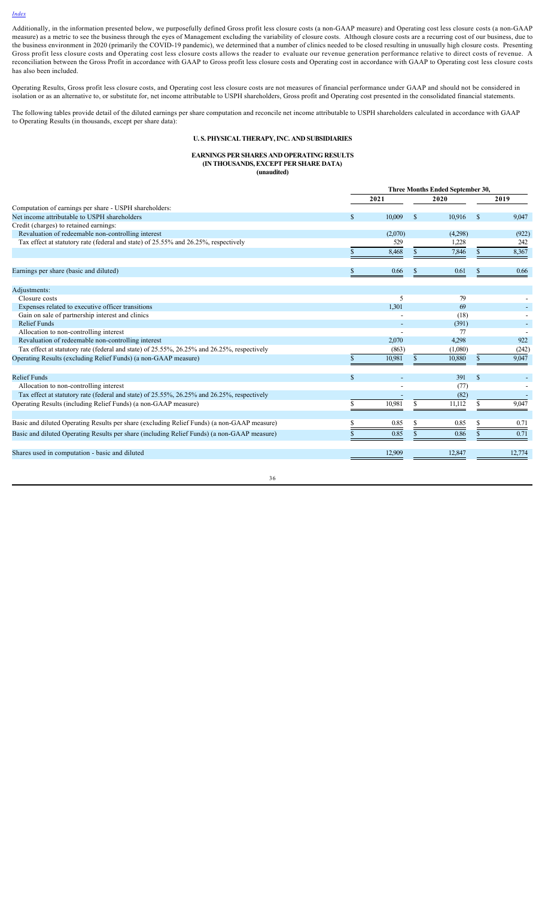[Index](#)

Additionally, in the information presented below, we purposefully defined Gross profit less closure costs (a non-GAAP measure) and Operating cost less closure costs (a non-GAAP measure) as a metric to see the business through the eyes of Management excluding the variability of closure costs. Although closure costs are a recurring cost of our business, due to the business environment in 2020 (primarily the COVID-19 pandemic), we determined that a number of clinics needed to be closed resulting in unusually high closure costs. Presenting Gross profit less closure costs and Operating cost less closure costs allows the reader to evaluate our revenue generation performance relative to direct costs of revenue. A reconciliation between the Gross Profit in accordance with GAAP to Gross profit less closure costs and Operating cost in accordance with GAAP to Operating cost less closure costs has also been included.

Operating Results, Gross profit less closure costs, and Operating cost less closure costs are not measures of financial performance under GAAP and should not be considered in isolation or as an alternative to, or substitute for, net income attributable to USPH shareholders, Gross profit and Operating cost presented in the consolidated financial statements.

The following tables provide detail of the diluted earnings per share computation and reconcile net income attributable to USPH shareholders calculated in accordance with GAAP to Operating Results (in thousands, except per share data):

**U. S. PHYSICAL THERAPY, INC. AND SUBSIDIARIES**

**EARNINGS PER SHARES AND OPERATING RESULTS**
**(IN THOUSANDS, EXCEPT PER SHARE DATA)**
**(unaudited)**

| | Three Months Ended September 30, | | |
|---|---|---|---|
| | 2021 | 2020 | 2019 |
| Computation of earnings per share - USPH shareholders: | | | |
| Net income attributable to USPH shareholders | $ 10,009 | $ 10,916 | $ 9,047 |
| Credit (charges) to retained earnings: | | | |
| Revaluation of redeemable non-controlling interest | (2,070) | (4,298) | (922) |
| Tax effect at statutory rate (federal and state) of 25.55% and 26.25%, respectively | 529 | 1,228 | 242 |
| | $ 8,468 | $ 7,846 | $ 8,367 |
| | | | |
| Earnings per share (basic and diluted) | $ 0.66 | $ 0.61 | $ 0.66 |
| | | | |
| Adjustments: | | | |
| Closure costs | 5 | 79 | - |
| Expenses related to executive officer transitions | 1,301 | 69 | - |
| Gain on sale of partnership interest and clinics | - | (18) | - |
| Relief Funds | - | (391) | - |
| Allocation to non-controlling interest | - | 77 | - |
| Revaluation of redeemable non-controlling interest | 2,070 | 4,298 | 922 |
| Tax effect at statutory rate (federal and state) of 25.55%, 26.25% and 26.25%, respectively | (863) | (1,080) | (242) |
| Operating Results (excluding Relief Funds) (a non-GAAP measure) | $ 10,981 | $ 10,880 | $ 9,047 |
| | | | |
| Relief Funds | $ - | 391 | $ - |
| Allocation to non-controlling interest | - | (77) | - |
| Tax effect at statutory rate (federal and state) of 25.55%, 26.25% and 26.25%, respectively | - | (82) | - |
| Operating Results (including Relief Funds) (a non-GAAP measure) | $ 10,981 | $ 11,112 | $ 9,047 |
| | | | |
| Basic and diluted Operating Results per share (excluding Relief Funds) (a non-GAAP measure) | $ 0.85 | $ 0.85 | $ 0.71 |
| Basic and diluted Operating Results per share (including Relief Funds) (a non-GAAP measure) | $ 0.85 | $ 0.86 | $ 0.71 |
| | | | |
| Shares used in computation - basic and diluted | 12,909 | 12,847 | 12,774 |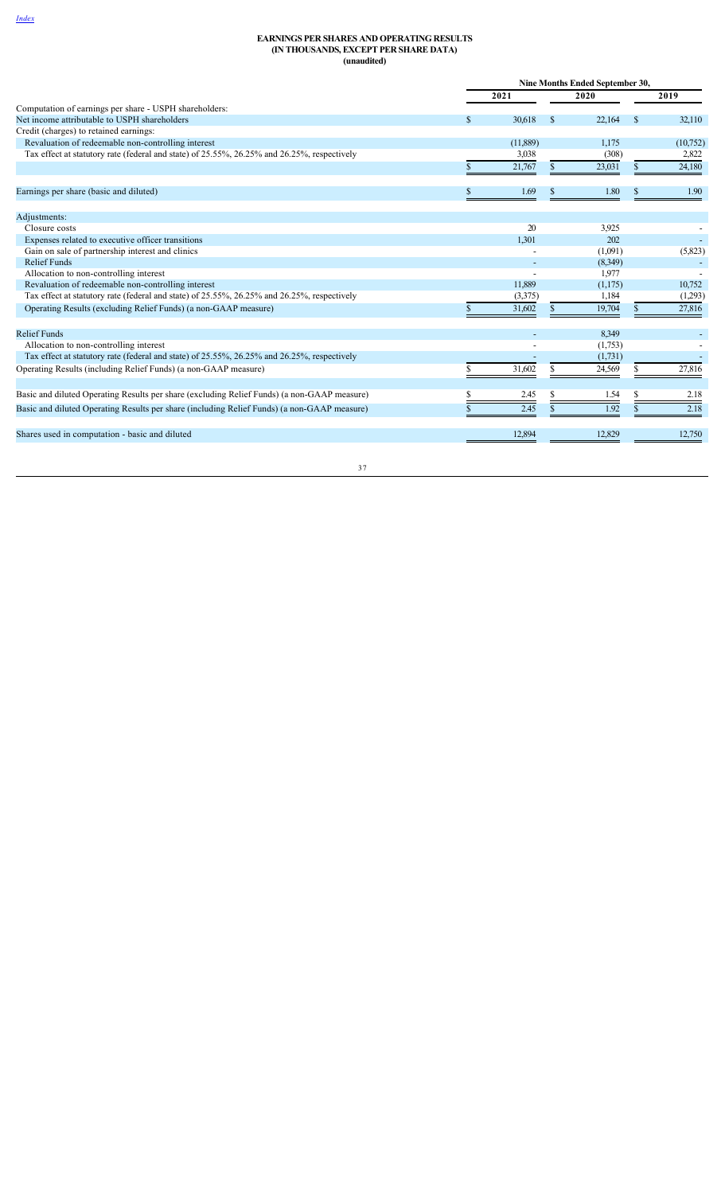# EARNINGS PER SHARES AND OPERATING RESULTS (IN THOUSANDS, EXCEPT PER SHARE DATA) (unaudited)

| | Nine Months Ended September 30, | | |
|---|---|---|---|
| | 2021 | 2020 | 2019 |
| Computation of earnings per share - USPH shareholders: | | | |
| Net income attributable to USPH shareholders | $ 30,618 | $ 22,164 | $ 32,110 |
| Credit (charges) to retained earnings: | | | |
| Revaluation of redeemable non-controlling interest | (11,889) | 1,175 | (10,752) |
| Tax effect at statutory rate (federal and state) of 25.55%, 26.25% and 26.25%, respectively | 3,038 | (308) | 2,822 |
| | $ 21,767 | $ 23,031 | $ 24,180 |
| | | | |
| Earnings per share (basic and diluted) | $ 1.69 | $ 1.80 | $ 1.90 |
| | | | |
| Adjustments: | | | |
| Closure costs | 20 | 3,925 | - |
| Expenses related to executive officer transitions | 1,301 | 202 | - |
| Gain on sale of partnership interest and clinics | - | (1,091) | (5,823) |
| Relief Funds | - | (8,349) | - |
| Allocation to non-controlling interest | - | 1,977 | - |
| Revaluation of redeemable non-controlling interest | 11,889 | (1,175) | 10,752 |
| Tax effect at statutory rate (federal and state) of 25.55%, 26.25% and 26.25%, respectively | (3,375) | 1,184 | (1,293) |
| Operating Results (excluding Relief Funds) (a non-GAAP measure) | $ 31,602 | $ 19,704 | $ 27,816 |
| | | | |
| Relief Funds | - | 8,349 | - |
| Allocation to non-controlling interest | - | (1,753) | - |
| Tax effect at statutory rate (federal and state) of 25.55%, 26.25% and 26.25%, respectively | - | (1,731) | - |
| Operating Results (including Relief Funds) (a non-GAAP measure) | $ 31,602 | $ 24,569 | $ 27,816 |
| | | | |
| Basic and diluted Operating Results per share (excluding Relief Funds) (a non-GAAP measure) | $ 2.45 | $ 1.54 | $ 2.18 |
| Basic and diluted Operating Results per share (including Relief Funds) (a non-GAAP measure) | $ 2.45 | $ 1.92 | $ 2.18 |
| | | | |
| Shares used in computation - basic and diluted | 12,894 | 12,829 | 12,750 |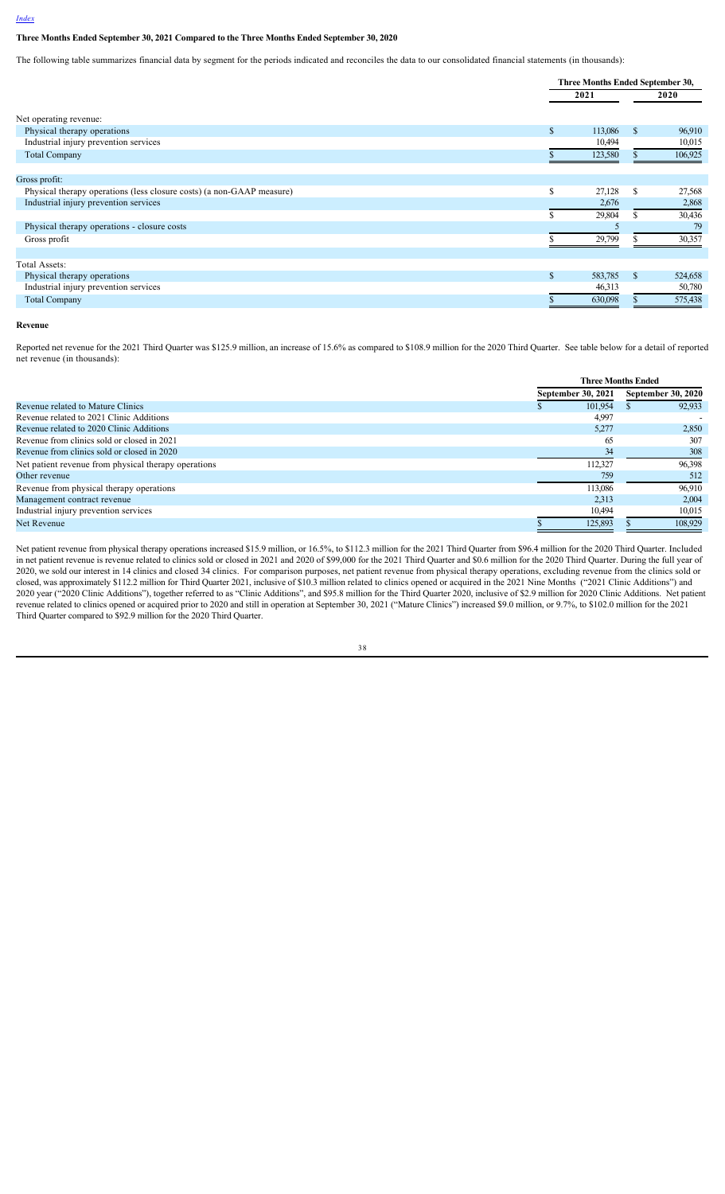### Three Months Ended September 30, 2021 Compared to the Three Months Ended September 30, 2020

The following table summarizes financial data by segment for the periods indicated and reconciles the data to our consolidated financial statements (in thousands):

| | Three Months Ended September 30, | |
|---|---|---|
| | 2021 | 2020 |
| Net operating revenue: | | |
| Physical therapy operations | $ 113,086 | $ 96,910 |
| Industrial injury prevention services | 10,494 | 10,015 |
| Total Company | $ 123,580 | $ 106,925 |
| | | |
| Gross profit: | | |
| Physical therapy operations (less closure costs) (a non-GAAP measure) | $ 27,128 | $ 27,568 |
| Industrial injury prevention services | 2,676 | 2,868 |
| | $ 29,804 | $ 30,436 |
| Physical therapy operations - closure costs | 5 | 79 |
| Gross profit | $ 29,799 | $ 30,357 |
| | | |
| Total Assets: | | |
| Physical therapy operations | $ 583,785 | $ 524,658 |
| Industrial injury prevention services | 46,313 | 50,780 |
| Total Company | $ 630,098 | $ 575,438 |

**Revenue**

Reported net revenue for the 2021 Third Quarter was $125.9 million, an increase of 15.6% as compared to $108.9 million for the 2020 Third Quarter. See table below for a detail of reported net revenue (in thousands):

| | Three Months Ended | |
|---|---|---|
| | September 30, 2021 | September 30, 2020 |
| Revenue related to Mature Clinics | $ 101,954 | $ 92,933 |
| Revenue related to 2021 Clinic Additions | 4,997 | - |
| Revenue related to 2020 Clinic Additions | 5,277 | 2,850 |
| Revenue from clinics sold or closed in 2021 | 65 | 307 |
| Revenue from clinics sold or closed in 2020 | 34 | 308 |
| Net patient revenue from physical therapy operations | 112,327 | 96,398 |
| Other revenue | 759 | 512 |
| Revenue from physical therapy operations | 113,086 | 96,910 |
| Management contract revenue | 2,313 | 2,004 |
| Industrial injury prevention services | 10,494 | 10,015 |
| Net Revenue | $ 125,893 | $ 108,929 |

Net patient revenue from physical therapy operations increased $15.9 million, or 16.5%, to $112.3 million for the 2021 Third Quarter from $96.4 million for the 2020 Third Quarter. Included in net patient revenue is revenue related to clinics sold or closed in 2021 and 2020 of $99,000 for the 2021 Third Quarter and $0.6 million for the 2020 Third Quarter. During the full year of 2020, we sold our interest in 14 clinics and closed 34 clinics. For comparison purposes, net patient revenue from physical therapy operations, excluding revenue from the clinics sold or closed, was approximately $112.2 million for Third Quarter 2021, inclusive of $10.3 million related to clinics opened or acquired in the 2021 Nine Months ("2021 Clinic Additions") and 2020 year ("2020 Clinic Additions"), together referred to as "Clinic Additions", and $95.8 million for the Third Quarter 2020, inclusive of $2.9 million for 2020 Clinic Additions. Net patient revenue related to clinics opened or acquired prior to 2020 and still in operation at September 30, 2021 ("Mature Clinics") increased $9.0 million, or 9.7%, to $102.0 million for the 2021 Third Quarter compared to $92.9 million for the 2020 Third Quarter.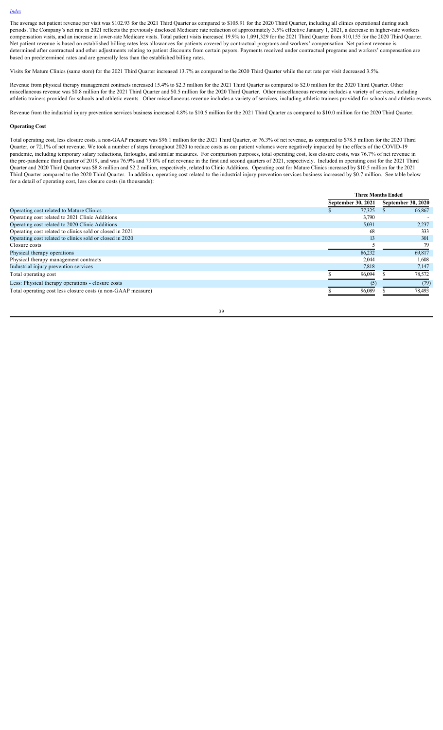The average net patient revenue per visit was $102.93 for the 2021 Third Quarter as compared to $105.91 for the 2020 Third Quarter, including all clinics operational during such periods. The Company's net rate in 2021 reflects the previously disclosed Medicare rate reduction of approximately 3.5% effective January 1, 2021, a decrease in higher-rate workers compensation visits, and an increase in lower-rate Medicare visits. Total patient visits increased 19.9% to 1,091,329 for the 2021 Third Quarter from 910,155 for the 2020 Third Quarter. Net patient revenue is based on established billing rates less allowances for patients covered by contractual programs and workers' compensation. Net patient revenue is determined after contractual and other adjustments relating to patient discounts from certain payors. Payments received under contractual programs and workers' compensation are based on predetermined rates and are generally less than the established billing rates.

Visits for Mature Clinics (same store) for the 2021 Third Quarter increased 13.7% as compared to the 2020 Third Quarter while the net rate per visit decreased 3.5%.

Revenue from physical therapy management contracts increased 15.4% to $2.3 million for the 2021 Third Quarter as compared to $2.0 million for the 2020 Third Quarter. Other miscellaneous revenue was $0.8 million for the 2021 Third Quarter and $0.5 million for the 2020 Third Quarter. Other miscellaneous revenue includes a variety of services, including athletic trainers provided for schools and athletic events. Other miscellaneous revenue includes a variety of services, including athletic trainers provided for schools and athletic events.

Revenue from the industrial injury prevention services business increased 4.8% to $10.5 million for the 2021 Third Quarter as compared to $10.0 million for the 2020 Third Quarter.

**Operating Cost**

Total operating cost, less closure costs, a non-GAAP measure was $96.1 million for the 2021 Third Quarter, or 76.3% of net revenue, as compared to $78.5 million for the 2020 Third Quarter, or 72.1% of net revenue. We took a number of steps throughout 2020 to reduce costs as our patient volumes were negatively impacted by the effects of the COVID-19 pandemic, including temporary salary reductions, furloughs, and similar measures. For comparison purposes, total operating cost, less closure costs, was 76.7% of net revenue in the pre-pandemic third quarter of 2019, and was 76.9% and 73.0% of net revenue in the first and second quarters of 2021, respectively. Included in operating cost for the 2021 Third Quarter and 2020 Third Quarter was $8.8 million and $2.2 million, respectively, related to Clinic Additions. Operating cost for Mature Clinics increased by $10.5 million for the 2021 Third Quarter compared to the 2020 Third Quarter. In addition, operating cost related to the industrial injury prevention services business increased by $0.7 million. See table below for a detail of operating cost, less closure costs (in thousands):

| | Three Months Ended | |
|---|---|---|
| | September 30, 2021 | September 30, 2020 |
| Operating cost related to Mature Clinics | $ 77,325 | $ 66,867 |
| Operating cost related to 2021 Clinic Additions | 3,790 | - |
| Operating cost related to 2020 Clinic Additions | 5,031 | 2,237 |
| Operating cost related to clinics sold or closed in 2021 | 68 | 333 |
| Operating cost related to clinics sold or closed in 2020 | 13 | 301 |
| Closure costs | 5 | 79 |
| Physical therapy operations | 86,232 | 69,817 |
| Physical therapy management contracts | 2,044 | 1,608 |
| Industrial injury prevention services | 7,818 | 7,147 |
| Total operating cost | $ 96,094 | $ 78,572 |
| Less: Physical therapy operations - closure costs | (5) | (79) |
| Total operating cost less closure costs (a non-GAAP measure) | $ 96,089 | $ 78,493 |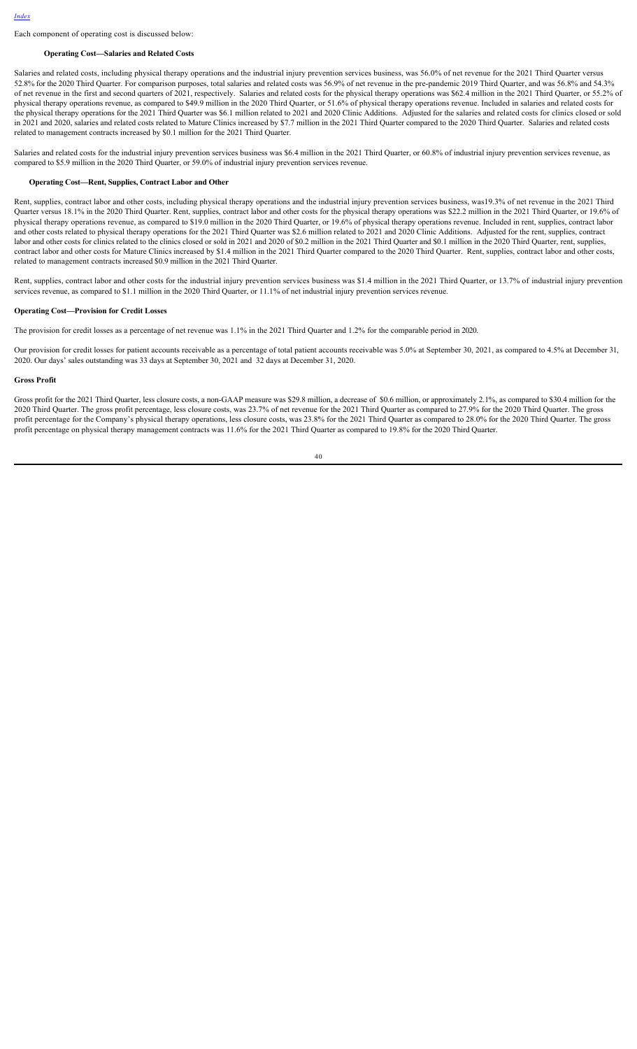[Index](#)

Each component of operating cost is discussed below:

#### Operating Cost—Salaries and Related Costs

Salaries and related costs, including physical therapy operations and the industrial injury prevention services business, was 56.0% of net revenue for the 2021 Third Quarter versus 52.8% for the 2020 Third Quarter. For comparison purposes, total salaries and related costs was 56.9% of net revenue in the pre-pandemic 2019 Third Quarter, and was 56.8% and 54.3% of net revenue in the first and second quarters of 2021, respectively. Salaries and related costs for the physical therapy operations was $62.4 million in the 2021 Third Quarter, or 55.2% of physical therapy operations revenue, as compared to $49.9 million in the 2020 Third Quarter, or 51.6% of physical therapy operations revenue. Included in salaries and related costs for the physical therapy operations for the 2021 Third Quarter was $6.1 million related to 2021 and 2020 Clinic Additions. Adjusted for the salaries and related costs for clinics closed or sold in 2021 and 2020, salaries and related costs related to Mature Clinics increased by $7.7 million in the 2021 Third Quarter compared to the 2020 Third Quarter. Salaries and related costs related to management contracts increased by $0.1 million for the 2021 Third Quarter.

Salaries and related costs for the industrial injury prevention services business was $6.4 million in the 2021 Third Quarter, or 60.8% of industrial injury prevention services revenue, as compared to $5.9 million in the 2020 Third Quarter, or 59.0% of industrial injury prevention services revenue.

#### Operating Cost—Rent, Supplies, Contract Labor and Other

Rent, supplies, contract labor and other costs, including physical therapy operations and the industrial injury prevention services business, was19.3% of net revenue in the 2021 Third Quarter versus 18.1% in the 2020 Third Quarter. Rent, supplies, contract labor and other costs for the physical therapy operations was $22.2 million in the 2021 Third Quarter, or 19.6% of physical therapy operations revenue, as compared to $19.0 million in the 2020 Third Quarter, or 19.6% of physical therapy operations revenue. Included in rent, supplies, contract labor and other costs related to physical therapy operations for the 2021 Third Quarter was $2.6 million related to 2021 and 2020 Clinic Additions. Adjusted for the rent, supplies, contract labor and other costs for clinics related to the clinics closed or sold in 2021 and 2020 of $0.2 million in the 2021 Third Quarter and $0.1 million in the 2020 Third Quarter, rent, supplies, contract labor and other costs for Mature Clinics increased by $1.4 million in the 2021 Third Quarter compared to the 2020 Third Quarter. Rent, supplies, contract labor and other costs, related to management contracts increased $0.9 million in the 2021 Third Quarter.

Rent, supplies, contract labor and other costs for the industrial injury prevention services business was $1.4 million in the 2021 Third Quarter, or 13.7% of industrial injury prevention services revenue, as compared to $1.1 million in the 2020 Third Quarter, or 11.1% of net industrial injury prevention services revenue.

#### Operating Cost—Provision for Credit Losses

The provision for credit losses as a percentage of net revenue was 1.1% in the 2021 Third Quarter and 1.2% for the comparable period in 2020.

Our provision for credit losses for patient accounts receivable as a percentage of total patient accounts receivable was 5.0% at September 30, 2021, as compared to 4.5% at December 31, 2020. Our days' sales outstanding was 33 days at September 30, 2021 and 32 days at December 31, 2020.

#### Gross Profit

Gross profit for the 2021 Third Quarter, less closure costs, a non-GAAP measure was $29.8 million, a decrease of $0.6 million, or approximately 2.1%, as compared to $30.4 million for the 2020 Third Quarter. The gross profit percentage, less closure costs, was 23.7% of net revenue for the 2021 Third Quarter as compared to 27.9% for the 2020 Third Quarter. The gross profit percentage for the Company's physical therapy operations, less closure costs, was 23.8% for the 2021 Third Quarter as compared to 28.0% for the 2020 Third Quarter. The gross profit percentage on physical therapy management contracts was 11.6% for the 2021 Third Quarter as compared to 19.8% for the 2020 Third Quarter.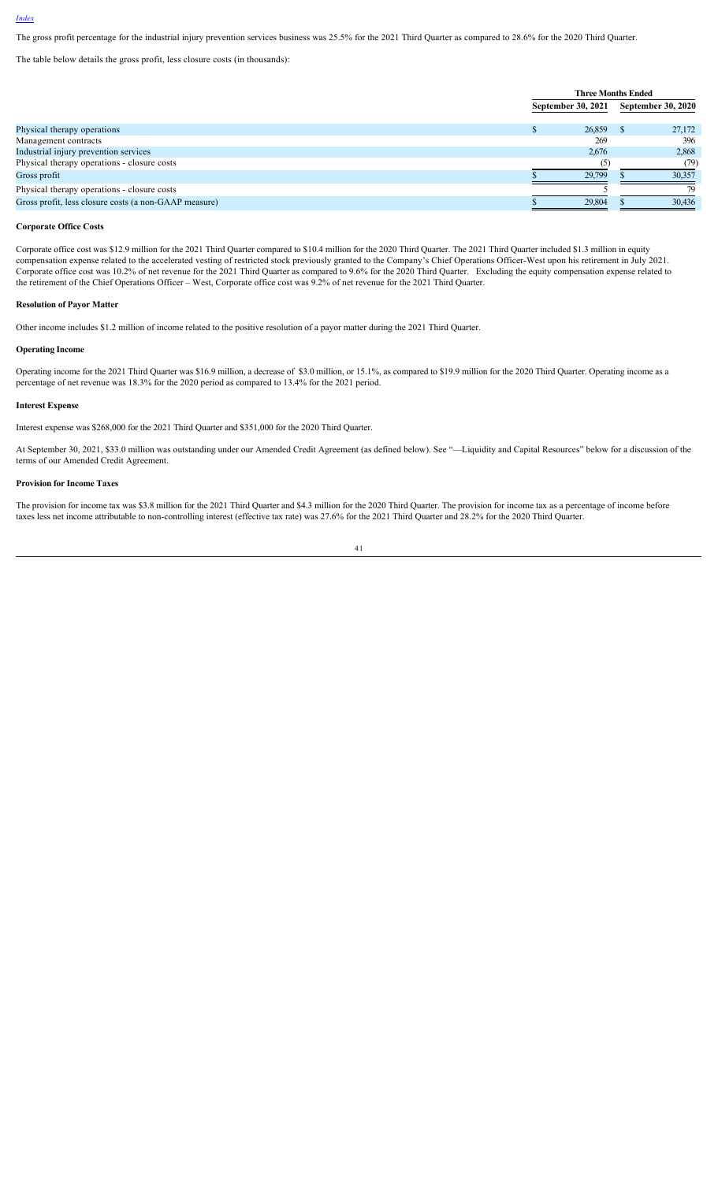The gross profit percentage for the industrial injury prevention services business was 25.5% for the 2021 Third Quarter as compared to 28.6% for the 2020 Third Quarter.

The table below details the gross profit, less closure costs (in thousands):

| | Three Months Ended | |
|---|---|---|
| | September 30, 2021 | September 30, 2020 |
| Physical therapy operations | $ 26,859 | $ 27,172 |
| Management contracts | 269 | 396 |
| Industrial injury prevention services | 2,676 | 2,868 |
| Physical therapy operations - closure costs | (5) | (79) |
| Gross profit | $ 29,799 | $ 30,357 |
| Physical therapy operations - closure costs | 5 | 79 |
| Gross profit, less closure costs (a non-GAAP measure) | $ 29,804 | $ 30,436 |

**Corporate Office Costs**

Corporate office cost was $12.9 million for the 2021 Third Quarter compared to $10.4 million for the 2020 Third Quarter. The 2021 Third Quarter included $1.3 million in equity compensation expense related to the accelerated vesting of restricted stock previously granted to the Company's Chief Operations Officer-West upon his retirement in July 2021. Corporate office cost was 10.2% of net revenue for the 2021 Third Quarter as compared to 9.6% for the 2020 Third Quarter. Excluding the equity compensation expense related to the retirement of the Chief Operations Officer – West, Corporate office cost was 9.2% of net revenue for the 2021 Third Quarter.

**Resolution of Payor Matter**

Other income includes $1.2 million of income related to the positive resolution of a payor matter during the 2021 Third Quarter.

**Operating Income**

Operating income for the 2021 Third Quarter was $16.9 million, a decrease of $3.0 million, or 15.1%, as compared to $19.9 million for the 2020 Third Quarter. Operating income as a percentage of net revenue was 18.3% for the 2020 period as compared to 13.4% for the 2021 period.

**Interest Expense**

Interest expense was $268,000 for the 2021 Third Quarter and $351,000 for the 2020 Third Quarter.

At September 30, 2021, $33.0 million was outstanding under our Amended Credit Agreement (as defined below). See "—Liquidity and Capital Resources" below for a discussion of the terms of our Amended Credit Agreement.

**Provision for Income Taxes**

The provision for income tax was $3.8 million for the 2021 Third Quarter and $4.3 million for the 2020 Third Quarter. The provision for income tax as a percentage of income before taxes less net income attributable to non-controlling interest (effective tax rate) was 27.6% for the 2021 Third Quarter and 28.2% for the 2020 Third Quarter.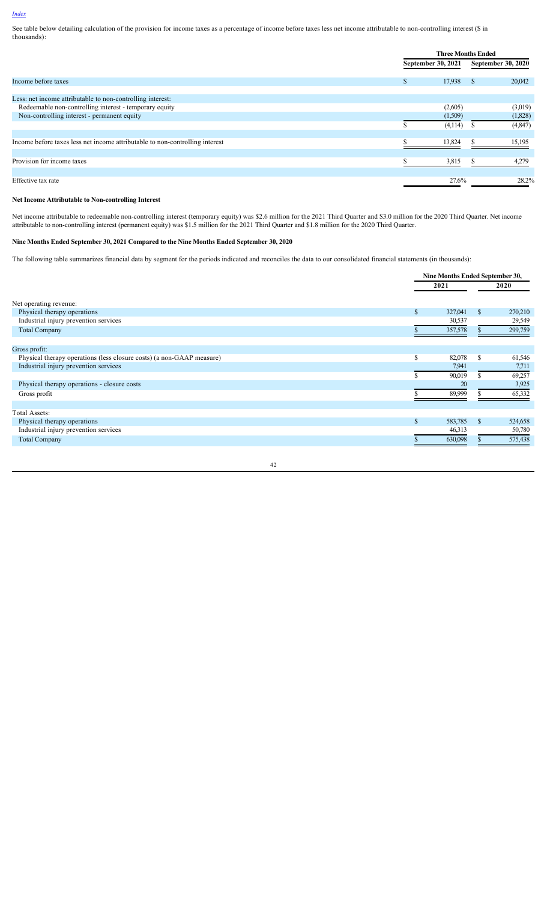See table below detailing calculation of the provision for income taxes as a percentage of income before taxes less net income attributable to non-controlling interest ($ in thousands):

| | Three Months Ended | |
|---|---|---|
| | September 30, 2021 | September 30, 2020 |
| Income before taxes | $ 17,938 | $ 20,042 |
| Less: net income attributable to non-controlling interest: | | |
| Redeemable non-controlling interest - temporary equity | (2,605) | (3,019) |
| Non-controlling interest - permanent equity | (1,509) | (1,828) |
| | $ (4,114) | $ (4,847) |
| Income before taxes less net income attributable to non-controlling interest | $ 13,824 | $ 15,195 |
| Provision for income taxes | $ 3,815 | $ 4,279 |
| Effective tax rate | 27.6% | 28.2% |

### Net Income Attributable to Non-controlling Interest

Net income attributable to redeemable non-controlling interest (temporary equity) was $2.6 million for the 2021 Third Quarter and $3.0 million for the 2020 Third Quarter. Net income attributable to non-controlling interest (permanent equity) was $1.5 million for the 2021 Third Quarter and $1.8 million for the 2020 Third Quarter.

### Nine Months Ended September 30, 2021 Compared to the Nine Months Ended September 30, 2020

The following table summarizes financial data by segment for the periods indicated and reconciles the data to our consolidated financial statements (in thousands):

| | Nine Months Ended September 30, | |
|---|---|---|
| | 2021 | 2020 |
| Net operating revenue: | | |
| Physical therapy operations | $ 327,041 | $ 270,210 |
| Industrial injury prevention services | 30,537 | 29,549 |
| Total Company | $ 357,578 | $ 299,759 |
| Gross profit: | | |
| Physical therapy operations (less closure costs) (a non-GAAP measure) | $ 82,078 | $ 61,546 |
| Industrial injury prevention services | 7,941 | 7,711 |
| | $ 90,019 | $ 69,257 |
| Physical therapy operations - closure costs | 20 | 3,925 |
| Gross profit | $ 89,999 | $ 65,332 |
| Total Assets: | | |
| Physical therapy operations | $ 583,785 | $ 524,658 |
| Industrial injury prevention services | 46,313 | 50,780 |
| Total Company | $ 630,098 | $ 575,438 |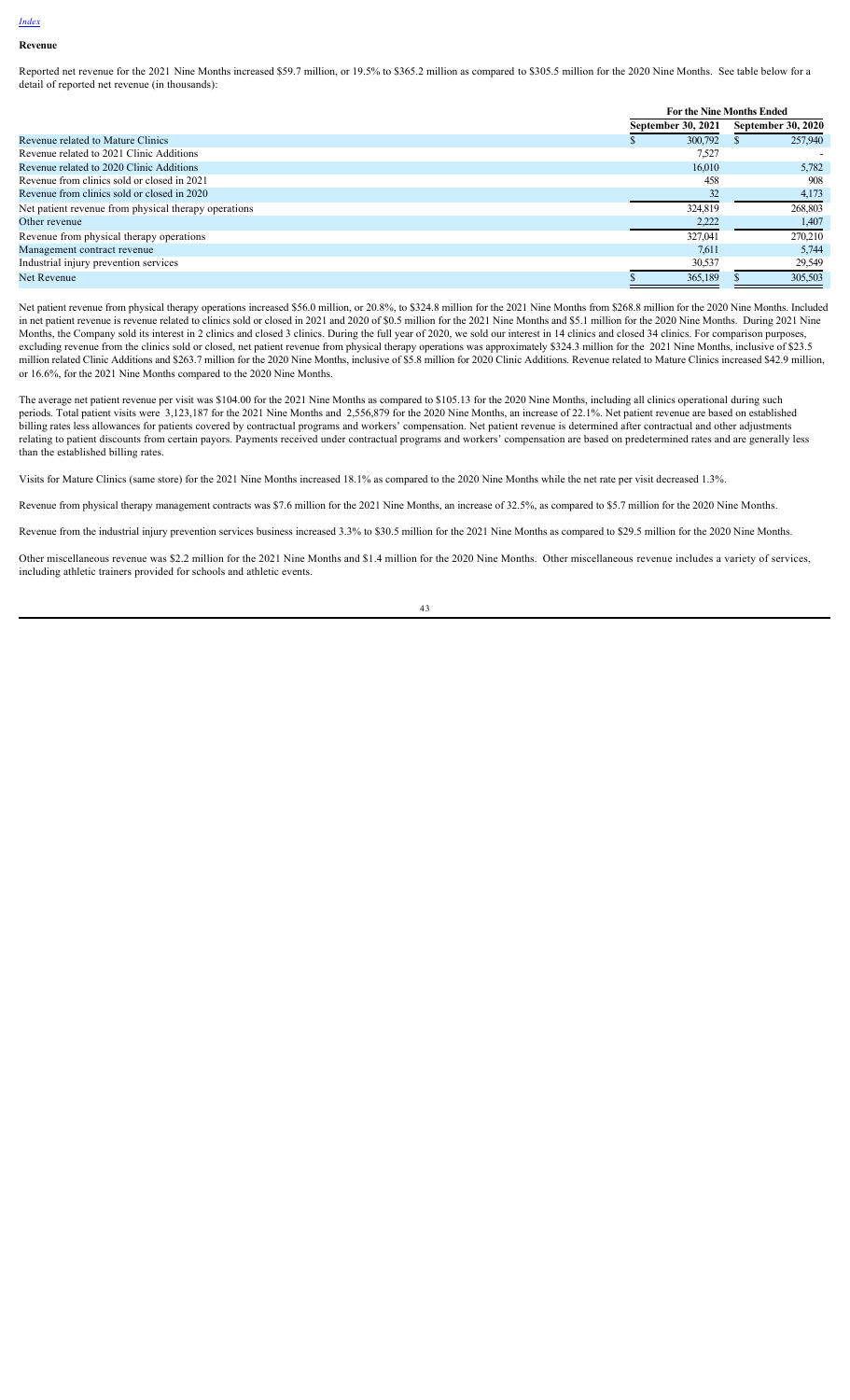[Index](#)

**Revenue**

Reported net revenue for the 2021 Nine Months increased $59.7 million, or 19.5% to $365.2 million as compared to $305.5 million for the 2020 Nine Months. See table below for a detail of reported net revenue (in thousands):

| | For the Nine Months Ended | |
|---|---|---|
| | September 30, 2021 | September 30, 2020 |
| Revenue related to Mature Clinics | $ 300,792 | $ 257,940 |
| Revenue related to 2021 Clinic Additions | 7,527 | - |
| Revenue related to 2020 Clinic Additions | 16,010 | 5,782 |
| Revenue from clinics sold or closed in 2021 | 458 | 908 |
| Revenue from clinics sold or closed in 2020 | 32 | 4,173 |
| Net patient revenue from physical therapy operations | 324,819 | 268,803 |
| Other revenue | 2,222 | 1,407 |
| Revenue from physical therapy operations | 327,041 | 270,210 |
| Management contract revenue | 7,611 | 5,744 |
| Industrial injury prevention services | 30,537 | 29,549 |
| Net Revenue | $ 365,189 | $ 305,503 |

Net patient revenue from physical therapy operations increased $56.0 million, or 20.8%, to $324.8 million for the 2021 Nine Months from $268.8 million for the 2020 Nine Months. Included in net patient revenue is revenue related to clinics sold or closed in 2021 and 2020 of $0.5 million for the 2021 Nine Months and $5.1 million for the 2020 Nine Months. During 2021 Nine Months, the Company sold its interest in 2 clinics and closed 3 clinics. During the full year of 2020, we sold our interest in 14 clinics and closed 34 clinics. For comparison purposes, excluding revenue from the clinics sold or closed, net patient revenue from physical therapy operations was approximately $324.3 million for the 2021 Nine Months, inclusive of $23.5 million related Clinic Additions and $263.7 million for the 2020 Nine Months, inclusive of $5.8 million for 2020 Clinic Additions. Revenue related to Mature Clinics increased $42.9 million, or 16.6%, for the 2021 Nine Months compared to the 2020 Nine Months.

The average net patient revenue per visit was $104.00 for the 2021 Nine Months as compared to $105.13 for the 2020 Nine Months, including all clinics operational during such periods. Total patient visits were 3,123,187 for the 2021 Nine Months and 2,556,879 for the 2020 Nine Months, an increase of 22.1%. Net patient revenue are based on established billing rates less allowances for patients covered by contractual programs and workers' compensation. Net patient revenue is determined after contractual and other adjustments relating to patient discounts from certain payors. Payments received under contractual programs and workers' compensation are based on predetermined rates and are generally less than the established billing rates.

Visits for Mature Clinics (same store) for the 2021 Nine Months increased 18.1% as compared to the 2020 Nine Months while the net rate per visit decreased 1.3%.

Revenue from physical therapy management contracts was $7.6 million for the 2021 Nine Months, an increase of 32.5%, as compared to $5.7 million for the 2020 Nine Months.

Revenue from the industrial injury prevention services business increased 3.3% to $30.5 million for the 2021 Nine Months as compared to $29.5 million for the 2020 Nine Months.

Other miscellaneous revenue was $2.2 million for the 2021 Nine Months and $1.4 million for the 2020 Nine Months. Other miscellaneous revenue includes a variety of services, including athletic trainers provided for schools and athletic events.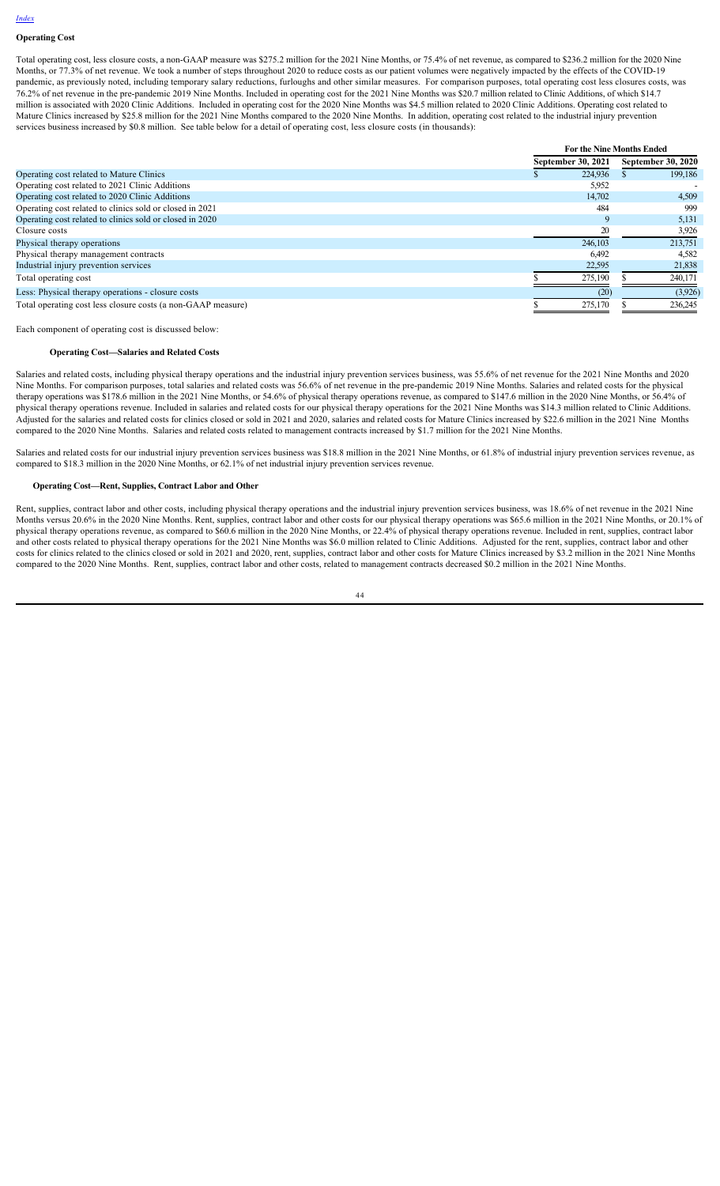[Index](#)

**Operating Cost**

Total operating cost, less closure costs, a non-GAAP measure was $275.2 million for the 2021 Nine Months, or 75.4% of net revenue, as compared to $236.2 million for the 2020 Nine Months, or 77.3% of net revenue. We took a number of steps throughout 2020 to reduce costs as our patient volumes were negatively impacted by the effects of the COVID-19 pandemic, as previously noted, including temporary salary reductions, furloughs and other similar measures. For comparison purposes, total operating cost less closures costs, was 76.2% of net revenue in the pre-pandemic 2019 Nine Months. Included in operating cost for the 2021 Nine Months was $20.7 million related to Clinic Additions, of which $14.7 million is associated with 2020 Clinic Additions. Included in operating cost for the 2020 Nine Months was $4.5 million related to 2020 Clinic Additions. Operating cost related to Mature Clinics increased by $25.8 million for the 2021 Nine Months compared to the 2020 Nine Months. In addition, operating cost related to the industrial injury prevention services business increased by $0.8 million. See table below for a detail of operating cost, less closure costs (in thousands):

| | For the Nine Months Ended | |
|---|---|---|
| | September 30, 2021 | September 30, 2020 |
| Operating cost related to Mature Clinics | $ 224,936 | $ 199,186 |
| Operating cost related to 2021 Clinic Additions | 5,952 | - |
| Operating cost related to 2020 Clinic Additions | 14,702 | 4,509 |
| Operating cost related to clinics sold or closed in 2021 | 484 | 999 |
| Operating cost related to clinics sold or closed in 2020 | 9 | 5,131 |
| Closure costs | 20 | 3,926 |
| Physical therapy operations | 246,103 | 213,751 |
| Physical therapy management contracts | 6,492 | 4,582 |
| Industrial injury prevention services | 22,595 | 21,838 |
| Total operating cost | $ 275,190 | $ 240,171 |
| Less: Physical therapy operations - closure costs | (20) | (3,926) |
| Total operating cost less closure costs (a non-GAAP measure) | $ 275,170 | $ 236,245 |

Each component of operating cost is discussed below:

**Operating Cost—Salaries and Related Costs**

Salaries and related costs, including physical therapy operations and the industrial injury prevention services business, was 55.6% of net revenue for the 2021 Nine Months and 2020 Nine Months. For comparison purposes, total salaries and related costs was 56.6% of net revenue in the pre-pandemic 2019 Nine Months. Salaries and related costs for the physical therapy operations was $178.6 million in the 2021 Nine Months, or 54.6% of physical therapy operations revenue, as compared to $147.6 million in the 2020 Nine Months, or 56.4% of physical therapy operations revenue. Included in salaries and related costs for our physical therapy operations for the 2021 Nine Months was $14.3 million related to Clinic Additions. Adjusted for the salaries and related costs for clinics closed or sold in 2021 and 2020, salaries and related costs for Mature Clinics increased by $22.6 million in the 2021 Nine Months compared to the 2020 Nine Months. Salaries and related costs related to management contracts increased by $1.7 million for the 2021 Nine Months.

Salaries and related costs for our industrial injury prevention services business was $18.8 million in the 2021 Nine Months, or 61.8% of industrial injury prevention services revenue, as compared to $18.3 million in the 2020 Nine Months, or 62.1% of net industrial injury prevention services revenue.

**Operating Cost—Rent, Supplies, Contract Labor and Other**

Rent, supplies, contract labor and other costs, including physical therapy operations and the industrial injury prevention services business, was 18.6% of net revenue in the 2021 Nine Months versus 20.6% in the 2020 Nine Months. Rent, supplies, contract labor and other costs for our physical therapy operations was $65.6 million in the 2021 Nine Months, or 20.1% of physical therapy operations revenue, as compared to $60.6 million in the 2020 Nine Months, or 22.4% of physical therapy operations revenue. Included in rent, supplies, contract labor and other costs related to physical therapy operations for the 2021 Nine Months was $6.0 million related to Clinic Additions. Adjusted for the rent, supplies, contract labor and other costs for clinics related to the clinics closed or sold in 2021 and 2020, rent, supplies, contract labor and other costs for Mature Clinics increased by $3.2 million in the 2021 Nine Months compared to the 2020 Nine Months. Rent, supplies, contract labor and other costs, related to management contracts decreased $0.2 million in the 2021 Nine Months.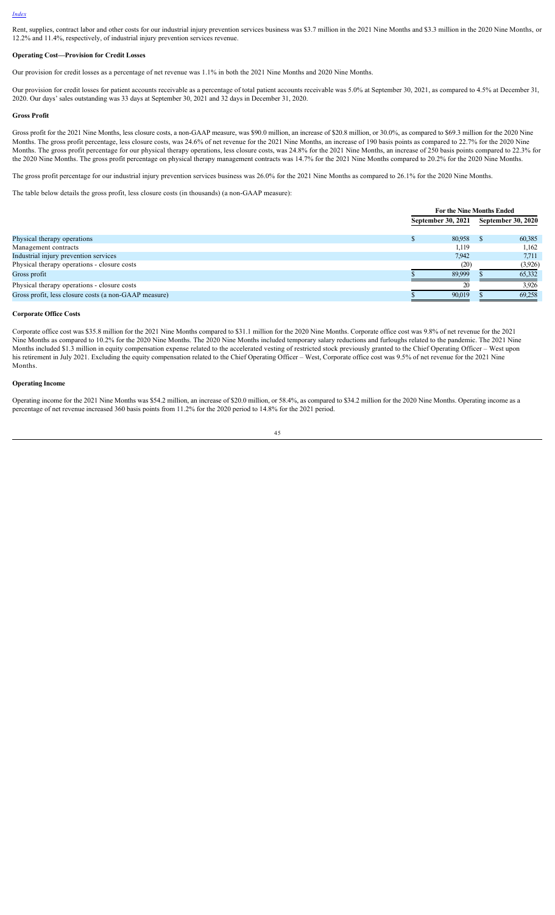Rent, supplies, contract labor and other costs for our industrial injury prevention services business was $3.7 million in the 2021 Nine Months and $3.3 million in the 2020 Nine Months, or 12.2% and 11.4%, respectively, of industrial injury prevention services revenue.

**Operating Cost—Provision for Credit Losses**

Our provision for credit losses as a percentage of net revenue was 1.1% in both the 2021 Nine Months and 2020 Nine Months.

Our provision for credit losses for patient accounts receivable as a percentage of total patient accounts receivable was 5.0% at September 30, 2021, as compared to 4.5% at December 31, 2020. Our days' sales outstanding was 33 days at September 30, 2021 and 32 days in December 31, 2020.

**Gross Profit**

Gross profit for the 2021 Nine Months, less closure costs, a non-GAAP measure, was $90.0 million, an increase of $20.8 million, or 30.0%, as compared to $69.3 million for the 2020 Nine Months. The gross profit percentage, less closure costs, was 24.6% of net revenue for the 2021 Nine Months, an increase of 190 basis points as compared to 22.7% for the 2020 Nine Months. The gross profit percentage for our physical therapy operations, less closure costs, was 24.8% for the 2021 Nine Months, an increase of 250 basis points compared to 22.3% for the 2020 Nine Months. The gross profit percentage on physical therapy management contracts was 14.7% for the 2021 Nine Months compared to 20.2% for the 2020 Nine Months.

The gross profit percentage for our industrial injury prevention services business was 26.0% for the 2021 Nine Months as compared to 26.1% for the 2020 Nine Months.

The table below details the gross profit, less closure costs (in thousands) (a non-GAAP measure):

| | For the Nine Months Ended | |
|---|---|---|
| | September 30, 2021 | September 30, 2020 |
| Physical therapy operations | $ 80,958 | $ 60,385 |
| Management contracts | 1,119 | 1,162 |
| Industrial injury prevention services | 7,942 | 7,711 |
| Physical therapy operations - closure costs | (20) | (3,926) |
| Gross profit | $ 89,999 | $ 65,332 |
| Physical therapy operations - closure costs | 20 | 3,926 |
| Gross profit, less closure costs (a non-GAAP measure) | $ 90,019 | $ 69,258 |

**Corporate Office Costs**

Corporate office cost was $35.8 million for the 2021 Nine Months compared to $31.1 million for the 2020 Nine Months. Corporate office cost was 9.8% of net revenue for the 2021 Nine Months as compared to 10.2% for the 2020 Nine Months. The 2020 Nine Months included temporary salary reductions and furloughs related to the pandemic. The 2021 Nine Months included $1.3 million in equity compensation expense related to the accelerated vesting of restricted stock previously granted to the Chief Operating Officer – West upon his retirement in July 2021. Excluding the equity compensation related to the Chief Operating Officer – West, Corporate office cost was 9.5% of net revenue for the 2021 Nine Months.

**Operating Income**

Operating income for the 2021 Nine Months was $54.2 million, an increase of $20.0 million, or 58.4%, as compared to $34.2 million for the 2020 Nine Months. Operating income as a percentage of net revenue increased 360 basis points from 11.2% for the 2020 period to 14.8% for the 2021 period.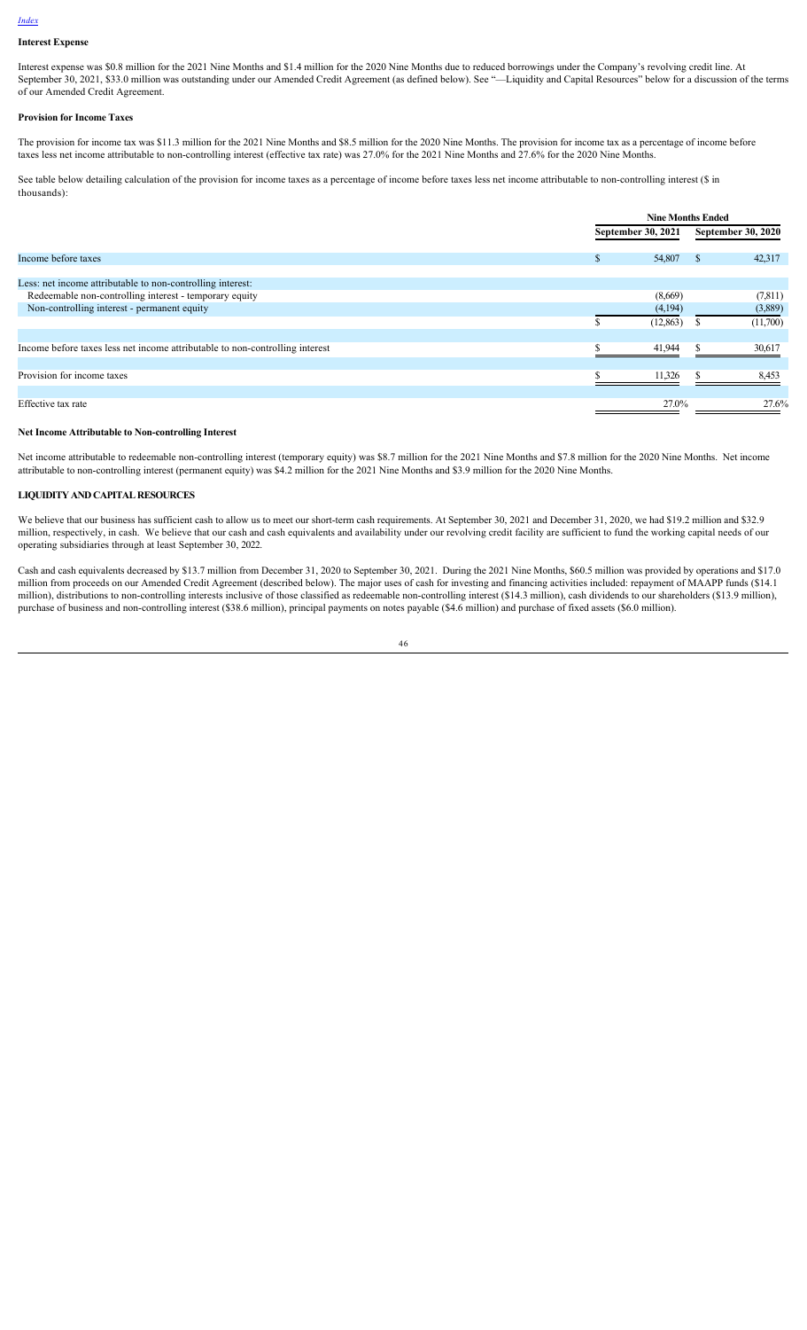### Interest Expense

Interest expense was $0.8 million for the 2021 Nine Months and $1.4 million for the 2020 Nine Months due to reduced borrowings under the Company's revolving credit line. At September 30, 2021, $33.0 million was outstanding under our Amended Credit Agreement (as defined below). See "—Liquidity and Capital Resources" below for a discussion of the terms of our Amended Credit Agreement.

### Provision for Income Taxes

The provision for income tax was $11.3 million for the 2021 Nine Months and $8.5 million for the 2020 Nine Months. The provision for income tax as a percentage of income before taxes less net income attributable to non-controlling interest (effective tax rate) was 27.0% for the 2021 Nine Months and 27.6% for the 2020 Nine Months.

See table below detailing calculation of the provision for income taxes as a percentage of income before taxes less net income attributable to non-controlling interest ($ in thousands):

| | Nine Months Ended | |
|---|---|---|
| | September 30, 2021 | September 30, 2020 |
| Income before taxes | $ 54,807 | $ 42,317 |
| Less: net income attributable to non-controlling interest: | | |
| Redeemable non-controlling interest - temporary equity | (8,669) | (7,811) |
| Non-controlling interest - permanent equity | (4,194) | (3,889) |
| | $ (12,863) | $ (11,700) |
| Income before taxes less net income attributable to non-controlling interest | $ 41,944 | $ 30,617 |
| Provision for income taxes | $ 11,326 | $ 8,453 |
| Effective tax rate | 27.0% | 27.6% |

### Net Income Attributable to Non-controlling Interest

Net income attributable to redeemable non-controlling interest (temporary equity) was $8.7 million for the 2021 Nine Months and $7.8 million for the 2020 Nine Months. Net income attributable to non-controlling interest (permanent equity) was $4.2 million for the 2021 Nine Months and $3.9 million for the 2020 Nine Months.

## LIQUIDITY AND CAPITAL RESOURCES

We believe that our business has sufficient cash to allow us to meet our short-term cash requirements. At September 30, 2021 and December 31, 2020, we had $19.2 million and $32.9 million, respectively, in cash. We believe that our cash and cash equivalents and availability under our revolving credit facility are sufficient to fund the working capital needs of our operating subsidiaries through at least September 30, 2022.

Cash and cash equivalents decreased by $13.7 million from December 31, 2020 to September 30, 2021. During the 2021 Nine Months, $60.5 million was provided by operations and $17.0 million from proceeds on our Amended Credit Agreement (described below). The major uses of cash for investing and financing activities included: repayment of MAAPP funds ($14.1 million), distributions to non-controlling interests inclusive of those classified as redeemable non-controlling interest ($14.3 million), cash dividends to our shareholders ($13.9 million), purchase of business and non-controlling interest ($38.6 million), principal payments on notes payable ($4.6 million) and purchase of fixed assets ($6.0 million).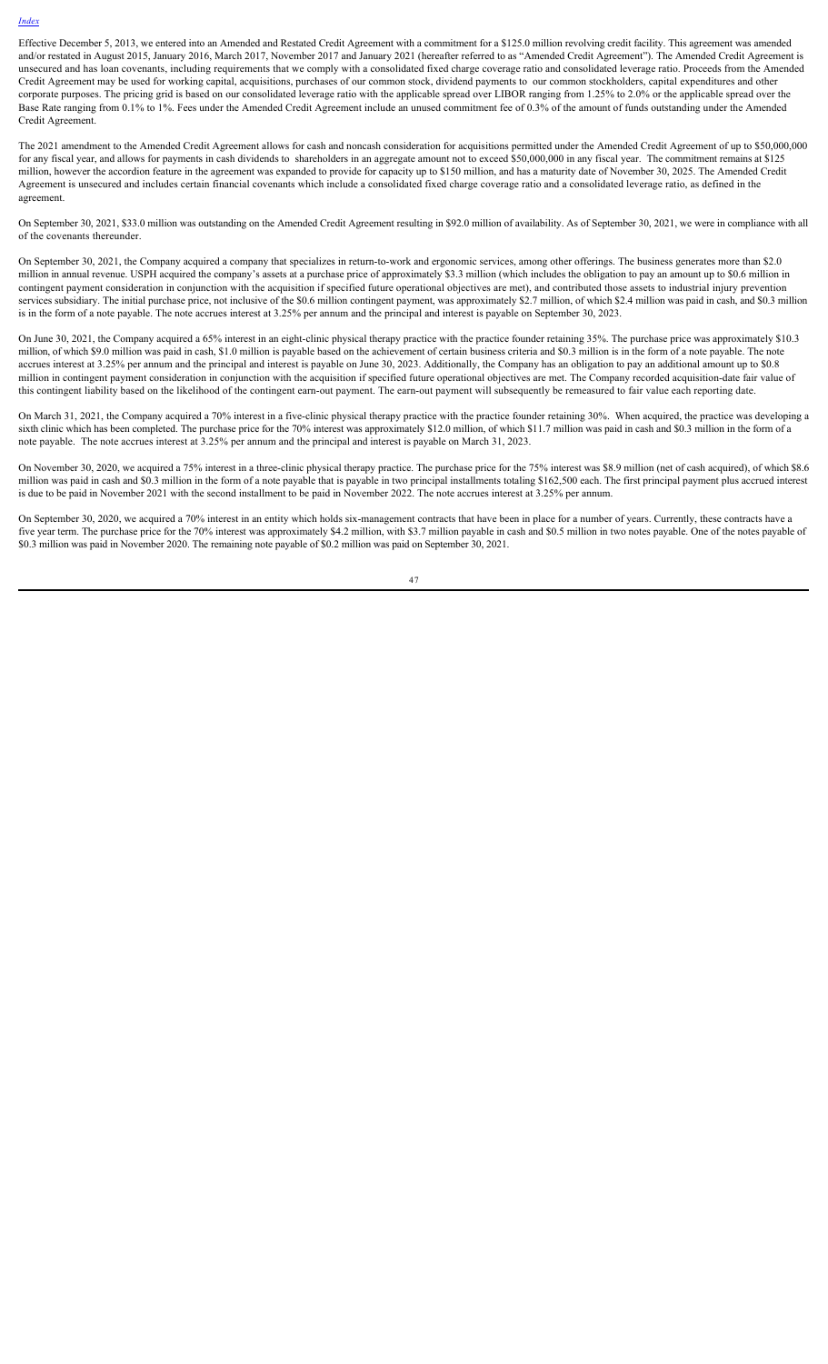Effective December 5, 2013, we entered into an Amended and Restated Credit Agreement with a commitment for a $125.0 million revolving credit facility. This agreement was amended and/or restated in August 2015, January 2016, March 2017, November 2017 and January 2021 (hereafter referred to as "Amended Credit Agreement"). The Amended Credit Agreement is unsecured and has loan covenants, including requirements that we comply with a consolidated fixed charge coverage ratio and consolidated leverage ratio. Proceeds from the Amended Credit Agreement may be used for working capital, acquisitions, purchases of our common stock, dividend payments to our common stockholders, capital expenditures and other corporate purposes. The pricing grid is based on our consolidated leverage ratio with the applicable spread over LIBOR ranging from 1.25% to 2.0% or the applicable spread over the Base Rate ranging from 0.1% to 1%. Fees under the Amended Credit Agreement include an unused commitment fee of 0.3% of the amount of funds outstanding under the Amended Credit Agreement.

The 2021 amendment to the Amended Credit Agreement allows for cash and noncash consideration for acquisitions permitted under the Amended Credit Agreement of up to $50,000,000 for any fiscal year, and allows for payments in cash dividends to shareholders in an aggregate amount not to exceed $50,000,000 in any fiscal year. The commitment remains at $125 million, however the accordion feature in the agreement was expanded to provide for capacity up to $150 million, and has a maturity date of November 30, 2025. The Amended Credit Agreement is unsecured and includes certain financial covenants which include a consolidated fixed charge coverage ratio and a consolidated leverage ratio, as defined in the agreement.

On September 30, 2021, $33.0 million was outstanding on the Amended Credit Agreement resulting in $92.0 million of availability. As of September 30, 2021, we were in compliance with all of the covenants thereunder.

On September 30, 2021, the Company acquired a company that specializes in return-to-work and ergonomic services, among other offerings. The business generates more than $2.0 million in annual revenue. USPH acquired the company's assets at a purchase price of approximately $3.3 million (which includes the obligation to pay an amount up to $0.6 million in contingent payment consideration in conjunction with the acquisition if specified future operational objectives are met), and contributed those assets to industrial injury prevention services subsidiary. The initial purchase price, not inclusive of the $0.6 million contingent payment, was approximately $2.7 million, of which $2.4 million was paid in cash, and $0.3 million is in the form of a note payable. The note accrues interest at 3.25% per annum and the principal and interest is payable on September 30, 2023.

On June 30, 2021, the Company acquired a 65% interest in an eight-clinic physical therapy practice with the practice founder retaining 35%. The purchase price was approximately $10.3 million, of which $9.0 million was paid in cash, $1.0 million is payable based on the achievement of certain business criteria and $0.3 million is in the form of a note payable. The note accrues interest at 3.25% per annum and the principal and interest is payable on June 30, 2023. Additionally, the Company has an obligation to pay an additional amount up to $0.8 million in contingent payment consideration in conjunction with the acquisition if specified future operational objectives are met. The Company recorded acquisition-date fair value of this contingent liability based on the likelihood of the contingent earn-out payment. The earn-out payment will subsequently be remeasured to fair value each reporting date.

On March 31, 2021, the Company acquired a 70% interest in a five-clinic physical therapy practice with the practice founder retaining 30%. When acquired, the practice was developing a sixth clinic which has been completed. The purchase price for the 70% interest was approximately $12.0 million, of which $11.7 million was paid in cash and $0.3 million in the form of a note payable. The note accrues interest at 3.25% per annum and the principal and interest is payable on March 31, 2023.

On November 30, 2020, we acquired a 75% interest in a three-clinic physical therapy practice. The purchase price for the 75% interest was $8.9 million (net of cash acquired), of which $8.6 million was paid in cash and $0.3 million in the form of a note payable that is payable in two principal installments totaling $162,500 each. The first principal payment plus accrued interest is due to be paid in November 2021 with the second installment to be paid in November 2022. The note accrues interest at 3.25% per annum.

On September 30, 2020, we acquired a 70% interest in an entity which holds six-management contracts that have been in place for a number of years. Currently, these contracts have a five year term. The purchase price for the 70% interest was approximately $4.2 million, with $3.7 million payable in cash and $0.5 million in two notes payable. One of the notes payable of $0.3 million was paid in November 2020. The remaining note payable of $0.2 million was paid on September 30, 2021.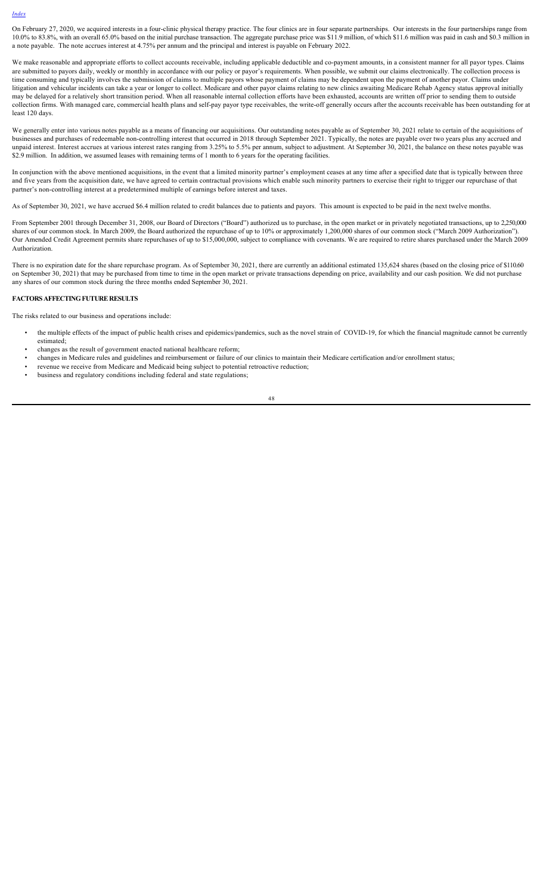On February 27, 2020, we acquired interests in a four-clinic physical therapy practice. The four clinics are in four separate partnerships. Our interests in the four partnerships range from 10.0% to 83.8%, with an overall 65.0% based on the initial purchase transaction. The aggregate purchase price was $11.9 million, of which $11.6 million was paid in cash and $0.3 million in a note payable. The note accrues interest at 4.75% per annum and the principal and interest is payable on February 2022.

We make reasonable and appropriate efforts to collect accounts receivable, including applicable deductible and co-payment amounts, in a consistent manner for all payor types. Claims are submitted to payors daily, weekly or monthly in accordance with our policy or payor's requirements. When possible, we submit our claims electronically. The collection process is time consuming and typically involves the submission of claims to multiple payors whose payment of claims may be dependent upon the payment of another payor. Claims under litigation and vehicular incidents can take a year or longer to collect. Medicare and other payor claims relating to new clinics awaiting Medicare Rehab Agency status approval initially may be delayed for a relatively short transition period. When all reasonable internal collection efforts have been exhausted, accounts are written off prior to sending them to outside collection firms. With managed care, commercial health plans and self-pay payor type receivables, the write-off generally occurs after the accounts receivable has been outstanding for at least 120 days.

We generally enter into various notes payable as a means of financing our acquisitions. Our outstanding notes payable as of September 30, 2021 relate to certain of the acquisitions of businesses and purchases of redeemable non-controlling interest that occurred in 2018 through September 2021. Typically, the notes are payable over two years plus any accrued and unpaid interest. Interest accrues at various interest rates ranging from 3.25% to 5.5% per annum, subject to adjustment. At September 30, 2021, the balance on these notes payable was $2.9 million. In addition, we assumed leases with remaining terms of 1 month to 6 years for the operating facilities.

In conjunction with the above mentioned acquisitions, in the event that a limited minority partner's employment ceases at any time after a specified date that is typically between three and five years from the acquisition date, we have agreed to certain contractual provisions which enable such minority partners to exercise their right to trigger our repurchase of that partner's non-controlling interest at a predetermined multiple of earnings before interest and taxes.

As of September 30, 2021, we have accrued $6.4 million related to credit balances due to patients and payors. This amount is expected to be paid in the next twelve months.

From September 2001 through December 31, 2008, our Board of Directors ("Board") authorized us to purchase, in the open market or in privately negotiated transactions, up to 2,250,000 shares of our common stock. In March 2009, the Board authorized the repurchase of up to 10% or approximately 1,200,000 shares of our common stock ("March 2009 Authorization"). Our Amended Credit Agreement permits share repurchases of up to $15,000,000, subject to compliance with covenants. We are required to retire shares purchased under the March 2009 Authorization.

There is no expiration date for the share repurchase program. As of September 30, 2021, there are currently an additional estimated 135,624 shares (based on the closing price of $110.60 on September 30, 2021) that may be purchased from time to time in the open market or private transactions depending on price, availability and our cash position. We did not purchase any shares of our common stock during the three months ended September 30, 2021.

## FACTORS AFFECTING FUTURE RESULTS

The risks related to our business and operations include:

- the multiple effects of the impact of public health crises and epidemics/pandemics, such as the novel strain of COVID-19, for which the financial magnitude cannot be currently estimated;
- changes as the result of government enacted national healthcare reform;
- changes in Medicare rules and guidelines and reimbursement or failure of our clinics to maintain their Medicare certification and/or enrollment status;
- revenue we receive from Medicare and Medicaid being subject to potential retroactive reduction;
- business and regulatory conditions including federal and state regulations;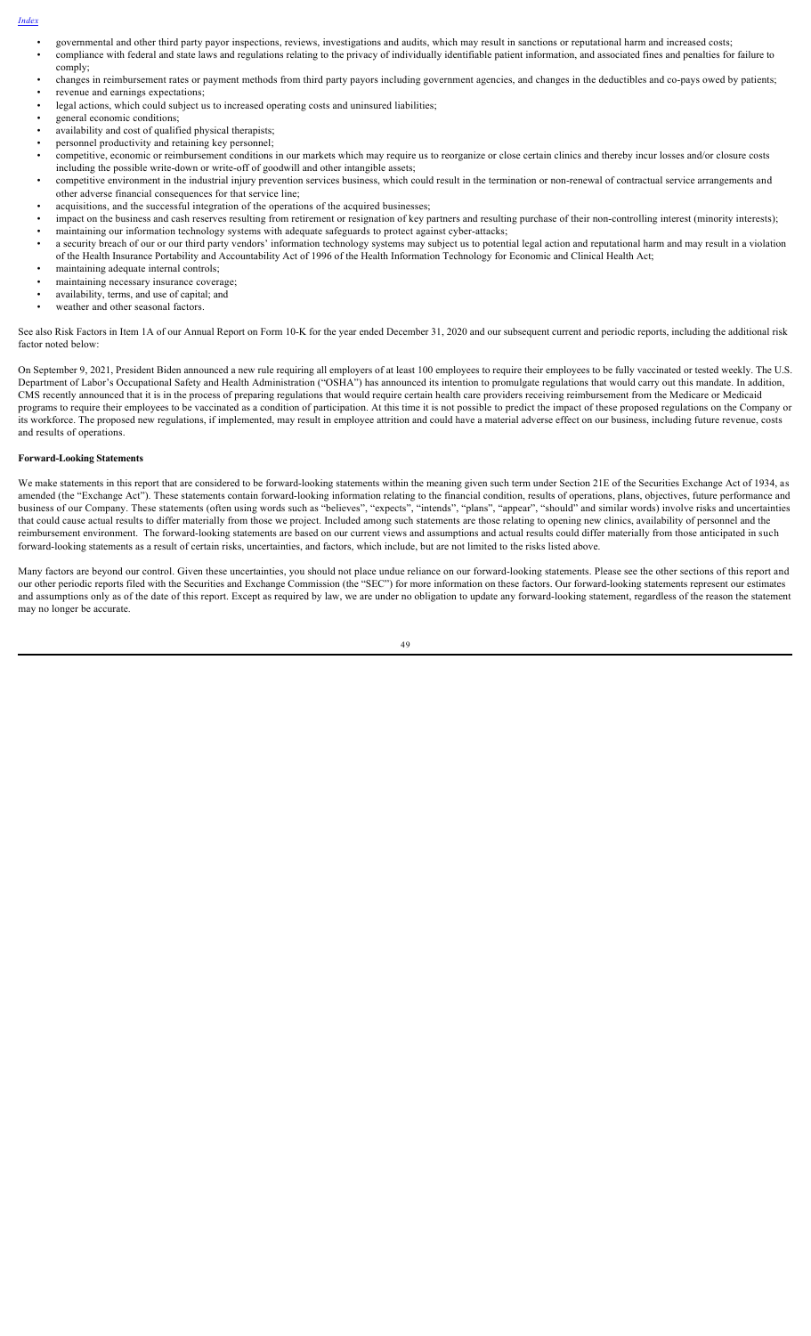- governmental and other third party payor inspections, reviews, investigations and audits, which may result in sanctions or reputational harm and increased costs;
- compliance with federal and state laws and regulations relating to the privacy of individually identifiable patient information, and associated fines and penalties for failure to comply;
- changes in reimbursement rates or payment methods from third party payors including government agencies, and changes in the deductibles and co-pays owed by patients;
- revenue and earnings expectations;
- legal actions, which could subject us to increased operating costs and uninsured liabilities;
- general economic conditions;
- availability and cost of qualified physical therapists;
- personnel productivity and retaining key personnel;
- competitive, economic or reimbursement conditions in our markets which may require us to reorganize or close certain clinics and thereby incur losses and/or closure costs including the possible write-down or write-off of goodwill and other intangible assets;
- competitive environment in the industrial injury prevention services business, which could result in the termination or non-renewal of contractual service arrangements and other adverse financial consequences for that service line;
- acquisitions, and the successful integration of the operations of the acquired businesses;
- impact on the business and cash reserves resulting from retirement or resignation of key partners and resulting purchase of their non-controlling interest (minority interests);
- maintaining our information technology systems with adequate safeguards to protect against cyber-attacks;
- a security breach of our or our third party vendors' information technology systems may subject us to potential legal action and reputational harm and may result in a violation of the Health Insurance Portability and Accountability Act of 1996 of the Health Information Technology for Economic and Clinical Health Act;
- maintaining adequate internal controls;
- maintaining necessary insurance coverage;
- availability, terms, and use of capital; and
- weather and other seasonal factors.

See also Risk Factors in Item 1A of our Annual Report on Form 10-K for the year ended December 31, 2020 and our subsequent current and periodic reports, including the additional risk factor noted below:

On September 9, 2021, President Biden announced a new rule requiring all employers of at least 100 employees to require their employees to be fully vaccinated or tested weekly. The U.S. Department of Labor's Occupational Safety and Health Administration ("OSHA") has announced its intention to promulgate regulations that would carry out this mandate. In addition, CMS recently announced that it is in the process of preparing regulations that would require certain health care providers receiving reimbursement from the Medicare or Medicaid programs to require their employees to be vaccinated as a condition of participation. At this time it is not possible to predict the impact of these proposed regulations on the Company or its workforce. The proposed new regulations, if implemented, may result in employee attrition and could have a material adverse effect on our business, including future revenue, costs and results of operations.

**Forward-Looking Statements**

We make statements in this report that are considered to be forward-looking statements within the meaning given such term under Section 21E of the Securities Exchange Act of 1934, as amended (the "Exchange Act"). These statements contain forward-looking information relating to the financial condition, results of operations, plans, objectives, future performance and business of our Company. These statements (often using words such as "believes", "expects", "intends", "plans", "appear", "should" and similar words) involve risks and uncertainties that could cause actual results to differ materially from those we project. Included among such statements are those relating to opening new clinics, availability of personnel and the reimbursement environment. The forward-looking statements are based on our current views and assumptions and actual results could differ materially from those anticipated in such forward-looking statements as a result of certain risks, uncertainties, and factors, which include, but are not limited to the risks listed above.

Many factors are beyond our control. Given these uncertainties, you should not place undue reliance on our forward-looking statements. Please see the other sections of this report and our other periodic reports filed with the Securities and Exchange Commission (the "SEC") for more information on these factors. Our forward-looking statements represent our estimates and assumptions only as of the date of this report. Except as required by law, we are under no obligation to update any forward-looking statement, regardless of the reason the statement may no longer be accurate.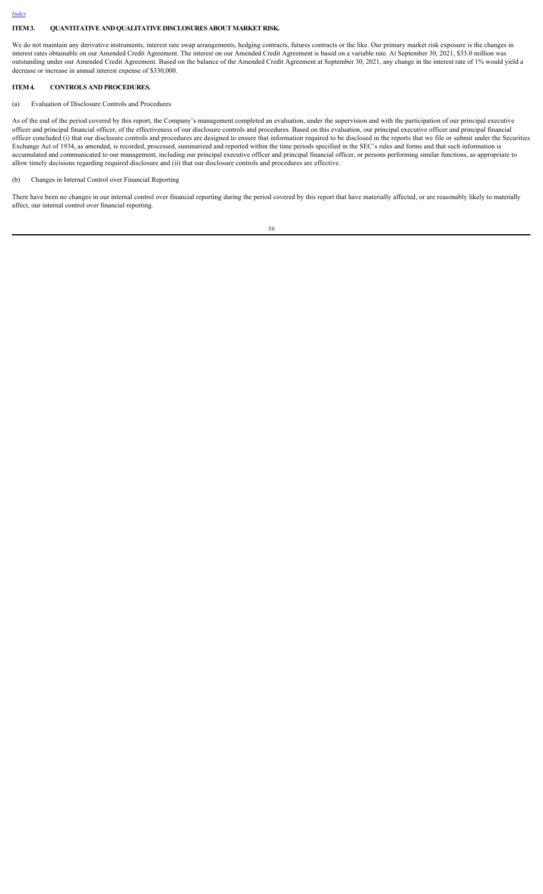## ITEM 3. QUANTITATIVE AND QUALITATIVE DISCLOSURES ABOUT MARKET RISK.

We do not maintain any derivative instruments, interest rate swap arrangements, hedging contracts, futures contracts or the like. Our primary market risk exposure is the changes in interest rates obtainable on our Amended Credit Agreement. The interest on our Amended Credit Agreement is based on a variable rate. At September 30, 2021, $33.0 million was outstanding under our Amended Credit Agreement. Based on the balance of the Amended Credit Agreement at September 30, 2021, any change in the interest rate of 1% would yield a decrease or increase in annual interest expense of $330,000.

## ITEM 4. CONTROLS AND PROCEDURES.

(a) Evaluation of Disclosure Controls and Procedures

As of the end of the period covered by this report, the Company's management completed an evaluation, under the supervision and with the participation of our principal executive officer and principal financial officer, of the effectiveness of our disclosure controls and procedures. Based on this evaluation, our principal executive officer and principal financial officer concluded (i) that our disclosure controls and procedures are designed to ensure that information required to be disclosed in the reports that we file or submit under the Securities Exchange Act of 1934, as amended, is recorded, processed, summarized and reported within the time periods specified in the SEC's rules and forms and that such information is accumulated and communicated to our management, including our principal executive officer and principal financial officer, or persons performing similar functions, as appropriate to allow timely decisions regarding required disclosure and (ii) that our disclosure controls and procedures are effective.

(b) Changes in Internal Control over Financial Reporting

There have been no changes in our internal control over financial reporting during the period covered by this report that have materially affected, or are reasonably likely to materially affect, our internal control over financial reporting.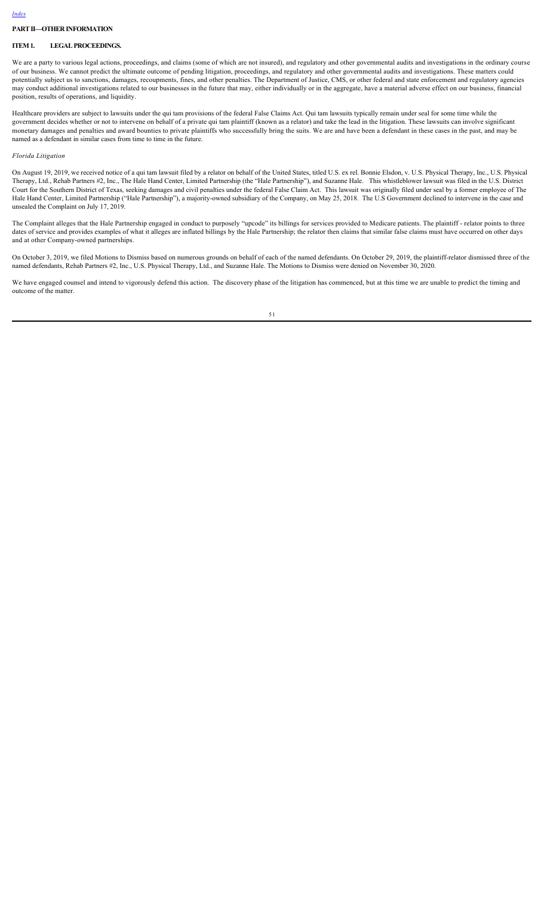## PART II—OTHER INFORMATION

### ITEM 1. LEGAL PROCEEDINGS.

We are a party to various legal actions, proceedings, and claims (some of which are not insured), and regulatory and other governmental audits and investigations in the ordinary course of our business. We cannot predict the ultimate outcome of pending litigation, proceedings, and regulatory and other governmental audits and investigations. These matters could potentially subject us to sanctions, damages, recoupments, fines, and other penalties. The Department of Justice, CMS, or other federal and state enforcement and regulatory agencies may conduct additional investigations related to our businesses in the future that may, either individually or in the aggregate, have a material adverse effect on our business, financial position, results of operations, and liquidity.

Healthcare providers are subject to lawsuits under the qui tam provisions of the federal False Claims Act. Qui tam lawsuits typically remain under seal for some time while the government decides whether or not to intervene on behalf of a private qui tam plaintiff (known as a relator) and take the lead in the litigation. These lawsuits can involve significant monetary damages and penalties and award bounties to private plaintiffs who successfully bring the suits. We are and have been a defendant in these cases in the past, and may be named as a defendant in similar cases from time to time in the future.

*Florida Litigation*

On August 19, 2019, we received notice of a qui tam lawsuit filed by a relator on behalf of the United States, titled U.S. ex rel. Bonnie Elsdon, v. U.S. Physical Therapy, Inc., U.S. Physical Therapy, Ltd., Rehab Partners #2, Inc., The Hale Hand Center, Limited Partnership (the "Hale Partnership"), and Suzanne Hale. This whistleblower lawsuit was filed in the U.S. District Court for the Southern District of Texas, seeking damages and civil penalties under the federal False Claim Act. This lawsuit was originally filed under seal by a former employee of The Hale Hand Center, Limited Partnership ("Hale Partnership"), a majority-owned subsidiary of the Company, on May 25, 2018. The U.S Government declined to intervene in the case and unsealed the Complaint on July 17, 2019.

The Complaint alleges that the Hale Partnership engaged in conduct to purposely "upcode" its billings for services provided to Medicare patients. The plaintiff - relator points to three dates of service and provides examples of what it alleges are inflated billings by the Hale Partnership; the relator then claims that similar false claims must have occurred on other days and at other Company-owned partnerships.

On October 3, 2019, we filed Motions to Dismiss based on numerous grounds on behalf of each of the named defendants. On October 29, 2019, the plaintiff-relator dismissed three of the named defendants, Rehab Partners #2, Inc., U.S. Physical Therapy, Ltd., and Suzanne Hale. The Motions to Dismiss were denied on November 30, 2020.

We have engaged counsel and intend to vigorously defend this action. The discovery phase of the litigation has commenced, but at this time we are unable to predict the timing and outcome of the matter.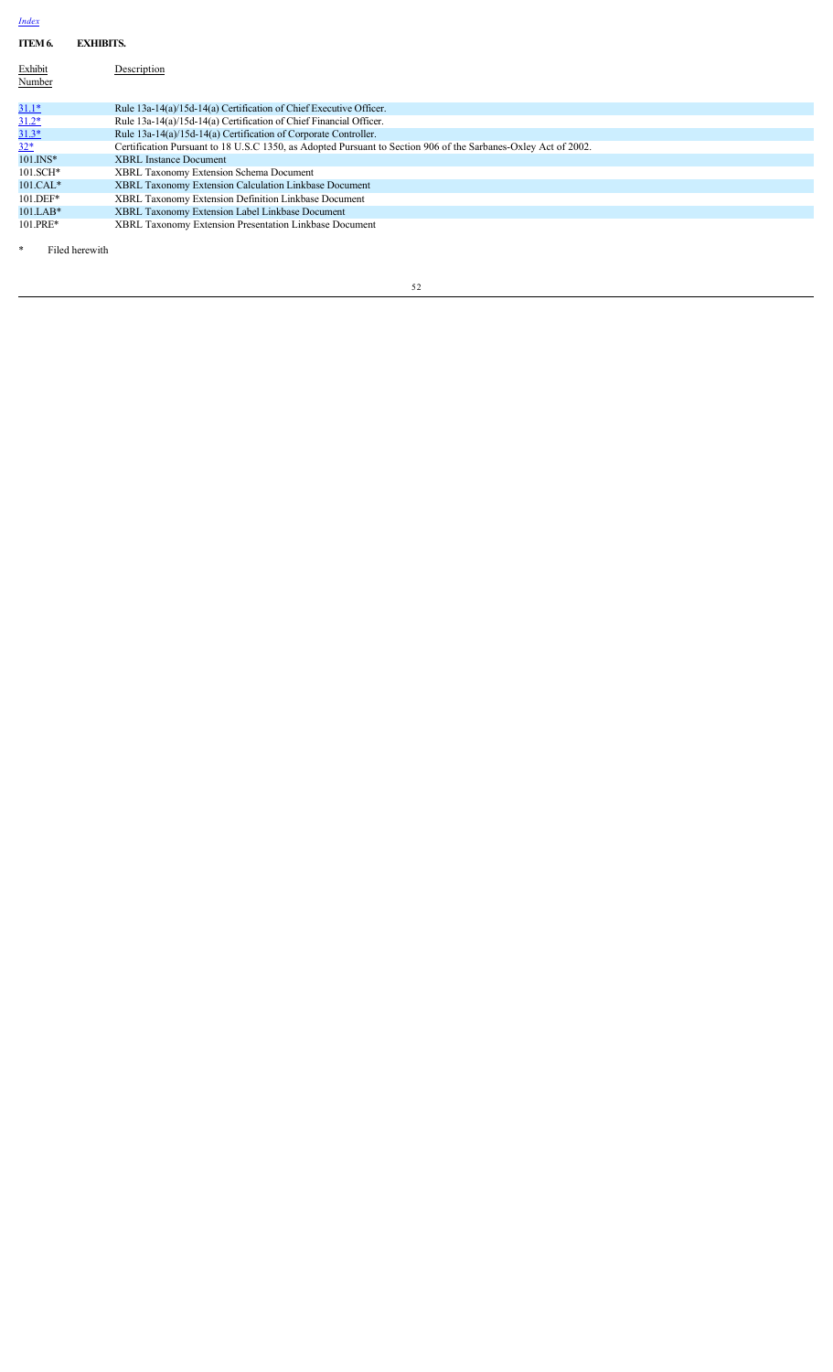Index

**ITEM 6. EXHIBITS.**

| Exhibit Number | Description |
| --- | --- |
| 31.1* | Rule 13a-14(a)/15d-14(a) Certification of Chief Executive Officer. |
| 31.2* | Rule 13a-14(a)/15d-14(a) Certification of Chief Financial Officer. |
| 31.3* | Rule 13a-14(a)/15d-14(a) Certification of Corporate Controller. |
| 32* | Certification Pursuant to 18 U.S.C 1350, as Adopted Pursuant to Section 906 of the Sarbanes-Oxley Act of 2002. |
| 101.INS* | XBRL Instance Document |
| 101.SCH* | XBRL Taxonomy Extension Schema Document |
| 101.CAL* | XBRL Taxonomy Extension Calculation Linkbase Document |
| 101.DEF* | XBRL Taxonomy Extension Definition Linkbase Document |
| 101.LAB* | XBRL Taxonomy Extension Label Linkbase Document |
| 101.PRE* | XBRL Taxonomy Extension Presentation Linkbase Document |

\* Filed herewith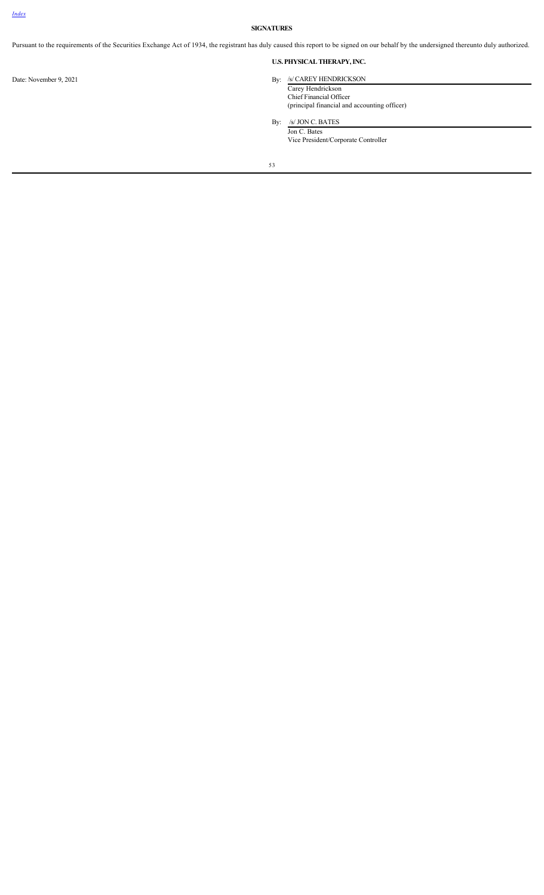[Index](#)

## SIGNATURES

Pursuant to the requirements of the Securities Exchange Act of 1934, the registrant has duly caused this report to be signed on our behalf by the undersigned thereunto duly authorized.

**U.S. PHYSICAL THERAPY, INC.**

Date: November 9, 2021

By: /s/ CAREY HENDRICKSON
Carey Hendrickson
Chief Financial Officer
(principal financial and accounting officer)

By: /s/ JON C. BATES
Jon C. Bates
Vice President/Corporate Controller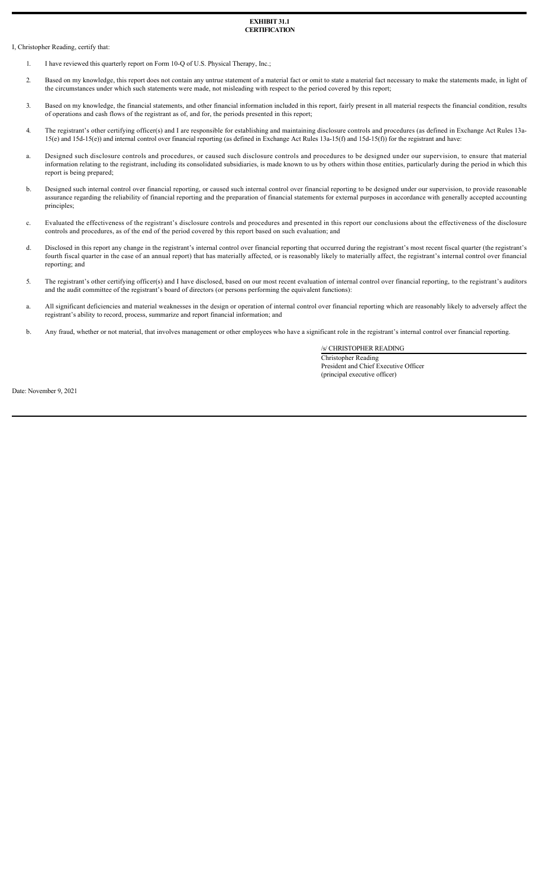**EXHIBIT 31.1**
**CERTIFICATION**

I, Christopher Reading, certify that:

1. I have reviewed this quarterly report on Form 10-Q of U.S. Physical Therapy, Inc.;

2. Based on my knowledge, this report does not contain any untrue statement of a material fact or omit to state a material fact necessary to make the statements made, in light of the circumstances under which such statements were made, not misleading with respect to the period covered by this report;

3. Based on my knowledge, the financial statements, and other financial information included in this report, fairly present in all material respects the financial condition, results of operations and cash flows of the registrant as of, and for, the periods presented in this report;

4. The registrant's other certifying officer(s) and I are responsible for establishing and maintaining disclosure controls and procedures (as defined in Exchange Act Rules 13a-15(e) and 15d-15(e)) and internal control over financial reporting (as defined in Exchange Act Rules 13a-15(f) and 15d-15(f)) for the registrant and have:

a. Designed such disclosure controls and procedures, or caused such disclosure controls and procedures to be designed under our supervision, to ensure that material information relating to the registrant, including its consolidated subsidiaries, is made known to us by others within those entities, particularly during the period in which this report is being prepared;

b. Designed such internal control over financial reporting, or caused such internal control over financial reporting to be designed under our supervision, to provide reasonable assurance regarding the reliability of financial reporting and the preparation of financial statements for external purposes in accordance with generally accepted accounting principles;

c. Evaluated the effectiveness of the registrant's disclosure controls and procedures and presented in this report our conclusions about the effectiveness of the disclosure controls and procedures, as of the end of the period covered by this report based on such evaluation; and

d. Disclosed in this report any change in the registrant's internal control over financial reporting that occurred during the registrant's most recent fiscal quarter (the registrant's fourth fiscal quarter in the case of an annual report) that has materially affected, or is reasonably likely to materially affect, the registrant's internal control over financial reporting; and

5. The registrant's other certifying officer(s) and I have disclosed, based on our most recent evaluation of internal control over financial reporting, to the registrant's auditors and the audit committee of the registrant's board of directors (or persons performing the equivalent functions):

a. All significant deficiencies and material weaknesses in the design or operation of internal control over financial reporting which are reasonably likely to adversely affect the registrant's ability to record, process, summarize and report financial information; and

b. Any fraud, whether or not material, that involves management or other employees who have a significant role in the registrant's internal control over financial reporting.

/s/ CHRISTOPHER READING

Christopher Reading
President and Chief Executive Officer
(principal executive officer)

Date: November 9, 2021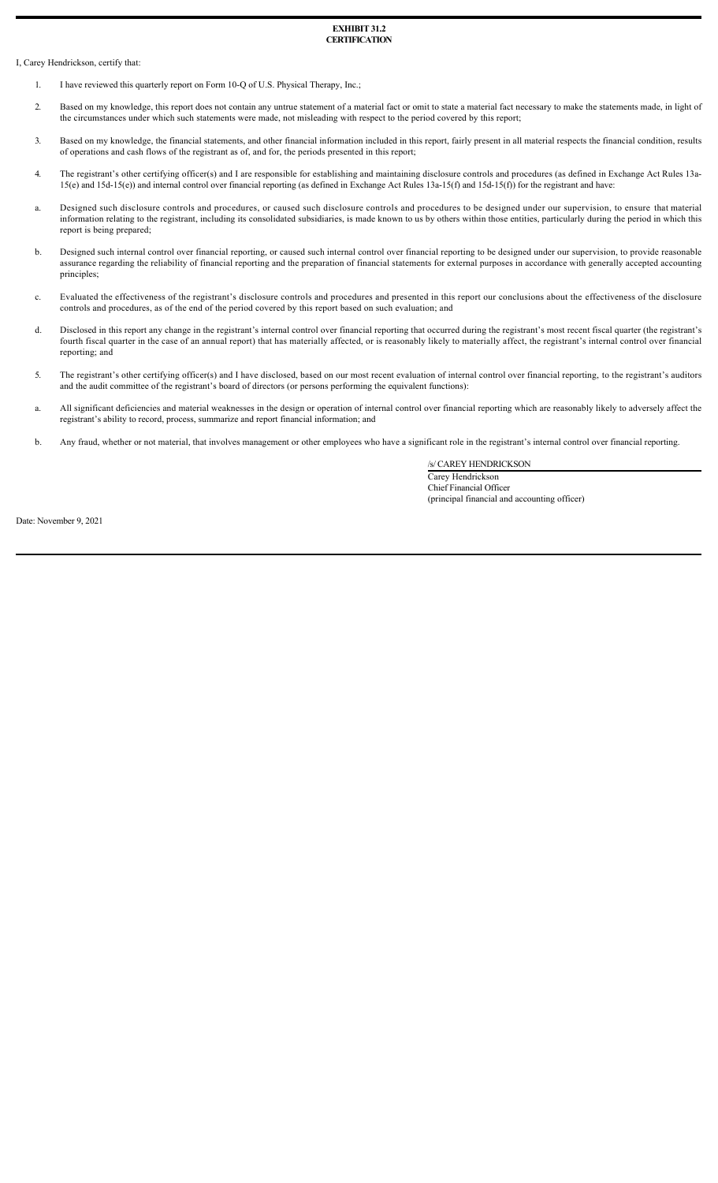**EXHIBIT 31.2**
**CERTIFICATION**

I, Carey Hendrickson, certify that:

1. I have reviewed this quarterly report on Form 10-Q of U.S. Physical Therapy, Inc.;

2. Based on my knowledge, this report does not contain any untrue statement of a material fact or omit to state a material fact necessary to make the statements made, in light of the circumstances under which such statements were made, not misleading with respect to the period covered by this report;

3. Based on my knowledge, the financial statements, and other financial information included in this report, fairly present in all material respects the financial condition, results of operations and cash flows of the registrant as of, and for, the periods presented in this report;

4. The registrant's other certifying officer(s) and I are responsible for establishing and maintaining disclosure controls and procedures (as defined in Exchange Act Rules 13a-15(e) and 15d-15(e)) and internal control over financial reporting (as defined in Exchange Act Rules 13a-15(f) and 15d-15(f)) for the registrant and have:

a. Designed such disclosure controls and procedures, or caused such disclosure controls and procedures to be designed under our supervision, to ensure that material information relating to the registrant, including its consolidated subsidiaries, is made known to us by others within those entities, particularly during the period in which this report is being prepared;

b. Designed such internal control over financial reporting, or caused such internal control over financial reporting to be designed under our supervision, to provide reasonable assurance regarding the reliability of financial reporting and the preparation of financial statements for external purposes in accordance with generally accepted accounting principles;

c. Evaluated the effectiveness of the registrant's disclosure controls and procedures and presented in this report our conclusions about the effectiveness of the disclosure controls and procedures, as of the end of the period covered by this report based on such evaluation; and

d. Disclosed in this report any change in the registrant's internal control over financial reporting that occurred during the registrant's most recent fiscal quarter (the registrant's fourth fiscal quarter in the case of an annual report) that has materially affected, or is reasonably likely to materially affect, the registrant's internal control over financial reporting; and

5. The registrant's other certifying officer(s) and I have disclosed, based on our most recent evaluation of internal control over financial reporting, to the registrant's auditors and the audit committee of the registrant's board of directors (or persons performing the equivalent functions):

a. All significant deficiencies and material weaknesses in the design or operation of internal control over financial reporting which are reasonably likely to adversely affect the registrant's ability to record, process, summarize and report financial information; and

b. Any fraud, whether or not material, that involves management or other employees who have a significant role in the registrant's internal control over financial reporting.

/s/ CAREY HENDRICKSON
Carey Hendrickson
Chief Financial Officer
(principal financial and accounting officer)

Date: November 9, 2021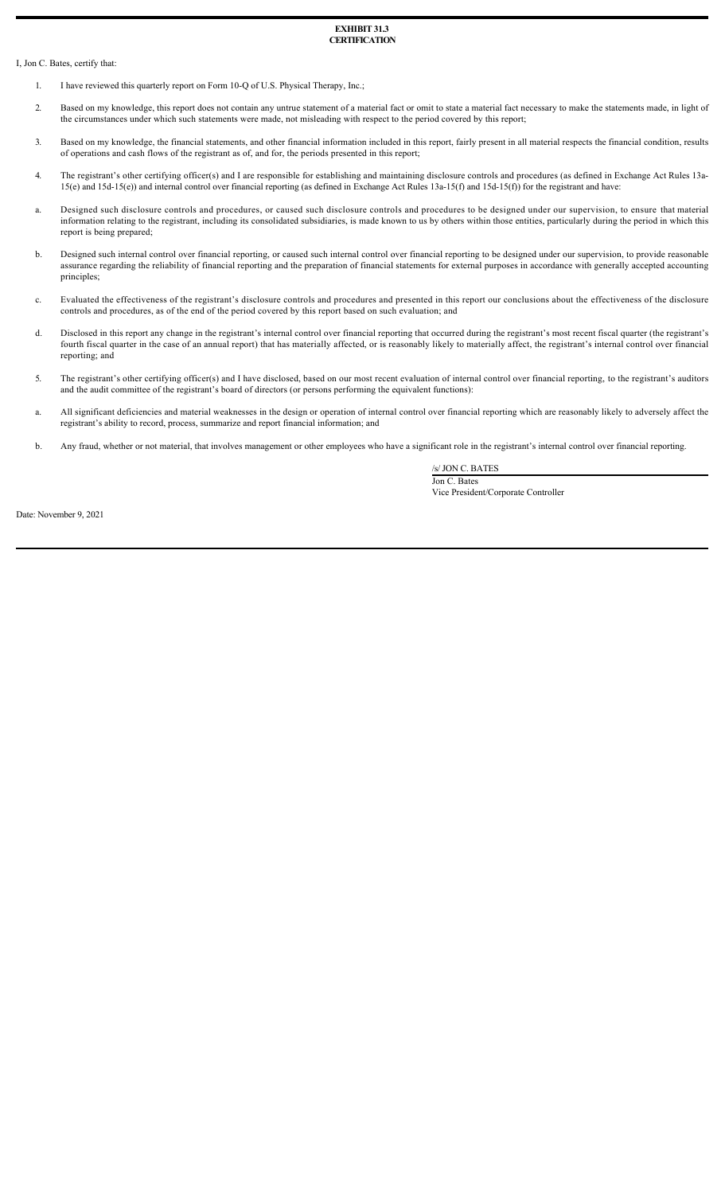**EXHIBIT 31.3**
**CERTIFICATION**

I, Jon C. Bates, certify that:

1. I have reviewed this quarterly report on Form 10-Q of U.S. Physical Therapy, Inc.;

2. Based on my knowledge, this report does not contain any untrue statement of a material fact or omit to state a material fact necessary to make the statements made, in light of the circumstances under which such statements were made, not misleading with respect to the period covered by this report;

3. Based on my knowledge, the financial statements, and other financial information included in this report, fairly present in all material respects the financial condition, results of operations and cash flows of the registrant as of, and for, the periods presented in this report;

4. The registrant's other certifying officer(s) and I are responsible for establishing and maintaining disclosure controls and procedures (as defined in Exchange Act Rules 13a-15(e) and 15d-15(e)) and internal control over financial reporting (as defined in Exchange Act Rules 13a-15(f) and 15d-15(f)) for the registrant and have:

   a. Designed such disclosure controls and procedures, or caused such disclosure controls and procedures to be designed under our supervision, to ensure that material information relating to the registrant, including its consolidated subsidiaries, is made known to us by others within those entities, particularly during the period in which this report is being prepared;

   b. Designed such internal control over financial reporting, or caused such internal control over financial reporting to be designed under our supervision, to provide reasonable assurance regarding the reliability of financial reporting and the preparation of financial statements for external purposes in accordance with generally accepted accounting principles;

   c. Evaluated the effectiveness of the registrant's disclosure controls and procedures and presented in this report our conclusions about the effectiveness of the disclosure controls and procedures, as of the end of the period covered by this report based on such evaluation; and

   d. Disclosed in this report any change in the registrant's internal control over financial reporting that occurred during the registrant's most recent fiscal quarter (the registrant's fourth fiscal quarter in the case of an annual report) that has materially affected, or is reasonably likely to materially affect, the registrant's internal control over financial reporting; and

5. The registrant's other certifying officer(s) and I have disclosed, based on our most recent evaluation of internal control over financial reporting, to the registrant's auditors and the audit committee of the registrant's board of directors (or persons performing the equivalent functions):

   a. All significant deficiencies and material weaknesses in the design or operation of internal control over financial reporting which are reasonably likely to adversely affect the registrant's ability to record, process, summarize and report financial information; and

   b. Any fraud, whether or not material, that involves management or other employees who have a significant role in the registrant's internal control over financial reporting.

/s/ JON C. BATES
Jon C. Bates
Vice President/Corporate Controller

Date: November 9, 2021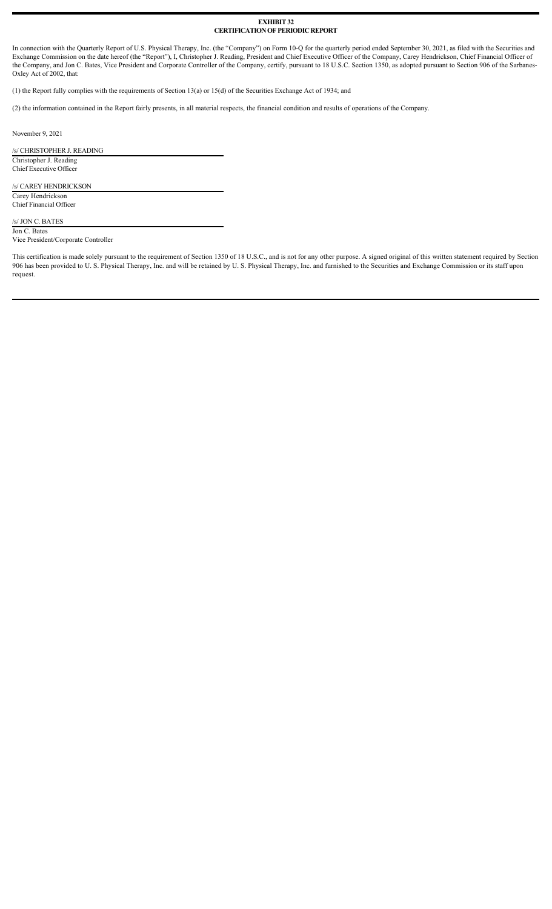**EXHIBIT 32**
**CERTIFICATION OF PERIODIC REPORT**

In connection with the Quarterly Report of U.S. Physical Therapy, Inc. (the "Company") on Form 10-Q for the quarterly period ended September 30, 2021, as filed with the Securities and Exchange Commission on the date hereof (the "Report"), I, Christopher J. Reading, President and Chief Executive Officer of the Company, Carey Hendrickson, Chief Financial Officer of the Company, and Jon C. Bates, Vice President and Corporate Controller of the Company, certify, pursuant to 18 U.S.C. Section 1350, as adopted pursuant to Section 906 of the Sarbanes-Oxley Act of 2002, that:

(1) the Report fully complies with the requirements of Section 13(a) or 15(d) of the Securities Exchange Act of 1934; and

(2) the information contained in the Report fairly presents, in all material respects, the financial condition and results of operations of the Company.

November 9, 2021

/s/ CHRISTOPHER J. READING

Christopher J. Reading
Chief Executive Officer

/s/ CAREY HENDRICKSON

Carey Hendrickson
Chief Financial Officer

/s/ JON C. BATES

Jon C. Bates
Vice President/Corporate Controller

This certification is made solely pursuant to the requirement of Section 1350 of 18 U.S.C., and is not for any other purpose. A signed original of this written statement required by Section 906 has been provided to U. S. Physical Therapy, Inc. and will be retained by U. S. Physical Therapy, Inc. and furnished to the Securities and Exchange Commission or its staff upon request.